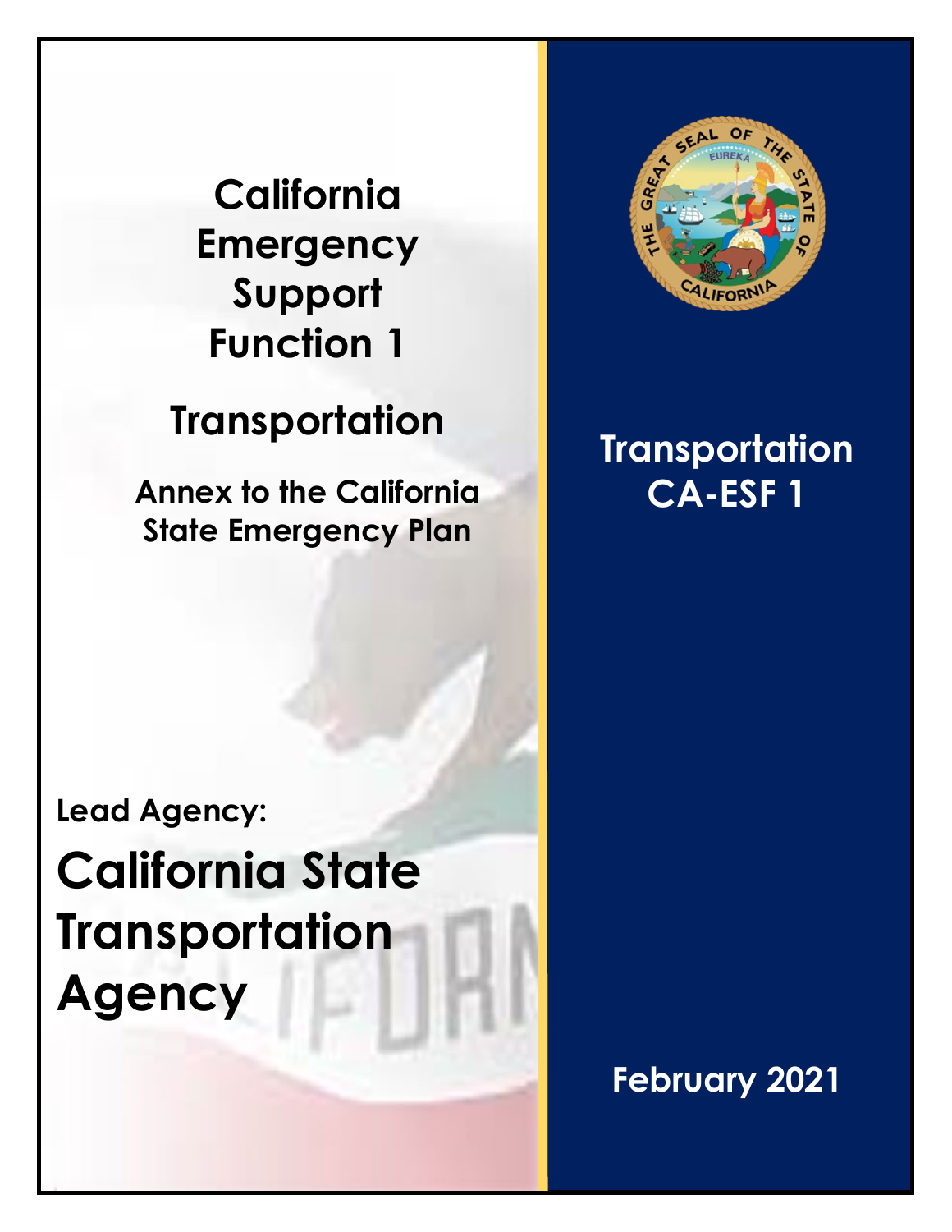# California Emergency Support Function 1

## Transportation

**Annex to the California State Emergency Plan**

**Lead Agency:**

# California State Transportation Agency

## Transportation CA-ESF 1

**February 2021**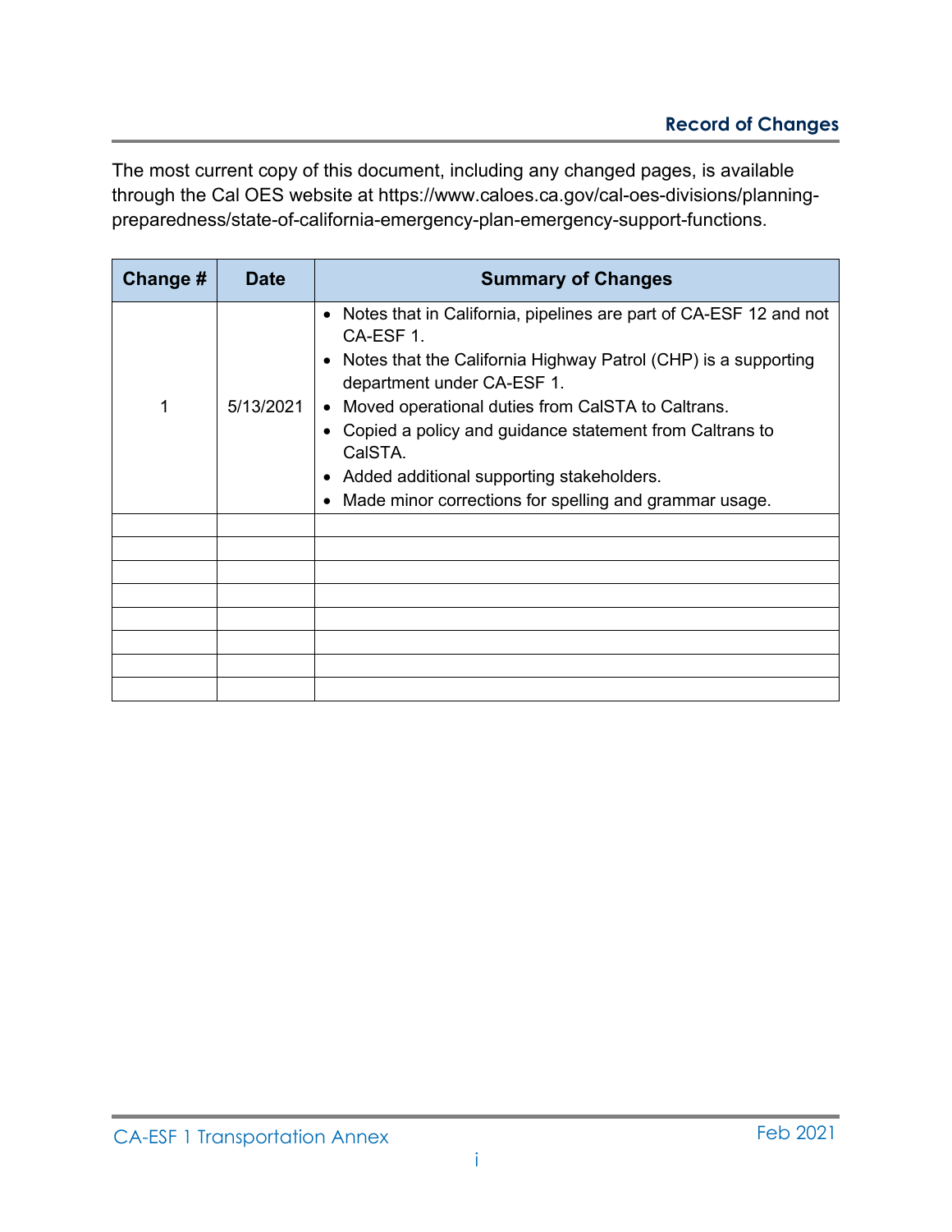## Record of Changes

The most current copy of this document, including any changed pages, is available through the Cal OES website at https://www.caloes.ca.gov/cal-oes-divisions/planning-preparedness/state-of-california-emergency-plan-emergency-support-functions.

| Change # | Date | Summary of Changes |
|---|---|---|
| 1 | 5/13/2021 | • Notes that in California, pipelines are part of CA-ESF 12 and not CA-ESF 1.<br>• Notes that the California Highway Patrol (CHP) is a supporting department under CA-ESF 1.<br>• Moved operational duties from CalSTA to Caltrans.<br>• Copied a policy and guidance statement from Caltrans to CalSTA.<br>• Added additional supporting stakeholders.<br>• Made minor corrections for spelling and grammar usage. |
| | | |
| | | |
| | | |
| | | |
| | | |
| | | |
| | | |
| | | |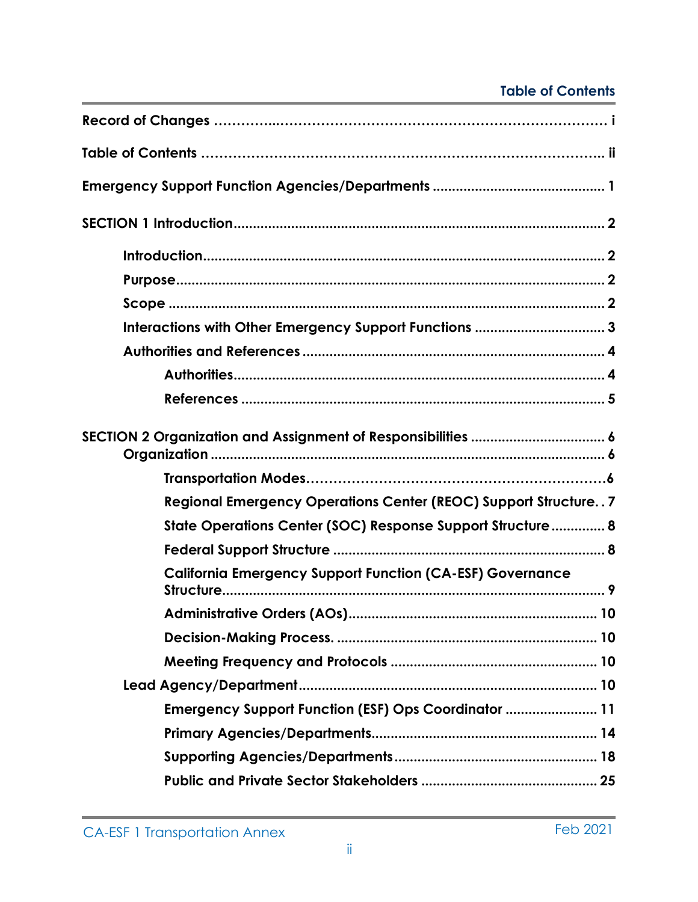# Table of Contents

Record of Changes ................................................................................ i

Table of Contents ................................................................................ ii

Emergency Support Function Agencies/Departments ................................ 1

SECTION 1 Introduction ........................................................................ 2

- Introduction ........................................................................ 2
- Purpose ........................................................................ 2
- Scope ........................................................................ 2
- Interactions with Other Emergency Support Functions ................................ 3
- Authorities and References ........................................................................ 4
  - Authorities ........................................................................ 4
  - References ........................................................................ 5

SECTION 2 Organization and Assignment of Responsibilities ................................ 6

- Organization ........................................................................ 6
  - Transportation Modes ........................................................................ 6
  - Regional Emergency Operations Center (REOC) Support Structure . . 7
  - State Operations Center (SOC) Response Support Structure .............. 8
  - Federal Support Structure ........................................................................ 8
  - California Emergency Support Function (CA-ESF) Governance Structure ........................................................................ 9
  - Administrative Orders (AOs) ........................................................................ 10
  - Decision-Making Process. ........................................................................ 10
  - Meeting Frequency and Protocols ........................................................................ 10
- Lead Agency/Department ........................................................................ 10
  - Emergency Support Function (ESF) Ops Coordinator ........................ 11
  - Primary Agencies/Departments ........................................................................ 14
  - Supporting Agencies/Departments ........................................................................ 18
  - Public and Private Sector Stakeholders ........................................................................ 25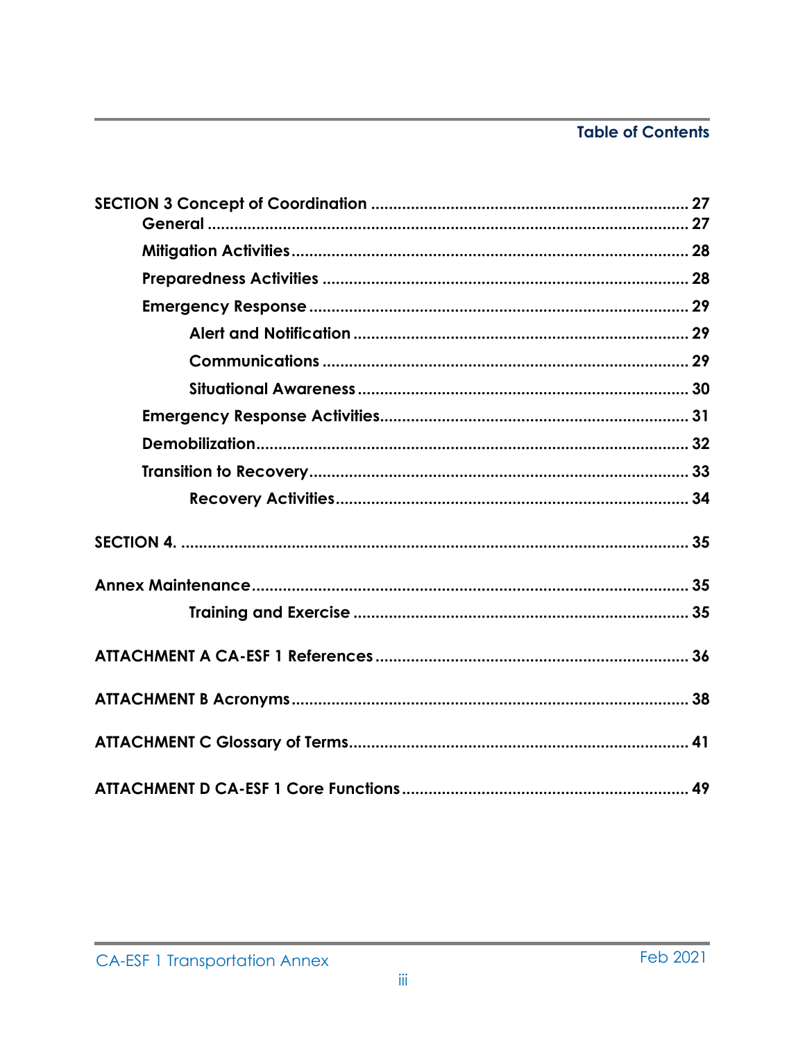## Table of Contents

SECTION 3 Concept of Coordination ........................................................................ 27
  General ........................................................................................................ 27
  Mitigation Activities ......................................................................................... 28
  Preparedness Activities ................................................................................... 28
  Emergency Response ...................................................................................... 29
    Alert and Notification ............................................................................ 29
    Communications ....................................................................................... 29
    Situational Awareness ............................................................................ 30
  Emergency Response Activities ...................................................................... 31
  Demobilization ................................................................................................. 32
  Transition to Recovery ..................................................................................... 33
    Recovery Activities .................................................................................. 34

SECTION 4. ............................................................................................................... 35

Annex Maintenance ................................................................................................. 35
    Training and Exercise ............................................................................... 35

ATTACHMENT A CA-ESF 1 References ................................................................... 36

ATTACHMENT B Acronyms ...................................................................................... 38

ATTACHMENT C Glossary of Terms ......................................................................... 41

ATTACHMENT D CA-ESF 1 Core Functions ............................................................. 49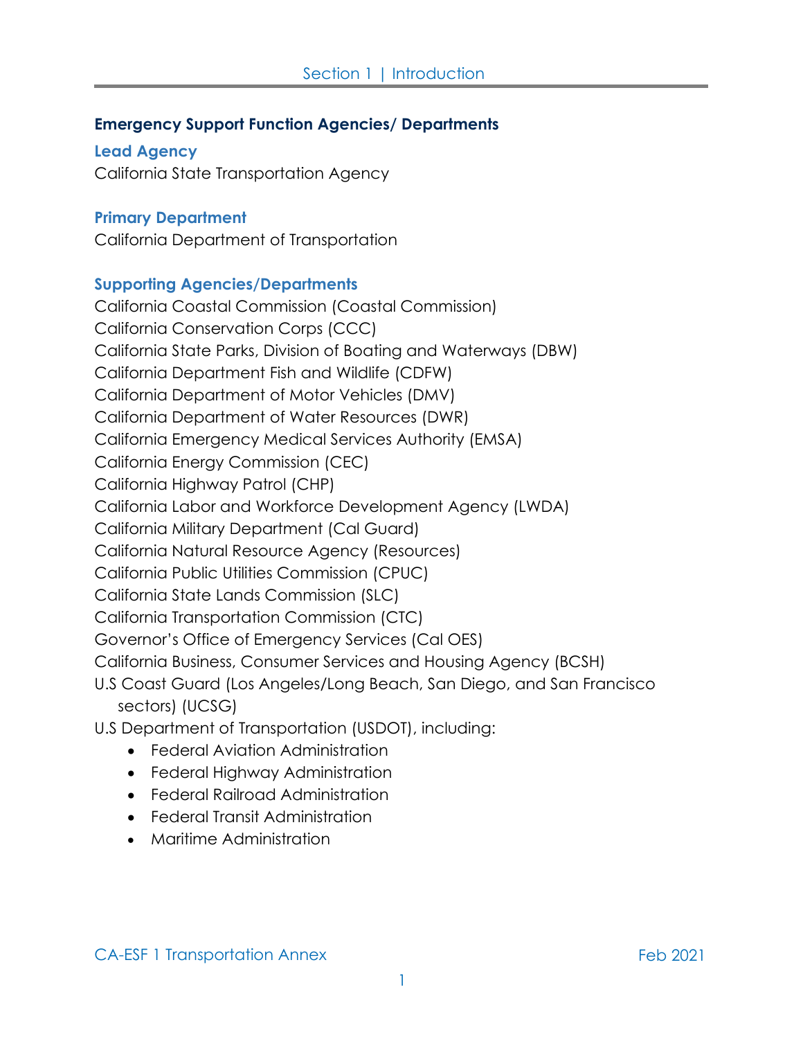## Emergency Support Function Agencies/ Departments

### Lead Agency

California State Transportation Agency

### Primary Department

California Department of Transportation

### Supporting Agencies/Departments

California Coastal Commission (Coastal Commission)
California Conservation Corps (CCC)
California State Parks, Division of Boating and Waterways (DBW)
California Department Fish and Wildlife (CDFW)
California Department of Motor Vehicles (DMV)
California Department of Water Resources (DWR)
California Emergency Medical Services Authority (EMSA)
California Energy Commission (CEC)
California Highway Patrol (CHP)
California Labor and Workforce Development Agency (LWDA)
California Military Department (Cal Guard)
California Natural Resource Agency (Resources)
California Public Utilities Commission (CPUC)
California State Lands Commission (SLC)
California Transportation Commission (CTC)
Governor's Office of Emergency Services (Cal OES)
California Business, Consumer Services and Housing Agency (BCSH)
U.S Coast Guard (Los Angeles/Long Beach, San Diego, and San Francisco sectors) (UCSG)
U.S Department of Transportation (USDOT), including:

- Federal Aviation Administration
- Federal Highway Administration
- Federal Railroad Administration
- Federal Transit Administration
- Maritime Administration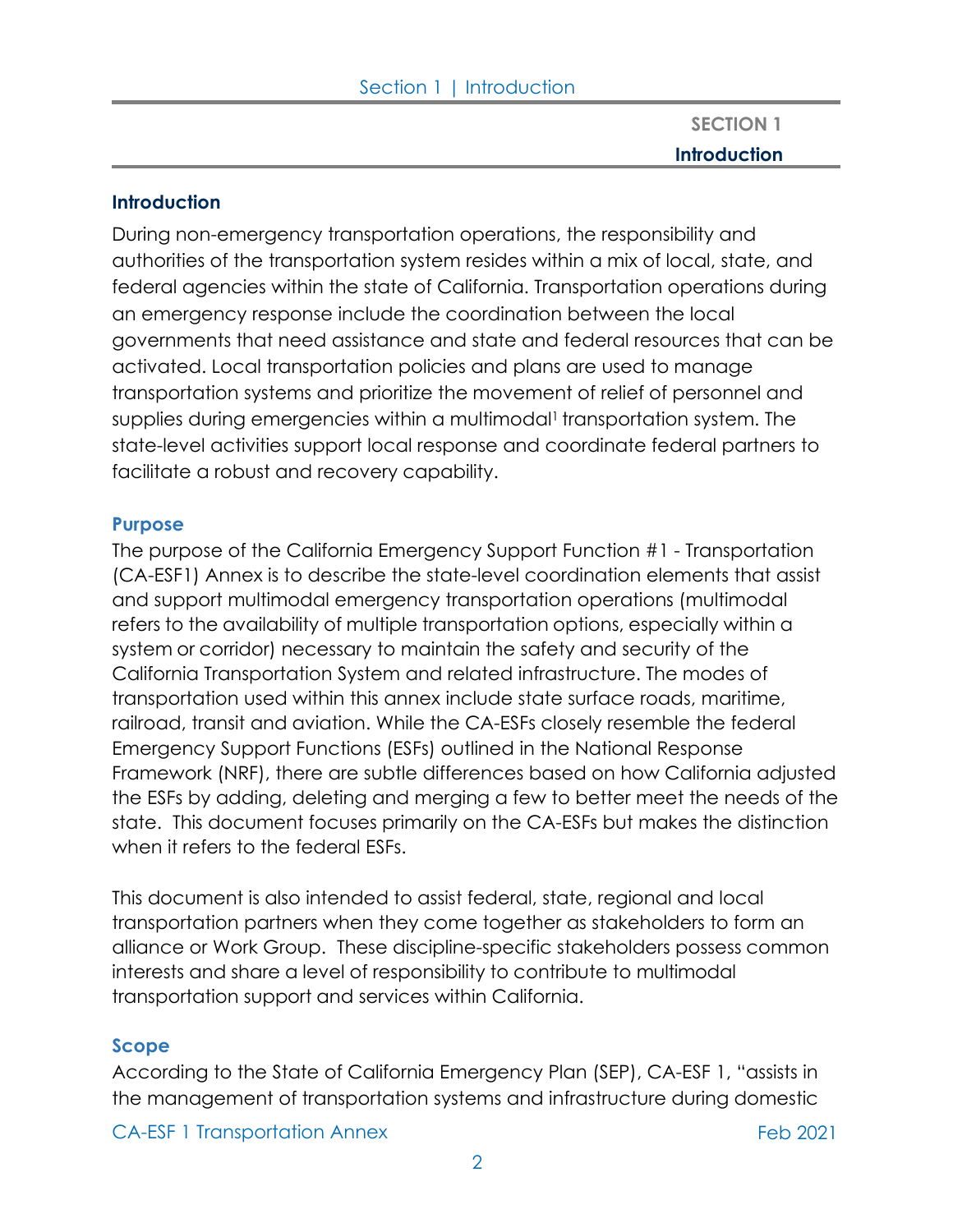# SECTION 1

# Introduction

## Introduction

During non-emergency transportation operations, the responsibility and authorities of the transportation system resides within a mix of local, state, and federal agencies within the state of California. Transportation operations during an emergency response include the coordination between the local governments that need assistance and state and federal resources that can be activated. Local transportation policies and plans are used to manage transportation systems and prioritize the movement of relief of personnel and supplies during emergencies within a multimodal[1] transportation system. The state-level activities support local response and coordinate federal partners to facilitate a robust and recovery capability.

### Purpose

The purpose of the California Emergency Support Function #1 - Transportation (CA-ESF1) Annex is to describe the state-level coordination elements that assist and support multimodal emergency transportation operations (multimodal refers to the availability of multiple transportation options, especially within a system or corridor) necessary to maintain the safety and security of the California Transportation System and related infrastructure. The modes of transportation used within this annex include state surface roads, maritime, railroad, transit and aviation. While the CA-ESFs closely resemble the federal Emergency Support Functions (ESFs) outlined in the National Response Framework (NRF), there are subtle differences based on how California adjusted the ESFs by adding, deleting and merging a few to better meet the needs of the state. This document focuses primarily on the CA-ESFs but makes the distinction when it refers to the federal ESFs.

This document is also intended to assist federal, state, regional and local transportation partners when they come together as stakeholders to form an alliance or Work Group. These discipline-specific stakeholders possess common interests and share a level of responsibility to contribute to multimodal transportation support and services within California.

### Scope

According to the State of California Emergency Plan (SEP), CA-ESF 1, "assists in the management of transportation systems and infrastructure during domestic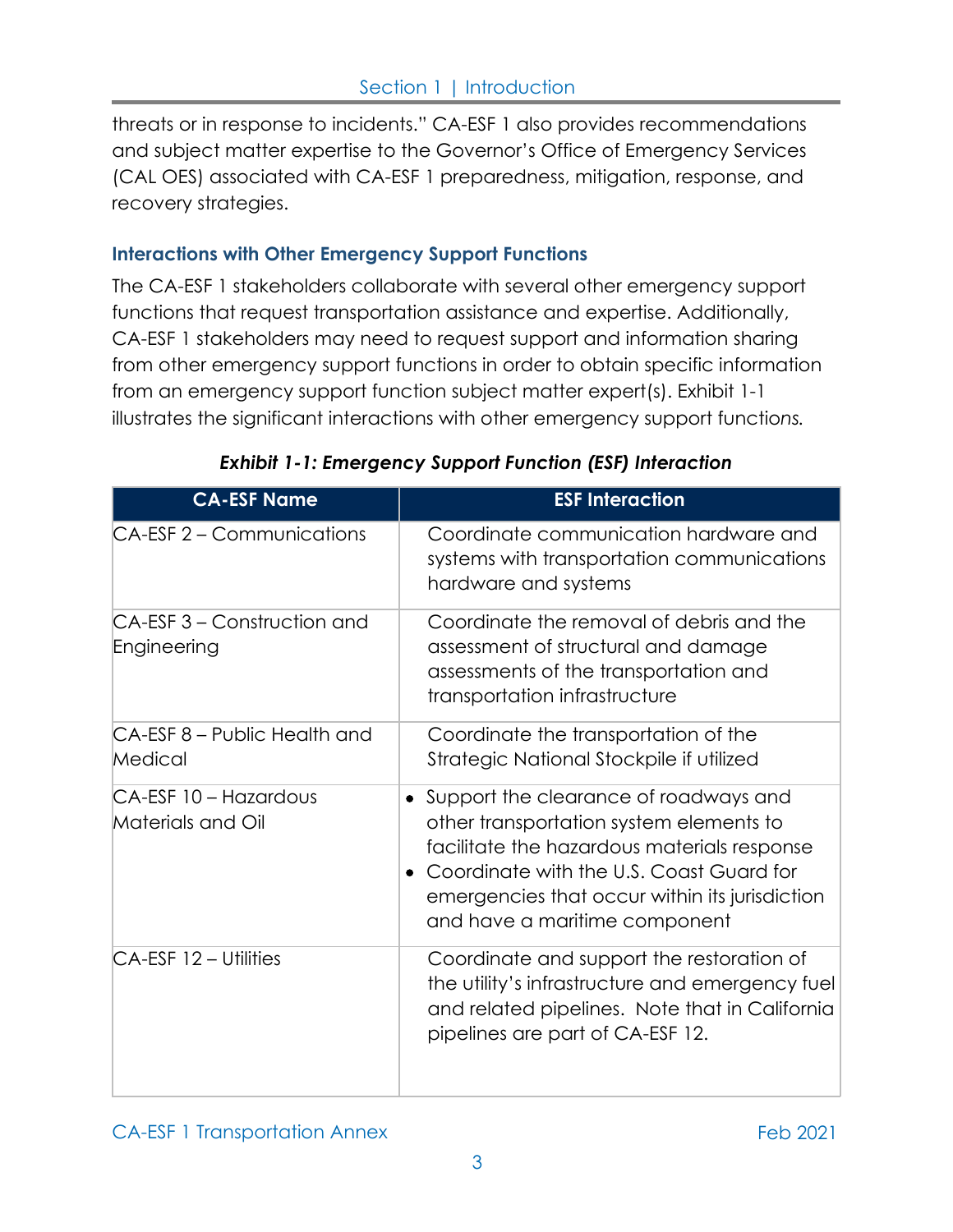threats or in response to incidents." CA-ESF 1 also provides recommendations and subject matter expertise to the Governor's Office of Emergency Services (CAL OES) associated with CA-ESF 1 preparedness, mitigation, response, and recovery strategies.

### Interactions with Other Emergency Support Functions

The CA-ESF 1 stakeholders collaborate with several other emergency support functions that request transportation assistance and expertise. Additionally, CA-ESF 1 stakeholders may need to request support and information sharing from other emergency support functions in order to obtain specific information from an emergency support function subject matter expert(s). Exhibit 1-1 illustrates the significant interactions with other emergency support functions.

***Exhibit 1-1: Emergency Support Function (ESF) Interaction***

| CA-ESF Name | ESF Interaction |
|---|---|
| CA-ESF 2 – Communications | Coordinate communication hardware and systems with transportation communications hardware and systems |
| CA-ESF 3 – Construction and Engineering | Coordinate the removal of debris and the assessment of structural and damage assessments of the transportation and transportation infrastructure |
| CA-ESF 8 – Public Health and Medical | Coordinate the transportation of the Strategic National Stockpile if utilized |
| CA-ESF 10 – Hazardous Materials and Oil | • Support the clearance of roadways and other transportation system elements to facilitate the hazardous materials response<br>• Coordinate with the U.S. Coast Guard for emergencies that occur within its jurisdiction and have a maritime component |
| CA-ESF 12 – Utilities | Coordinate and support the restoration of the utility's infrastructure and emergency fuel and related pipelines. Note that in California pipelines are part of CA-ESF 12. |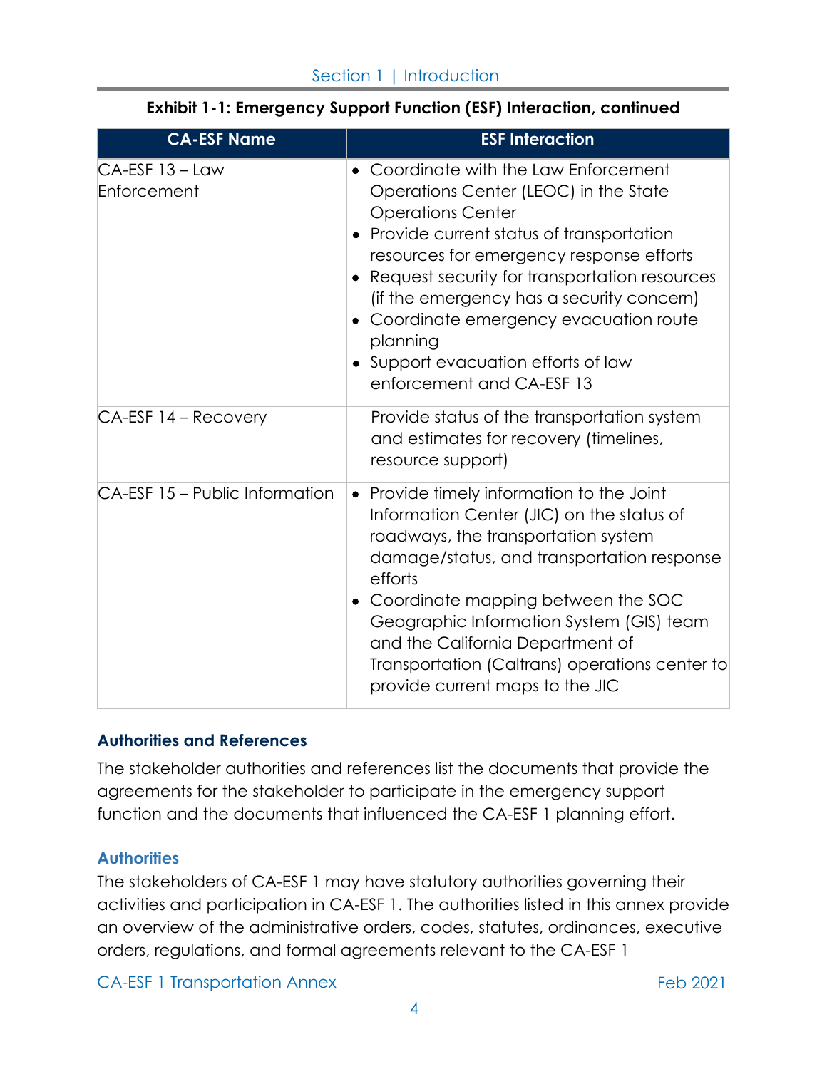**Exhibit 1-1: Emergency Support Function (ESF) Interaction, continued**

| CA-ESF Name | ESF Interaction |
| --- | --- |
| CA-ESF 13 – Law Enforcement | • Coordinate with the Law Enforcement Operations Center (LEOC) in the State Operations Center<br>• Provide current status of transportation resources for emergency response efforts<br>• Request security for transportation resources (if the emergency has a security concern)<br>• Coordinate emergency evacuation route planning<br>• Support evacuation efforts of law enforcement and CA-ESF 13 |
| CA-ESF 14 – Recovery | Provide status of the transportation system and estimates for recovery (timelines, resource support) |
| CA-ESF 15 – Public Information | • Provide timely information to the Joint Information Center (JIC) on the status of roadways, the transportation system damage/status, and transportation response efforts<br>• Coordinate mapping between the SOC Geographic Information System (GIS) team and the California Department of Transportation (Caltrans) operations center to provide current maps to the JIC |

### Authorities and References

The stakeholder authorities and references list the documents that provide the agreements for the stakeholder to participate in the emergency support function and the documents that influenced the CA-ESF 1 planning effort.

#### Authorities

The stakeholders of CA-ESF 1 may have statutory authorities governing their activities and participation in CA-ESF 1. The authorities listed in this annex provide an overview of the administrative orders, codes, statutes, ordinances, executive orders, regulations, and formal agreements relevant to the CA-ESF 1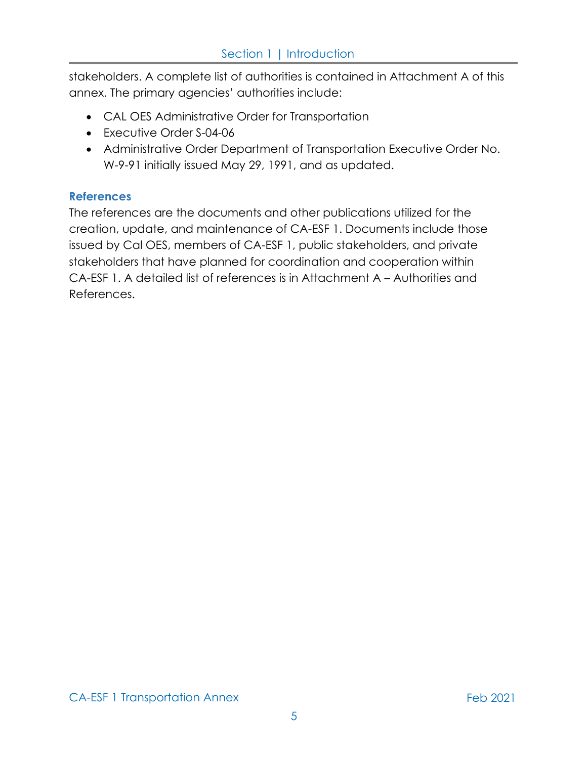stakeholders. A complete list of authorities is contained in Attachment A of this annex. The primary agencies' authorities include:

- CAL OES Administrative Order for Transportation
- Executive Order S-04-06
- Administrative Order Department of Transportation Executive Order No. W-9-91 initially issued May 29, 1991, and as updated.

### References

The references are the documents and other publications utilized for the creation, update, and maintenance of CA-ESF 1. Documents include those issued by Cal OES, members of CA-ESF 1, public stakeholders, and private stakeholders that have planned for coordination and cooperation within CA-ESF 1. A detailed list of references is in Attachment A – Authorities and References.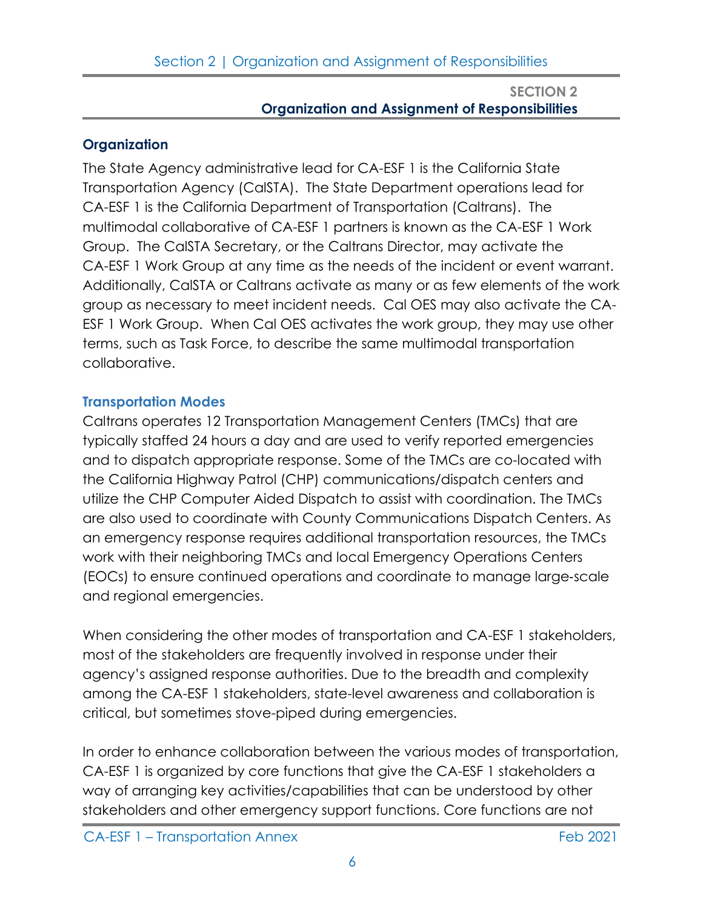## SECTION 2
## Organization and Assignment of Responsibilities

### Organization

The State Agency administrative lead for CA-ESF 1 is the California State Transportation Agency (CalSTA). The State Department operations lead for CA-ESF 1 is the California Department of Transportation (Caltrans). The multimodal collaborative of CA-ESF 1 partners is known as the CA-ESF 1 Work Group. The CalSTA Secretary, or the Caltrans Director, may activate the CA-ESF 1 Work Group at any time as the needs of the incident or event warrant. Additionally, CalSTA or Caltrans activate as many or as few elements of the work group as necessary to meet incident needs. Cal OES may also activate the CA-ESF 1 Work Group. When Cal OES activates the work group, they may use other terms, such as Task Force, to describe the same multimodal transportation collaborative.

#### Transportation Modes

Caltrans operates 12 Transportation Management Centers (TMCs) that are typically staffed 24 hours a day and are used to verify reported emergencies and to dispatch appropriate response. Some of the TMCs are co-located with the California Highway Patrol (CHP) communications/dispatch centers and utilize the CHP Computer Aided Dispatch to assist with coordination. The TMCs are also used to coordinate with County Communications Dispatch Centers. As an emergency response requires additional transportation resources, the TMCs work with their neighboring TMCs and local Emergency Operations Centers (EOCs) to ensure continued operations and coordinate to manage large-scale and regional emergencies.

When considering the other modes of transportation and CA-ESF 1 stakeholders, most of the stakeholders are frequently involved in response under their agency's assigned response authorities. Due to the breadth and complexity among the CA-ESF 1 stakeholders, state-level awareness and collaboration is critical, but sometimes stove-piped during emergencies.

In order to enhance collaboration between the various modes of transportation, CA-ESF 1 is organized by core functions that give the CA-ESF 1 stakeholders a way of arranging key activities/capabilities that can be understood by other stakeholders and other emergency support functions. Core functions are not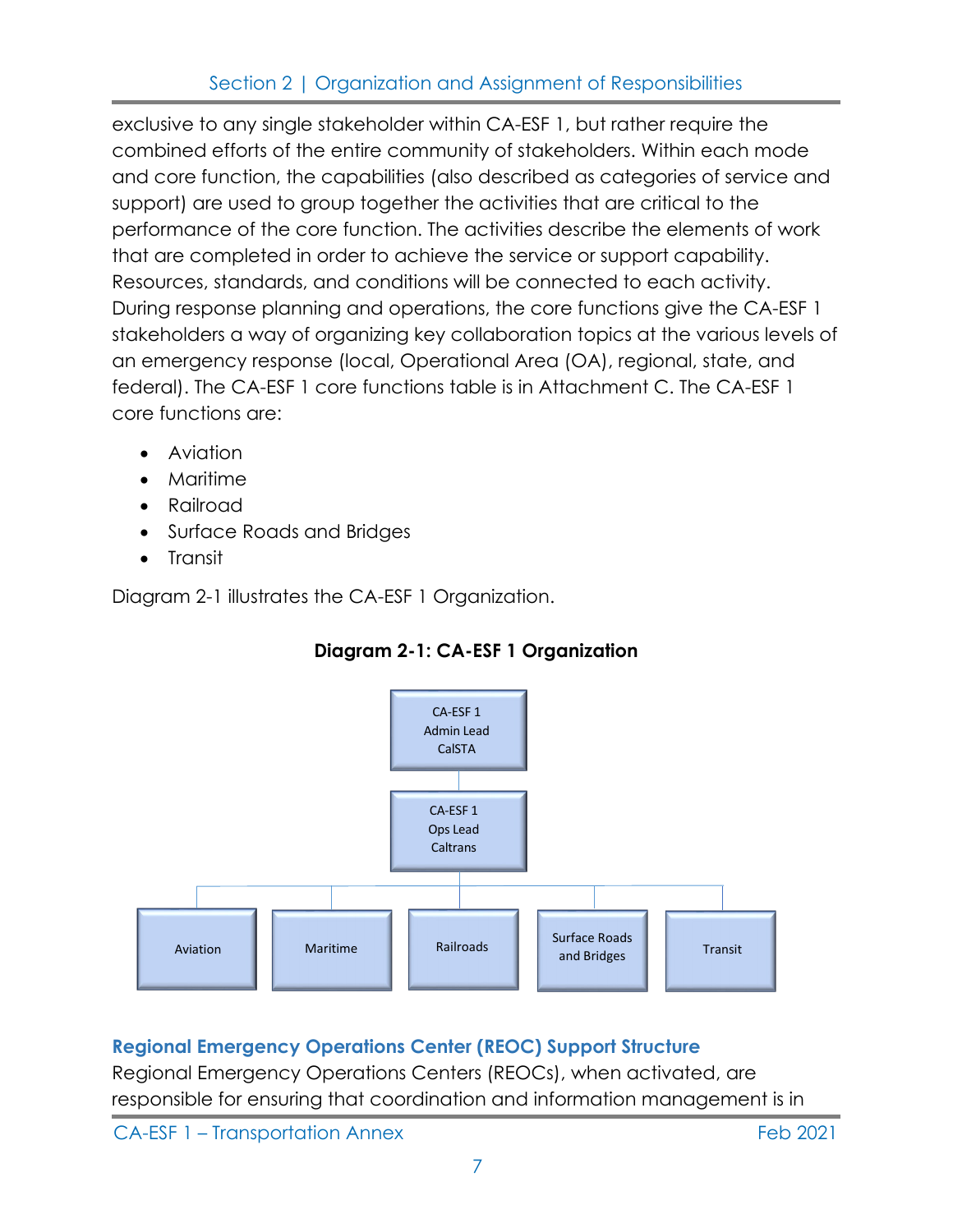exclusive to any single stakeholder within CA-ESF 1, but rather require the combined efforts of the entire community of stakeholders. Within each mode and core function, the capabilities (also described as categories of service and support) are used to group together the activities that are critical to the performance of the core function. The activities describe the elements of work that are completed in order to achieve the service or support capability. Resources, standards, and conditions will be connected to each activity. During response planning and operations, the core functions give the CA-ESF 1 stakeholders a way of organizing key collaboration topics at the various levels of an emergency response (local, Operational Area (OA), regional, state, and federal). The CA-ESF 1 core functions table is in Attachment C. The CA-ESF 1 core functions are:

- Aviation
- Maritime
- Railroad
- Surface Roads and Bridges
- Transit

Diagram 2-1 illustrates the CA-ESF 1 Organization.

**Diagram 2-1: CA-ESF 1 Organization**

- CA-ESF 1 Admin Lead CalSTA
  - CA-ESF 1 Ops Lead Caltrans
    - Aviation
    - Maritime
    - Railroads
    - Surface Roads and Bridges
    - Transit

### Regional Emergency Operations Center (REOC) Support Structure

Regional Emergency Operations Centers (REOCs), when activated, are responsible for ensuring that coordination and information management is in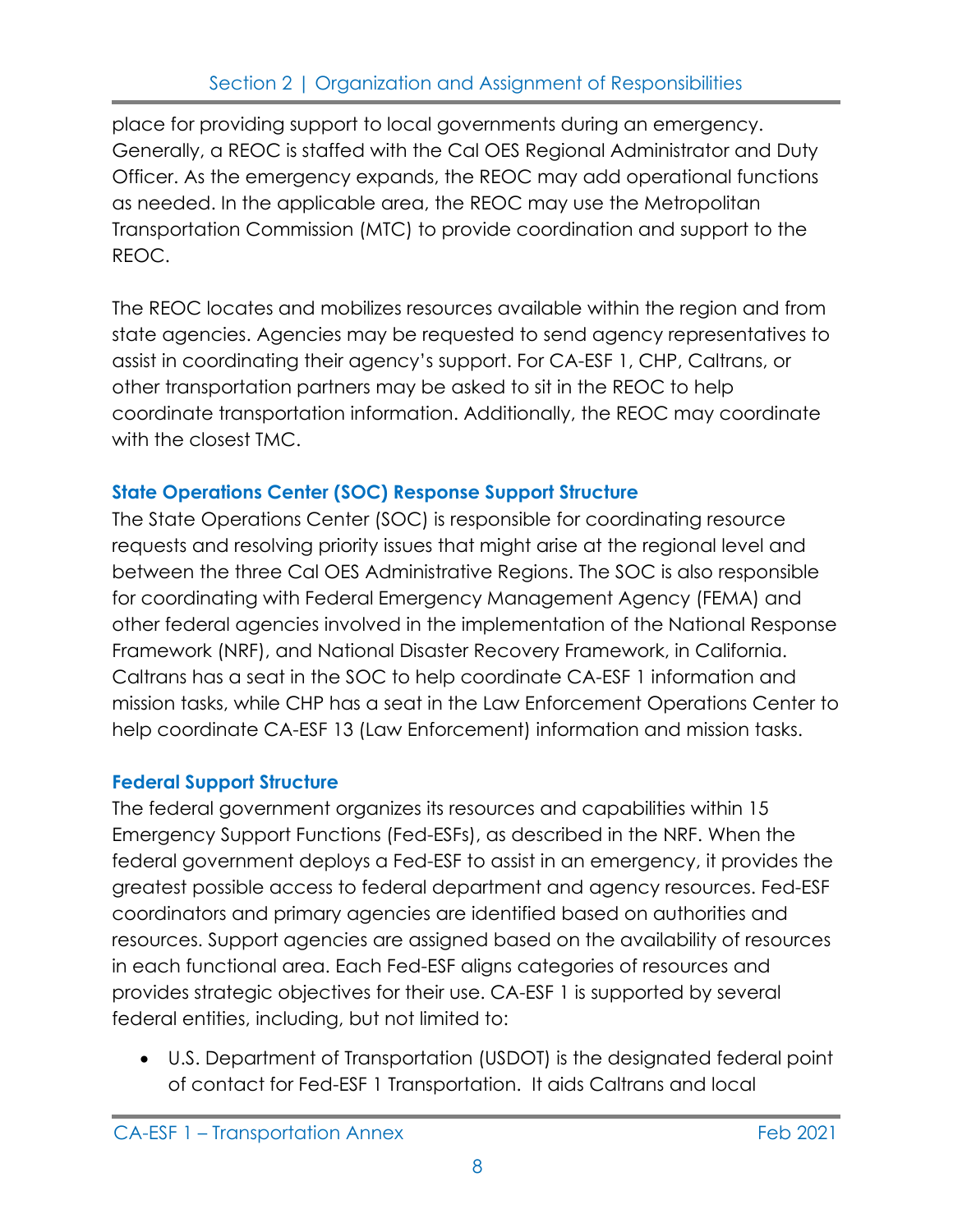place for providing support to local governments during an emergency. Generally, a REOC is staffed with the Cal OES Regional Administrator and Duty Officer. As the emergency expands, the REOC may add operational functions as needed. In the applicable area, the REOC may use the Metropolitan Transportation Commission (MTC) to provide coordination and support to the REOC.

The REOC locates and mobilizes resources available within the region and from state agencies. Agencies may be requested to send agency representatives to assist in coordinating their agency's support. For CA-ESF 1, CHP, Caltrans, or other transportation partners may be asked to sit in the REOC to help coordinate transportation information. Additionally, the REOC may coordinate with the closest TMC.

### State Operations Center (SOC) Response Support Structure

The State Operations Center (SOC) is responsible for coordinating resource requests and resolving priority issues that might arise at the regional level and between the three Cal OES Administrative Regions. The SOC is also responsible for coordinating with Federal Emergency Management Agency (FEMA) and other federal agencies involved in the implementation of the National Response Framework (NRF), and National Disaster Recovery Framework, in California. Caltrans has a seat in the SOC to help coordinate CA-ESF 1 information and mission tasks, while CHP has a seat in the Law Enforcement Operations Center to help coordinate CA-ESF 13 (Law Enforcement) information and mission tasks.

### Federal Support Structure

The federal government organizes its resources and capabilities within 15 Emergency Support Functions (Fed-ESFs), as described in the NRF. When the federal government deploys a Fed-ESF to assist in an emergency, it provides the greatest possible access to federal department and agency resources. Fed-ESF coordinators and primary agencies are identified based on authorities and resources. Support agencies are assigned based on the availability of resources in each functional area. Each Fed-ESF aligns categories of resources and provides strategic objectives for their use. CA-ESF 1 is supported by several federal entities, including, but not limited to:

- U.S. Department of Transportation (USDOT) is the designated federal point of contact for Fed-ESF 1 Transportation. It aids Caltrans and local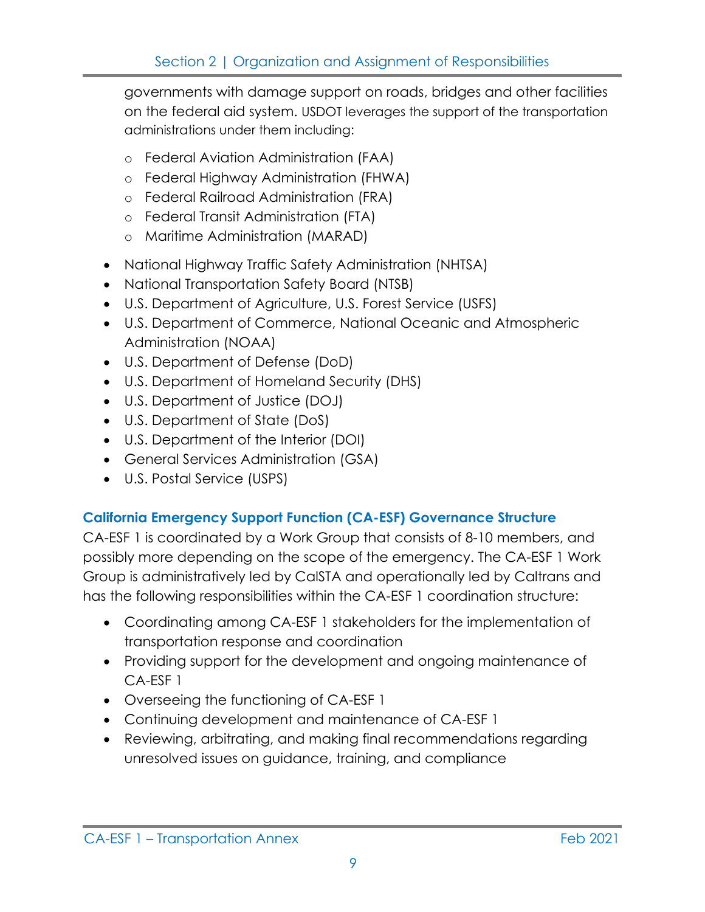governments with damage support on roads, bridges and other facilities on the federal aid system. USDOT leverages the support of the transportation administrations under them including:

  - Federal Aviation Administration (FAA)
  - Federal Highway Administration (FHWA)
  - Federal Railroad Administration (FRA)
  - Federal Transit Administration (FTA)
  - Maritime Administration (MARAD)

- National Highway Traffic Safety Administration (NHTSA)
- National Transportation Safety Board (NTSB)
- U.S. Department of Agriculture, U.S. Forest Service (USFS)
- U.S. Department of Commerce, National Oceanic and Atmospheric Administration (NOAA)
- U.S. Department of Defense (DoD)
- U.S. Department of Homeland Security (DHS)
- U.S. Department of Justice (DOJ)
- U.S. Department of State (DoS)
- U.S. Department of the Interior (DOI)
- General Services Administration (GSA)
- U.S. Postal Service (USPS)

### California Emergency Support Function (CA-ESF) Governance Structure

CA-ESF 1 is coordinated by a Work Group that consists of 8-10 members, and possibly more depending on the scope of the emergency. The CA-ESF 1 Work Group is administratively led by CalSTA and operationally led by Caltrans and has the following responsibilities within the CA-ESF 1 coordination structure:

- Coordinating among CA-ESF 1 stakeholders for the implementation of transportation response and coordination
- Providing support for the development and ongoing maintenance of CA-ESF 1
- Overseeing the functioning of CA-ESF 1
- Continuing development and maintenance of CA-ESF 1
- Reviewing, arbitrating, and making final recommendations regarding unresolved issues on guidance, training, and compliance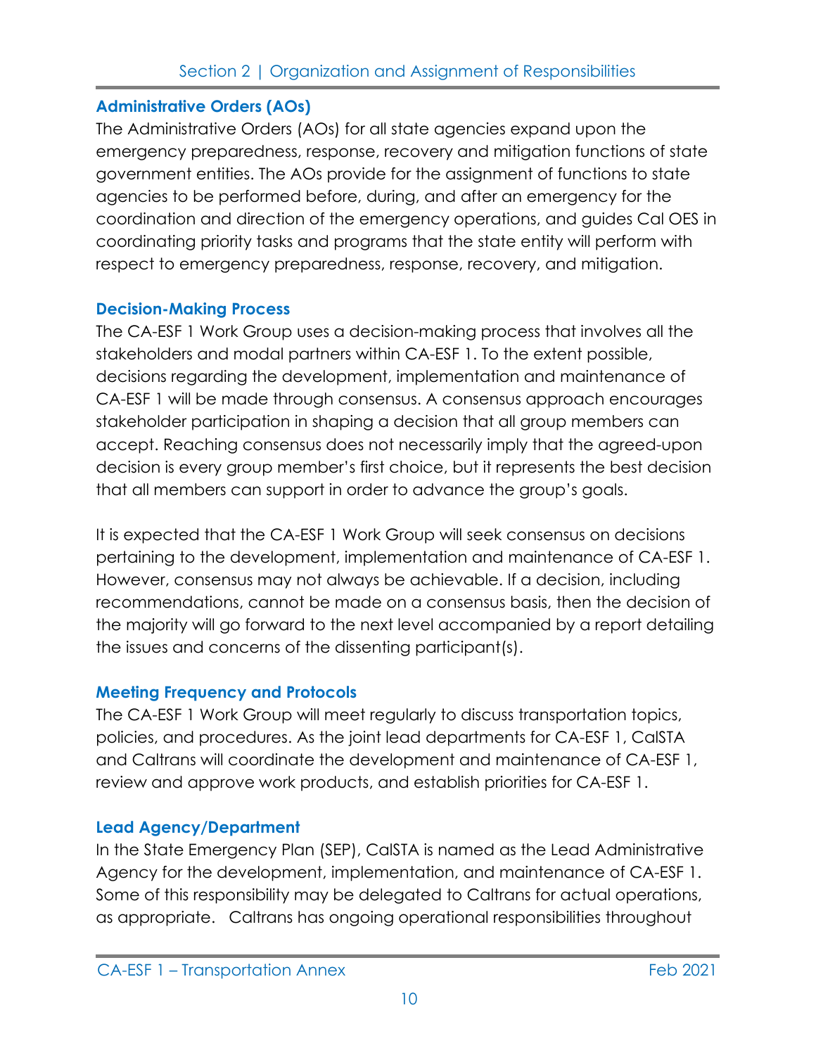### Administrative Orders (AOs)

The Administrative Orders (AOs) for all state agencies expand upon the emergency preparedness, response, recovery and mitigation functions of state government entities. The AOs provide for the assignment of functions to state agencies to be performed before, during, and after an emergency for the coordination and direction of the emergency operations, and guides Cal OES in coordinating priority tasks and programs that the state entity will perform with respect to emergency preparedness, response, recovery, and mitigation.

### Decision-Making Process

The CA-ESF 1 Work Group uses a decision-making process that involves all the stakeholders and modal partners within CA-ESF 1. To the extent possible, decisions regarding the development, implementation and maintenance of CA-ESF 1 will be made through consensus. A consensus approach encourages stakeholder participation in shaping a decision that all group members can accept. Reaching consensus does not necessarily imply that the agreed-upon decision is every group member's first choice, but it represents the best decision that all members can support in order to advance the group's goals.

It is expected that the CA-ESF 1 Work Group will seek consensus on decisions pertaining to the development, implementation and maintenance of CA-ESF 1. However, consensus may not always be achievable. If a decision, including recommendations, cannot be made on a consensus basis, then the decision of the majority will go forward to the next level accompanied by a report detailing the issues and concerns of the dissenting participant(s).

### Meeting Frequency and Protocols

The CA-ESF 1 Work Group will meet regularly to discuss transportation topics, policies, and procedures. As the joint lead departments for CA-ESF 1, CalSTA and Caltrans will coordinate the development and maintenance of CA-ESF 1, review and approve work products, and establish priorities for CA-ESF 1.

### Lead Agency/Department

In the State Emergency Plan (SEP), CalSTA is named as the Lead Administrative Agency for the development, implementation, and maintenance of CA-ESF 1. Some of this responsibility may be delegated to Caltrans for actual operations, as appropriate. Caltrans has ongoing operational responsibilities throughout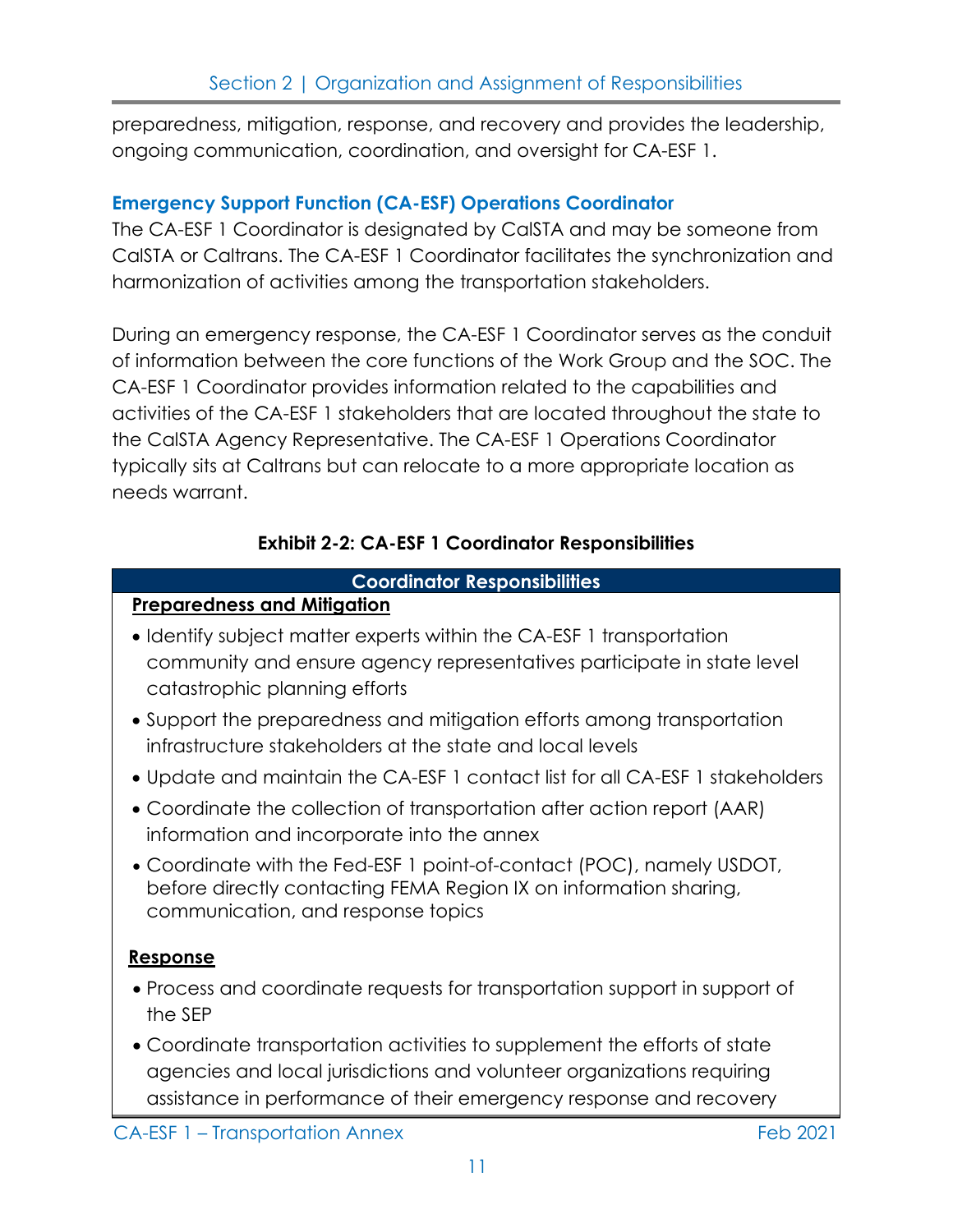preparedness, mitigation, response, and recovery and provides the leadership, ongoing communication, coordination, and oversight for CA-ESF 1.

### Emergency Support Function (CA-ESF) Operations Coordinator

The CA-ESF 1 Coordinator is designated by CalSTA and may be someone from CalSTA or Caltrans. The CA-ESF 1 Coordinator facilitates the synchronization and harmonization of activities among the transportation stakeholders.

During an emergency response, the CA-ESF 1 Coordinator serves as the conduit of information between the core functions of the Work Group and the SOC. The CA-ESF 1 Coordinator provides information related to the capabilities and activities of the CA-ESF 1 stakeholders that are located throughout the state to the CalSTA Agency Representative. The CA-ESF 1 Operations Coordinator typically sits at Caltrans but can relocate to a more appropriate location as needs warrant.

**Exhibit 2-2: CA-ESF 1 Coordinator Responsibilities**

| Coordinator Responsibilities |
|---|
| **Preparedness and Mitigation**<br>• Identify subject matter experts within the CA-ESF 1 transportation community and ensure agency representatives participate in state level catastrophic planning efforts<br>• Support the preparedness and mitigation efforts among transportation infrastructure stakeholders at the state and local levels<br>• Update and maintain the CA-ESF 1 contact list for all CA-ESF 1 stakeholders<br>• Coordinate the collection of transportation after action report (AAR) information and incorporate into the annex<br>• Coordinate with the Fed-ESF 1 point-of-contact (POC), namely USDOT, before directly contacting FEMA Region IX on information sharing, communication, and response topics |
| **Response**<br>• Process and coordinate requests for transportation support in support of the SEP<br>• Coordinate transportation activities to supplement the efforts of state agencies and local jurisdictions and volunteer organizations requiring assistance in performance of their emergency response and recovery |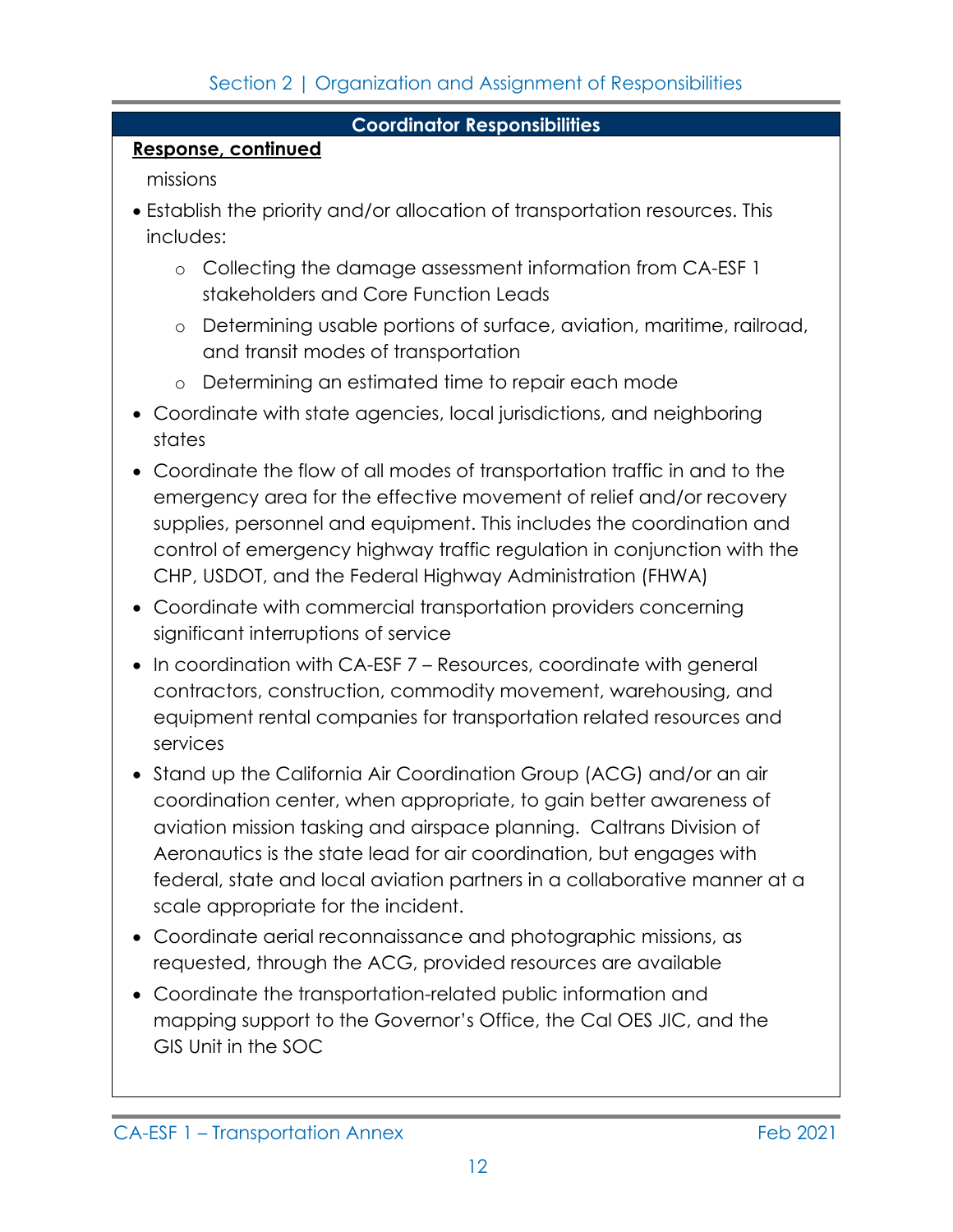| Coordinator Responsibilities |
| --- |
| **Response, continued**<br><br>missions<br><br>• Establish the priority and/or allocation of transportation resources. This includes:<br>  ○ Collecting the damage assessment information from CA-ESF 1 stakeholders and Core Function Leads<br>  ○ Determining usable portions of surface, aviation, maritime, railroad, and transit modes of transportation<br>  ○ Determining an estimated time to repair each mode<br>• Coordinate with state agencies, local jurisdictions, and neighboring states<br>• Coordinate the flow of all modes of transportation traffic in and to the emergency area for the effective movement of relief and/or recovery supplies, personnel and equipment. This includes the coordination and control of emergency highway traffic regulation in conjunction with the CHP, USDOT, and the Federal Highway Administration (FHWA)<br>• Coordinate with commercial transportation providers concerning significant interruptions of service<br>• In coordination with CA-ESF 7 – Resources, coordinate with general contractors, construction, commodity movement, warehousing, and equipment rental companies for transportation related resources and services<br>• Stand up the California Air Coordination Group (ACG) and/or an air coordination center, when appropriate, to gain better awareness of aviation mission tasking and airspace planning. Caltrans Division of Aeronautics is the state lead for air coordination, but engages with federal, state and local aviation partners in a collaborative manner at a scale appropriate for the incident.<br>• Coordinate aerial reconnaissance and photographic missions, as requested, through the ACG, provided resources are available<br>• Coordinate the transportation-related public information and mapping support to the Governor's Office, the Cal OES JIC, and the GIS Unit in the SOC |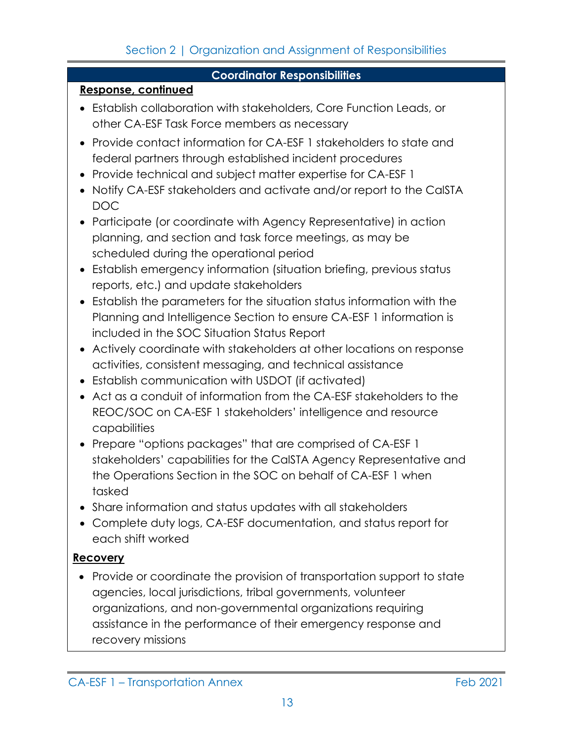| Coordinator Responsibilities |
| --- |
| **Response, continued**<br>• Establish collaboration with stakeholders, Core Function Leads, or other CA-ESF Task Force members as necessary<br>• Provide contact information for CA-ESF 1 stakeholders to state and federal partners through established incident procedures<br>• Provide technical and subject matter expertise for CA-ESF 1<br>• Notify CA-ESF stakeholders and activate and/or report to the CalSTA DOC<br>• Participate (or coordinate with Agency Representative) in action planning, and section and task force meetings, as may be scheduled during the operational period<br>• Establish emergency information (situation briefing, previous status reports, etc.) and update stakeholders<br>• Establish the parameters for the situation status information with the Planning and Intelligence Section to ensure CA-ESF 1 information is included in the SOC Situation Status Report<br>• Actively coordinate with stakeholders at other locations on response activities, consistent messaging, and technical assistance<br>• Establish communication with USDOT (if activated)<br>• Act as a conduit of information from the CA-ESF stakeholders to the REOC/SOC on CA-ESF 1 stakeholders' intelligence and resource capabilities<br>• Prepare "options packages" that are comprised of CA-ESF 1 stakeholders' capabilities for the CalSTA Agency Representative and the Operations Section in the SOC on behalf of CA-ESF 1 when tasked<br>• Share information and status updates with all stakeholders<br>• Complete duty logs, CA-ESF documentation, and status report for each shift worked<br>**Recovery**<br>• Provide or coordinate the provision of transportation support to state agencies, local jurisdictions, tribal governments, volunteer organizations, and non-governmental organizations requiring assistance in the performance of their emergency response and recovery missions |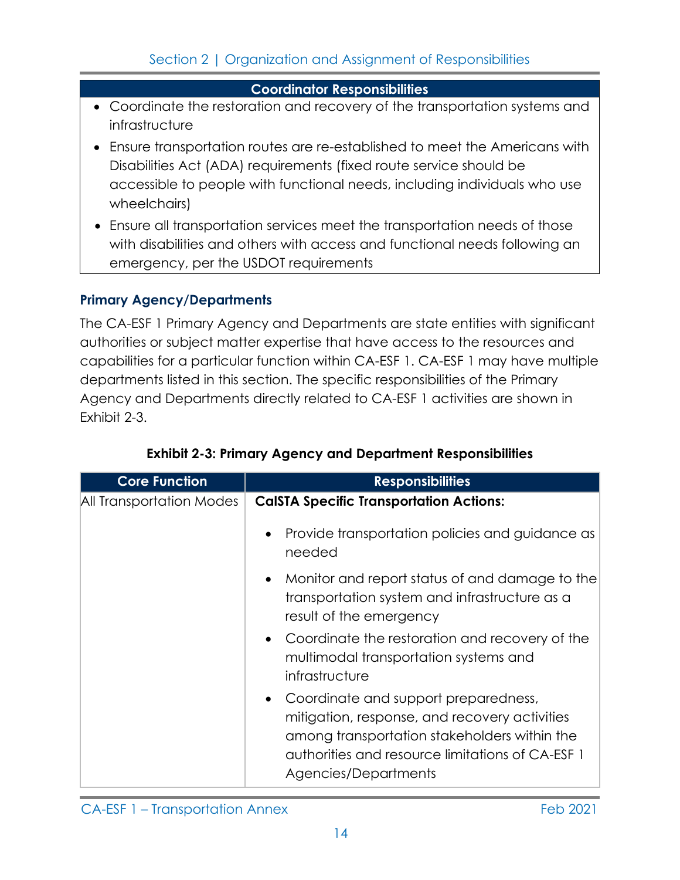| Coordinator Responsibilities |
| --- |
| • Coordinate the restoration and recovery of the transportation systems and infrastructure<br>• Ensure transportation routes are re-established to meet the Americans with Disabilities Act (ADA) requirements (fixed route service should be accessible to people with functional needs, including individuals who use wheelchairs)<br>• Ensure all transportation services meet the transportation needs of those with disabilities and others with access and functional needs following an emergency, per the USDOT requirements |

### Primary Agency/Departments

The CA-ESF 1 Primary Agency and Departments are state entities with significant authorities or subject matter expertise that have access to the resources and capabilities for a particular function within CA-ESF 1. CA-ESF 1 may have multiple departments listed in this section. The specific responsibilities of the Primary Agency and Departments directly related to CA-ESF 1 activities are shown in Exhibit 2-3.

**Exhibit 2-3: Primary Agency and Department Responsibilities**

| Core Function | Responsibilities |
| --- | --- |
| All Transportation Modes | **CalSTA Specific Transportation Actions:**<br>• Provide transportation policies and guidance as needed<br>• Monitor and report status of and damage to the transportation system and infrastructure as a result of the emergency<br>• Coordinate the restoration and recovery of the multimodal transportation systems and infrastructure<br>• Coordinate and support preparedness, mitigation, response, and recovery activities among transportation stakeholders within the authorities and resource limitations of CA-ESF 1 Agencies/Departments |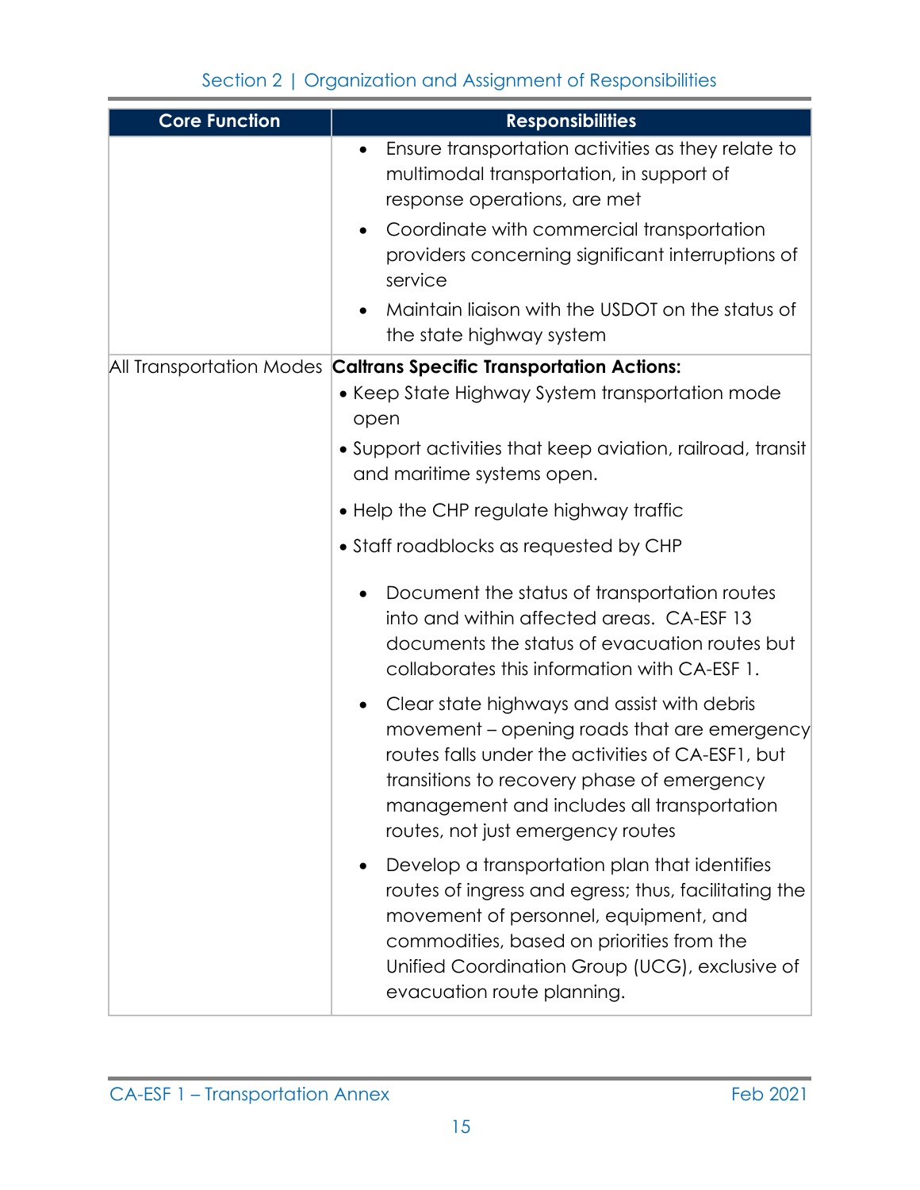| Core Function | Responsibilities |
|---|---|
| | • Ensure transportation activities as they relate to multimodal transportation, in support of response operations, are met<br>• Coordinate with commercial transportation providers concerning significant interruptions of service<br>• Maintain liaison with the USDOT on the status of the state highway system |
| All Transportation Modes | **Caltrans Specific Transportation Actions:**<br>• Keep State Highway System transportation mode open<br>• Support activities that keep aviation, railroad, transit and maritime systems open.<br>• Help the CHP regulate highway traffic<br>• Staff roadblocks as requested by CHP<br>• Document the status of transportation routes into and within affected areas. CA-ESF 13 documents the status of evacuation routes but collaborates this information with CA-ESF 1.<br>• Clear state highways and assist with debris movement – opening roads that are emergency routes falls under the activities of CA-ESF1, but transitions to recovery phase of emergency management and includes all transportation routes, not just emergency routes<br>• Develop a transportation plan that identifies routes of ingress and egress; thus, facilitating the movement of personnel, equipment, and commodities, based on priorities from the Unified Coordination Group (UCG), exclusive of evacuation route planning. |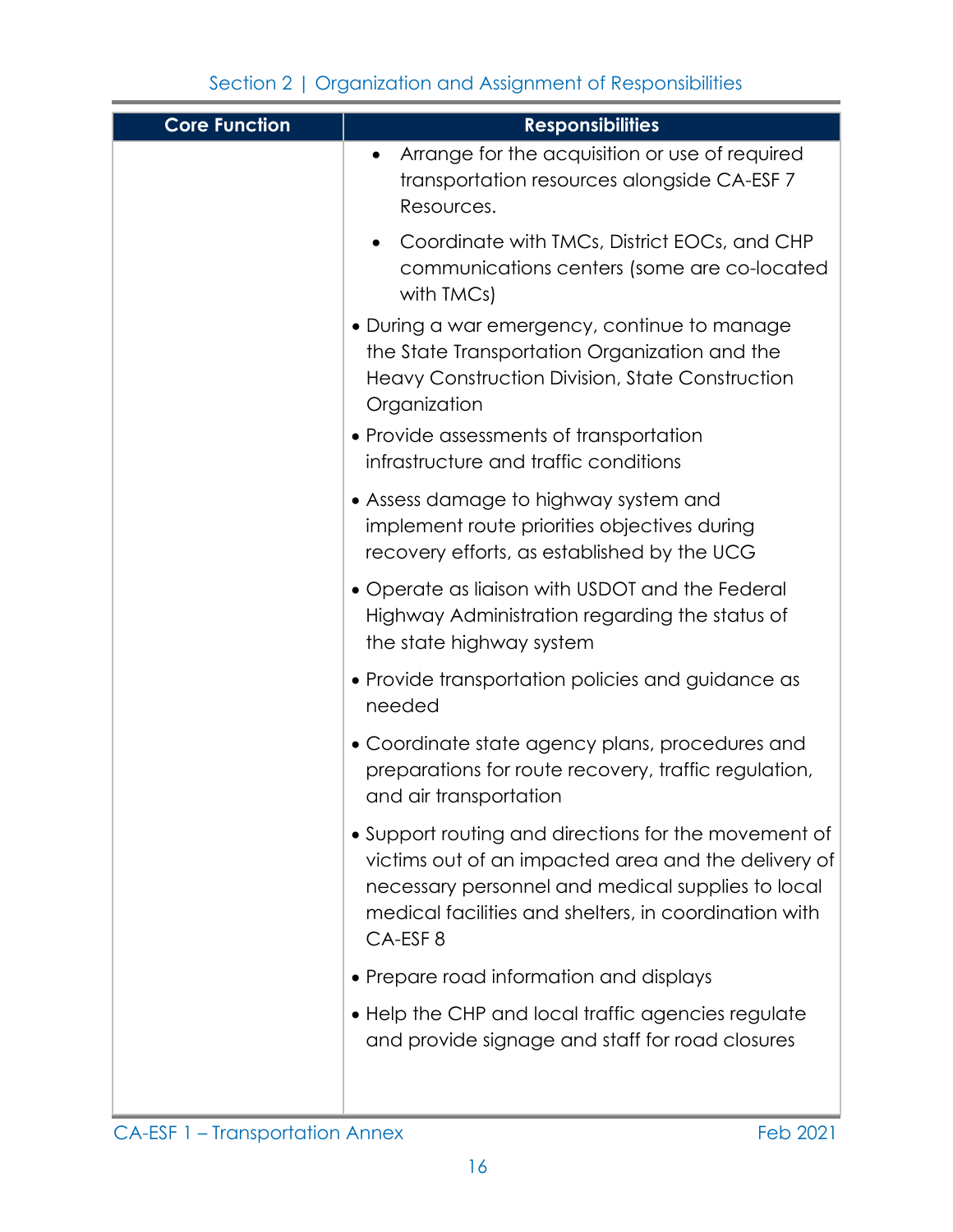| Core Function | Responsibilities |
| --- | --- |
| | <ul><li>Arrange for the acquisition or use of required transportation resources alongside CA-ESF 7 Resources.</li><li>Coordinate with TMCs, District EOCs, and CHP communications centers (some are co-located with TMCs)</li></ul> • During a war emergency, continue to manage the State Transportation Organization and the Heavy Construction Division, State Construction Organization<br>• Provide assessments of transportation infrastructure and traffic conditions<br>• Assess damage to highway system and implement route priorities objectives during recovery efforts, as established by the UCG<br>• Operate as liaison with USDOT and the Federal Highway Administration regarding the status of the state highway system<br>• Provide transportation policies and guidance as needed<br>• Coordinate state agency plans, procedures and preparations for route recovery, traffic regulation, and air transportation<br>• Support routing and directions for the movement of victims out of an impacted area and the delivery of necessary personnel and medical supplies to local medical facilities and shelters, in coordination with CA-ESF 8<br>• Prepare road information and displays<br>• Help the CHP and local traffic agencies regulate and provide signage and staff for road closures |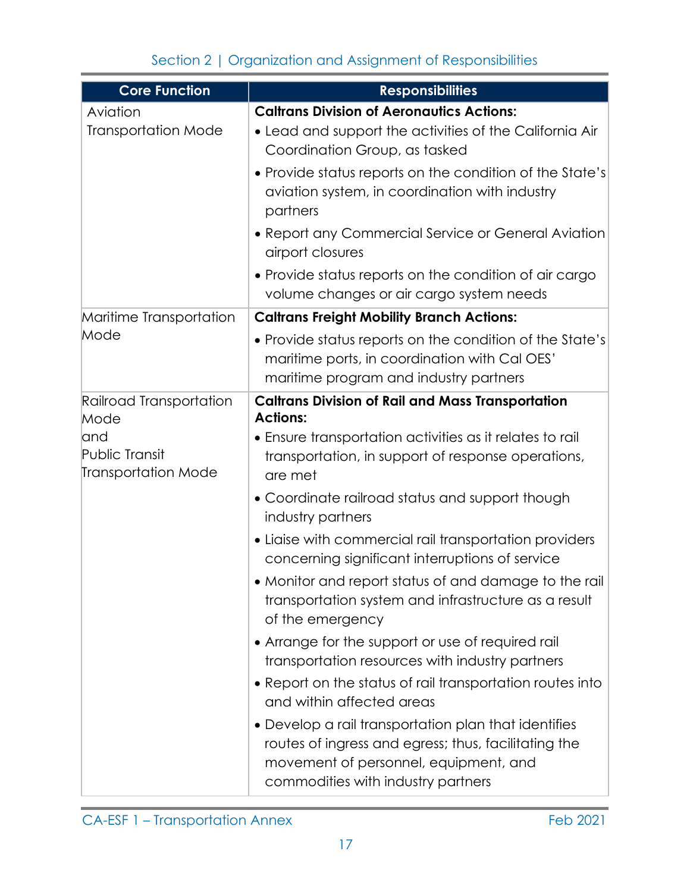| Core Function | Responsibilities |
|---|---|
| Aviation Transportation Mode | **Caltrans Division of Aeronautics Actions:**<br>• Lead and support the activities of the California Air Coordination Group, as tasked<br>• Provide status reports on the condition of the State's aviation system, in coordination with industry partners<br>• Report any Commercial Service or General Aviation airport closures<br>• Provide status reports on the condition of air cargo volume changes or air cargo system needs |
| Maritime Transportation Mode | **Caltrans Freight Mobility Branch Actions:**<br>• Provide status reports on the condition of the State's maritime ports, in coordination with Cal OES' maritime program and industry partners |
| Railroad Transportation Mode and Public Transit Transportation Mode | **Caltrans Division of Rail and Mass Transportation Actions:**<br>• Ensure transportation activities as it relates to rail transportation, in support of response operations, are met<br>• Coordinate railroad status and support though industry partners<br>• Liaise with commercial rail transportation providers concerning significant interruptions of service<br>• Monitor and report status of and damage to the rail transportation system and infrastructure as a result of the emergency<br>• Arrange for the support or use of required rail transportation resources with industry partners<br>• Report on the status of rail transportation routes into and within affected areas<br>• Develop a rail transportation plan that identifies routes of ingress and egress; thus, facilitating the movement of personnel, equipment, and commodities with industry partners |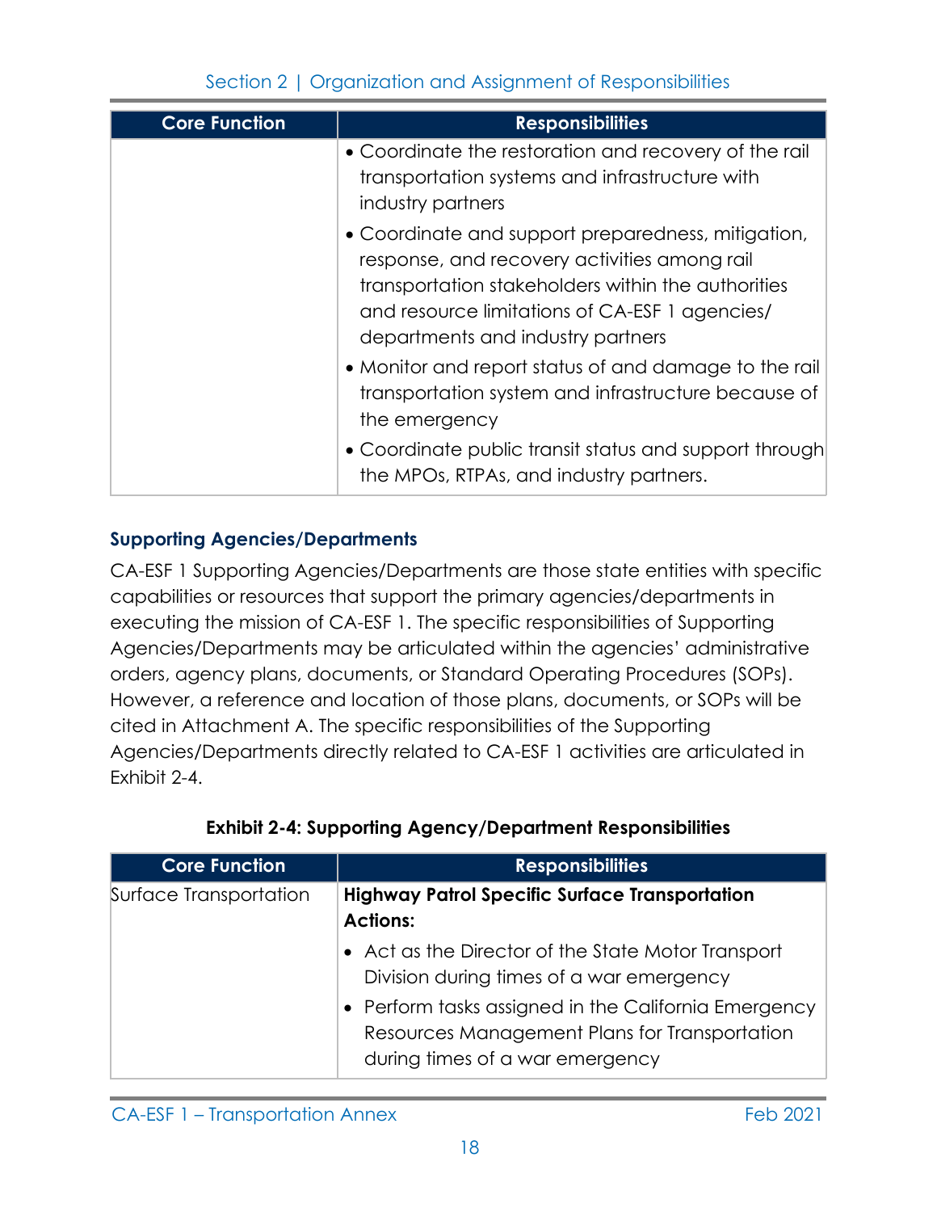| Core Function | Responsibilities |
|---|---|
| | • Coordinate the restoration and recovery of the rail transportation systems and infrastructure with industry partners<br>• Coordinate and support preparedness, mitigation, response, and recovery activities among rail transportation stakeholders within the authorities and resource limitations of CA-ESF 1 agencies/ departments and industry partners<br>• Monitor and report status of and damage to the rail transportation system and infrastructure because of the emergency<br>• Coordinate public transit status and support through the MPOs, RTPAs, and industry partners. |

### Supporting Agencies/Departments

CA-ESF 1 Supporting Agencies/Departments are those state entities with specific capabilities or resources that support the primary agencies/departments in executing the mission of CA-ESF 1. The specific responsibilities of Supporting Agencies/Departments may be articulated within the agencies' administrative orders, agency plans, documents, or Standard Operating Procedures (SOPs). However, a reference and location of those plans, documents, or SOPs will be cited in Attachment A. The specific responsibilities of the Supporting Agencies/Departments directly related to CA-ESF 1 activities are articulated in Exhibit 2-4.

**Exhibit 2-4: Supporting Agency/Department Responsibilities**

| Core Function | Responsibilities |
|---|---|
| Surface Transportation | **Highway Patrol Specific Surface Transportation Actions:**<br>• Act as the Director of the State Motor Transport Division during times of a war emergency<br>• Perform tasks assigned in the California Emergency Resources Management Plans for Transportation during times of a war emergency |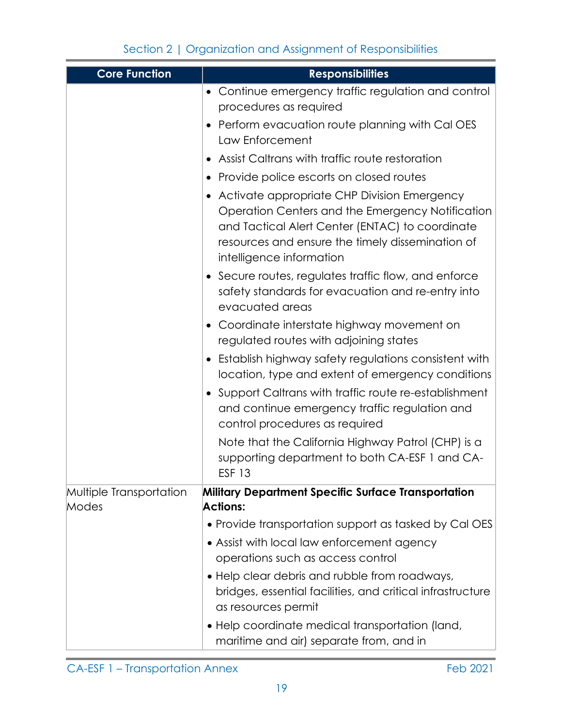| Core Function | Responsibilities |
|---|---|
| | • Continue emergency traffic regulation and control procedures as required<br>• Perform evacuation route planning with Cal OES Law Enforcement<br>• Assist Caltrans with traffic route restoration<br>• Provide police escorts on closed routes<br>• Activate appropriate CHP Division Emergency Operation Centers and the Emergency Notification and Tactical Alert Center (ENTAC) to coordinate resources and ensure the timely dissemination of intelligence information<br>• Secure routes, regulates traffic flow, and enforce safety standards for evacuation and re-entry into evacuated areas<br>• Coordinate interstate highway movement on regulated routes with adjoining states<br>• Establish highway safety regulations consistent with location, type and extent of emergency conditions<br>• Support Caltrans with traffic route re-establishment and continue emergency traffic regulation and control procedures as required<br>Note that the California Highway Patrol (CHP) is a supporting department to both CA-ESF 1 and CA-ESF 13 |
| Multiple Transportation Modes | **Military Department Specific Surface Transportation Actions:**<br>• Provide transportation support as tasked by Cal OES<br>• Assist with local law enforcement agency operations such as access control<br>• Help clear debris and rubble from roadways, bridges, essential facilities, and critical infrastructure as resources permit<br>• Help coordinate medical transportation (land, maritime and air) separate from, and in |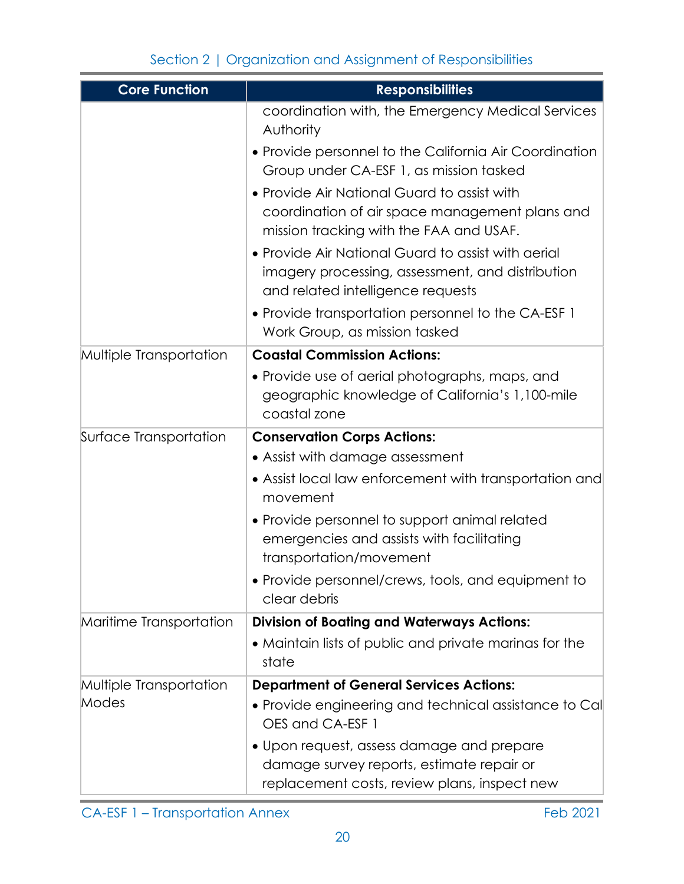| Core Function | Responsibilities |
| --- | --- |
| | coordination with, the Emergency Medical Services Authority<br>• Provide personnel to the California Air Coordination Group under CA-ESF 1, as mission tasked<br>• Provide Air National Guard to assist with coordination of air space management plans and mission tracking with the FAA and USAF.<br>• Provide Air National Guard to assist with aerial imagery processing, assessment, and distribution and related intelligence requests<br>• Provide transportation personnel to the CA-ESF 1 Work Group, as mission tasked |
| Multiple Transportation | **Coastal Commission Actions:**<br>• Provide use of aerial photographs, maps, and geographic knowledge of California's 1,100-mile coastal zone |
| Surface Transportation | **Conservation Corps Actions:**<br>• Assist with damage assessment<br>• Assist local law enforcement with transportation and movement<br>• Provide personnel to support animal related emergencies and assists with facilitating transportation/movement<br>• Provide personnel/crews, tools, and equipment to clear debris |
| Maritime Transportation | **Division of Boating and Waterways Actions:**<br>• Maintain lists of public and private marinas for the state |
| Multiple Transportation Modes | **Department of General Services Actions:**<br>• Provide engineering and technical assistance to Cal OES and CA-ESF 1<br>• Upon request, assess damage and prepare damage survey reports, estimate repair or replacement costs, review plans, inspect new |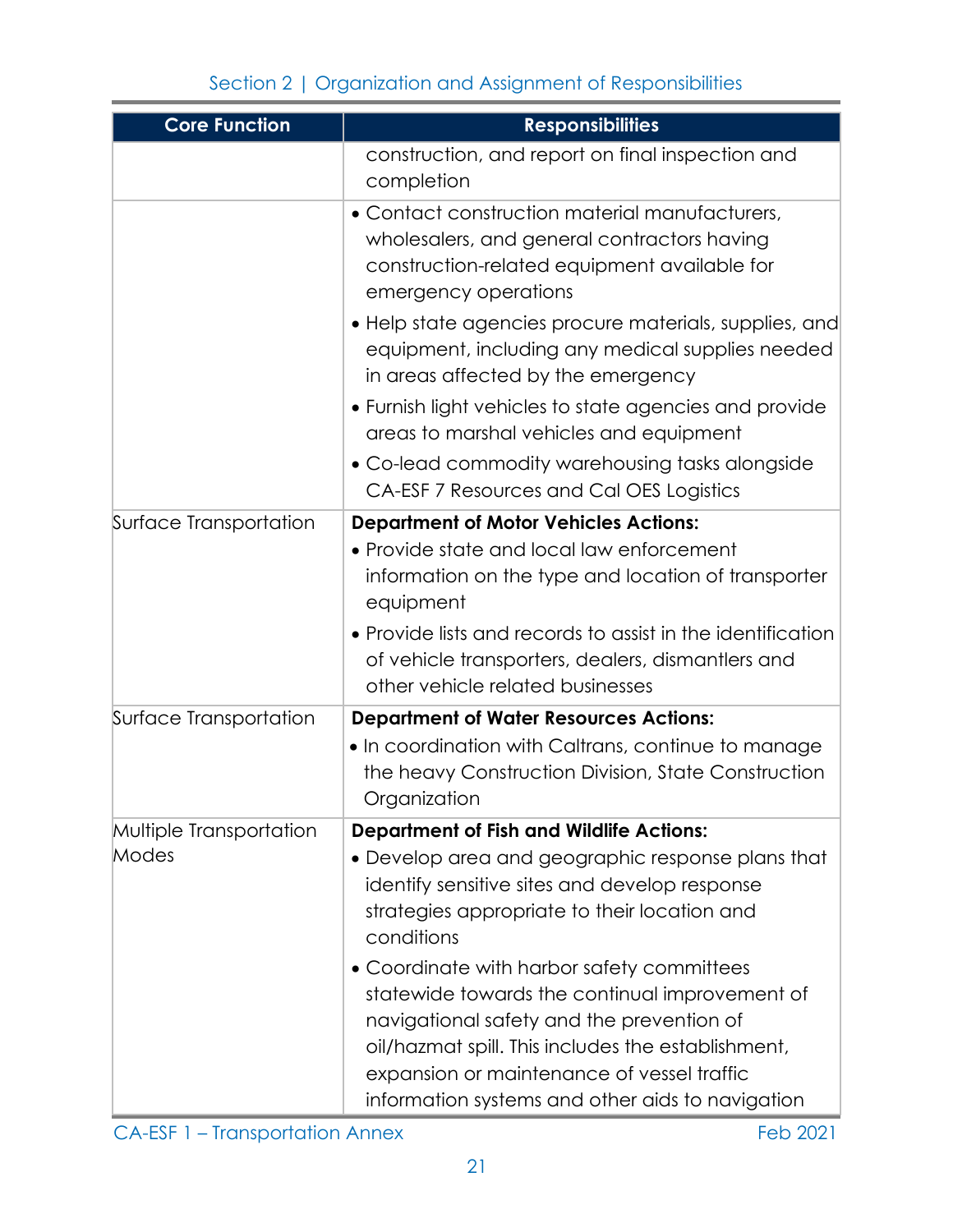| Core Function | Responsibilities |
|---|---|
| | construction, and report on final inspection and completion |
| | • Contact construction material manufacturers, wholesalers, and general contractors having construction-related equipment available for emergency operations<br>• Help state agencies procure materials, supplies, and equipment, including any medical supplies needed in areas affected by the emergency<br>• Furnish light vehicles to state agencies and provide areas to marshal vehicles and equipment<br>• Co-lead commodity warehousing tasks alongside CA-ESF 7 Resources and Cal OES Logistics |
| Surface Transportation | **Department of Motor Vehicles Actions:**<br>• Provide state and local law enforcement information on the type and location of transporter equipment<br>• Provide lists and records to assist in the identification of vehicle transporters, dealers, dismantlers and other vehicle related businesses |
| Surface Transportation | **Department of Water Resources Actions:**<br>• In coordination with Caltrans, continue to manage the heavy Construction Division, State Construction Organization |
| Multiple Transportation Modes | **Department of Fish and Wildlife Actions:**<br>• Develop area and geographic response plans that identify sensitive sites and develop response strategies appropriate to their location and conditions<br>• Coordinate with harbor safety committees statewide towards the continual improvement of navigational safety and the prevention of oil/hazmat spill. This includes the establishment, expansion or maintenance of vessel traffic information systems and other aids to navigation |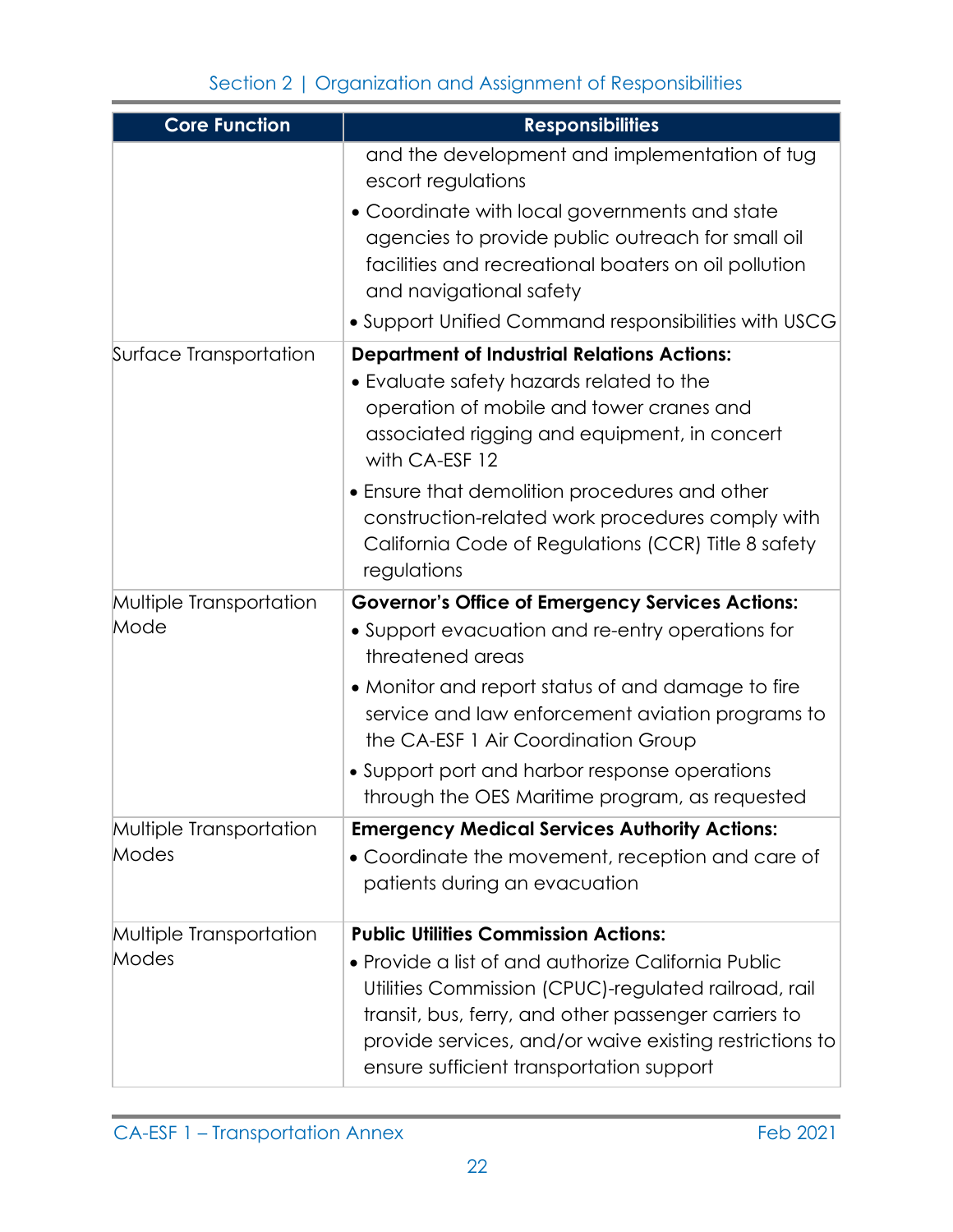| Core Function | Responsibilities |
|---|---|
| | and the development and implementation of tug escort regulations<br>• Coordinate with local governments and state agencies to provide public outreach for small oil facilities and recreational boaters on oil pollution and navigational safety<br>• Support Unified Command responsibilities with USCG |
| Surface Transportation | **Department of Industrial Relations Actions:**<br>• Evaluate safety hazards related to the operation of mobile and tower cranes and associated rigging and equipment, in concert with CA-ESF 12<br>• Ensure that demolition procedures and other construction-related work procedures comply with California Code of Regulations (CCR) Title 8 safety regulations |
| Multiple Transportation Mode | **Governor's Office of Emergency Services Actions:**<br>• Support evacuation and re-entry operations for threatened areas<br>• Monitor and report status of and damage to fire service and law enforcement aviation programs to the CA-ESF 1 Air Coordination Group<br>• Support port and harbor response operations through the OES Maritime program, as requested |
| Multiple Transportation Modes | **Emergency Medical Services Authority Actions:**<br>• Coordinate the movement, reception and care of patients during an evacuation |
| Multiple Transportation Modes | **Public Utilities Commission Actions:**<br>• Provide a list of and authorize California Public Utilities Commission (CPUC)-regulated railroad, rail transit, bus, ferry, and other passenger carriers to provide services, and/or waive existing restrictions to ensure sufficient transportation support |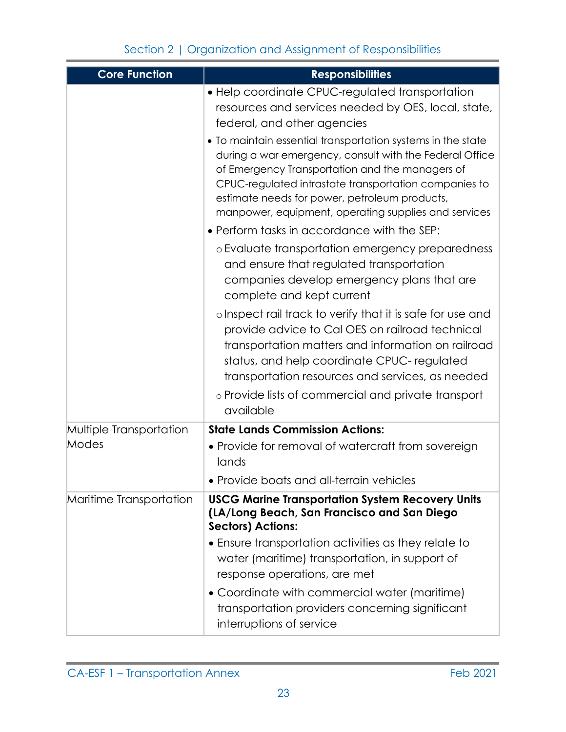| Core Function | Responsibilities |
| --- | --- |
| | • Help coordinate CPUC-regulated transportation resources and services needed by OES, local, state, federal, and other agencies<br>• To maintain essential transportation systems in the state during a war emergency, consult with the Federal Office of Emergency Transportation and the managers of CPUC-regulated intrastate transportation companies to estimate needs for power, petroleum products, manpower, equipment, operating supplies and services<br>• Perform tasks in accordance with the SEP:<br>  ○ Evaluate transportation emergency preparedness and ensure that regulated transportation companies develop emergency plans that are complete and kept current<br>  ○ Inspect rail track to verify that it is safe for use and provide advice to Cal OES on railroad technical transportation matters and information on railroad status, and help coordinate CPUC- regulated transportation resources and services, as needed<br>  ○ Provide lists of commercial and private transport available |
| Multiple Transportation Modes | **State Lands Commission Actions:**<br>• Provide for removal of watercraft from sovereign lands<br>• Provide boats and all-terrain vehicles |
| Maritime Transportation | **USCG Marine Transportation System Recovery Units (LA/Long Beach, San Francisco and San Diego Sectors) Actions:**<br>• Ensure transportation activities as they relate to water (maritime) transportation, in support of response operations, are met<br>• Coordinate with commercial water (maritime) transportation providers concerning significant interruptions of service |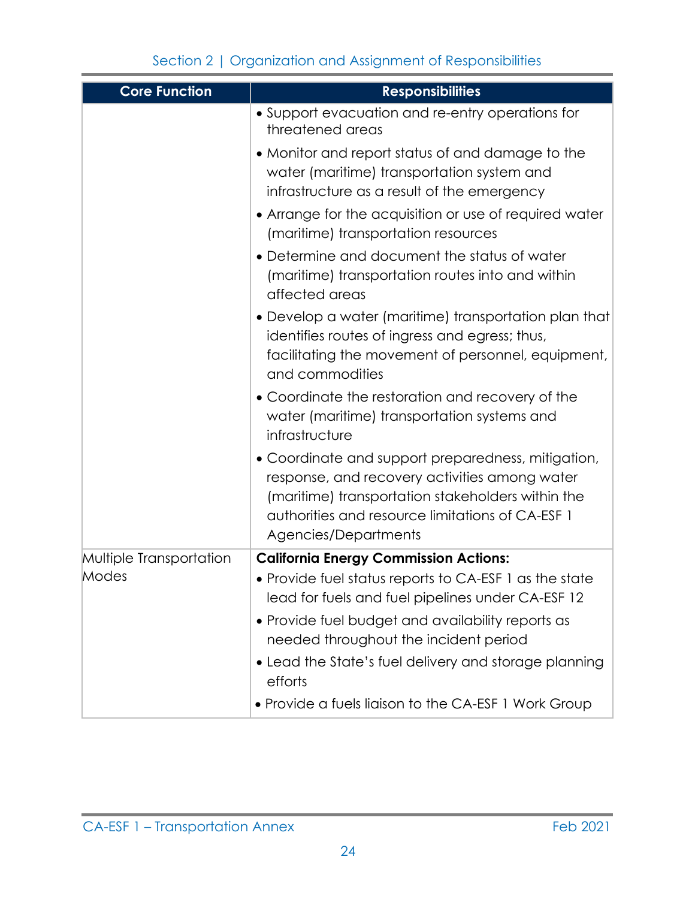| Core Function | Responsibilities |
|---|---|
| | • Support evacuation and re-entry operations for threatened areas<br>• Monitor and report status of and damage to the water (maritime) transportation system and infrastructure as a result of the emergency<br>• Arrange for the acquisition or use of required water (maritime) transportation resources<br>• Determine and document the status of water (maritime) transportation routes into and within affected areas<br>• Develop a water (maritime) transportation plan that identifies routes of ingress and egress; thus, facilitating the movement of personnel, equipment, and commodities<br>• Coordinate the restoration and recovery of the water (maritime) transportation systems and infrastructure<br>• Coordinate and support preparedness, mitigation, response, and recovery activities among water (maritime) transportation stakeholders within the authorities and resource limitations of CA-ESF 1 Agencies/Departments |
| Multiple Transportation Modes | **California Energy Commission Actions:**<br>• Provide fuel status reports to CA-ESF 1 as the state lead for fuels and fuel pipelines under CA-ESF 12<br>• Provide fuel budget and availability reports as needed throughout the incident period<br>• Lead the State's fuel delivery and storage planning efforts<br>• Provide a fuels liaison to the CA-ESF 1 Work Group |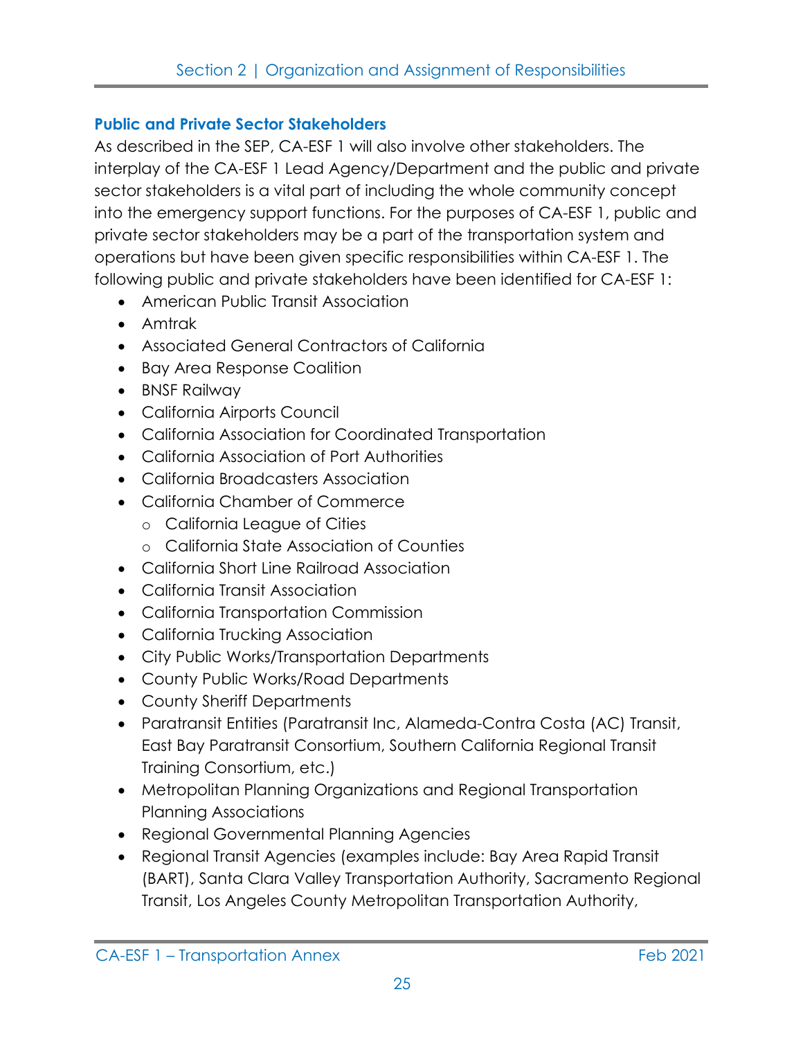### Public and Private Sector Stakeholders

As described in the SEP, CA-ESF 1 will also involve other stakeholders. The interplay of the CA-ESF 1 Lead Agency/Department and the public and private sector stakeholders is a vital part of including the whole community concept into the emergency support functions. For the purposes of CA-ESF 1, public and private sector stakeholders may be a part of the transportation system and operations but have been given specific responsibilities within CA-ESF 1. The following public and private stakeholders have been identified for CA-ESF 1:

- American Public Transit Association
- Amtrak
- Associated General Contractors of California
- Bay Area Response Coalition
- BNSF Railway
- California Airports Council
- California Association for Coordinated Transportation
- California Association of Port Authorities
- California Broadcasters Association
- California Chamber of Commerce
  - California League of Cities
  - California State Association of Counties
- California Short Line Railroad Association
- California Transit Association
- California Transportation Commission
- California Trucking Association
- City Public Works/Transportation Departments
- County Public Works/Road Departments
- County Sheriff Departments
- Paratransit Entities (Paratransit Inc, Alameda-Contra Costa (AC) Transit, East Bay Paratransit Consortium, Southern California Regional Transit Training Consortium, etc.)
- Metropolitan Planning Organizations and Regional Transportation Planning Associations
- Regional Governmental Planning Agencies
- Regional Transit Agencies (examples include: Bay Area Rapid Transit (BART), Santa Clara Valley Transportation Authority, Sacramento Regional Transit, Los Angeles County Metropolitan Transportation Authority,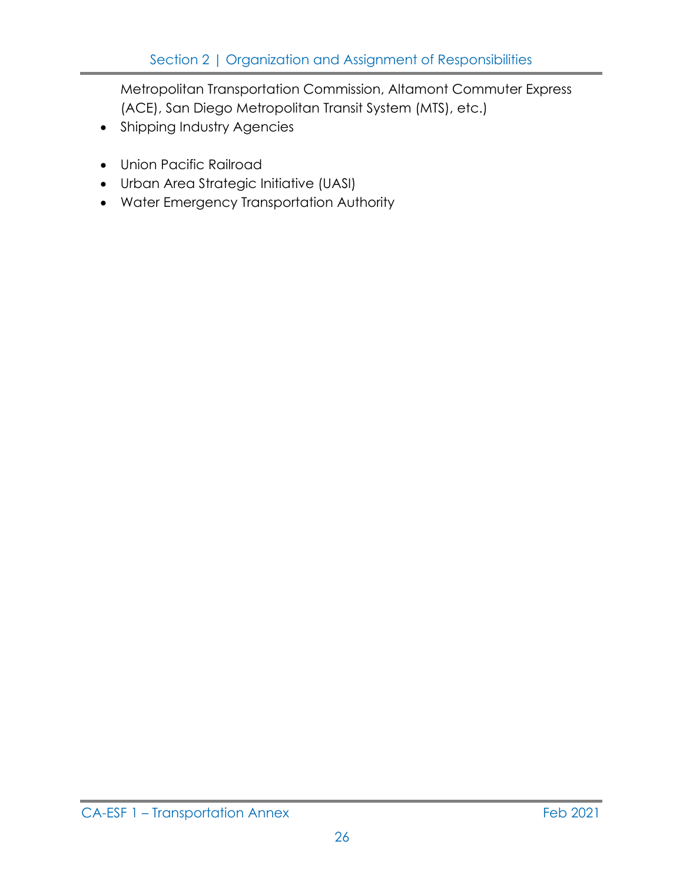Metropolitan Transportation Commission, Altamont Commuter Express (ACE), San Diego Metropolitan Transit System (MTS), etc.)

- Shipping Industry Agencies
- Union Pacific Railroad
- Urban Area Strategic Initiative (UASI)
- Water Emergency Transportation Authority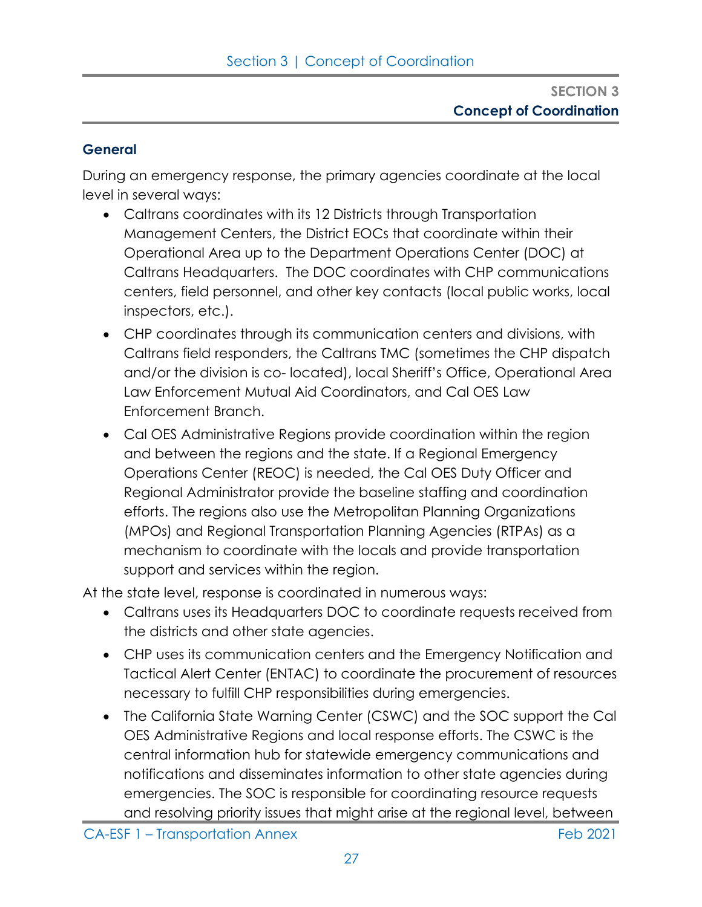# SECTION 3
## Concept of Coordination

### General

During an emergency response, the primary agencies coordinate at the local level in several ways:

- Caltrans coordinates with its 12 Districts through Transportation Management Centers, the District EOCs that coordinate within their Operational Area up to the Department Operations Center (DOC) at Caltrans Headquarters. The DOC coordinates with CHP communications centers, field personnel, and other key contacts (local public works, local inspectors, etc.).
- CHP coordinates through its communication centers and divisions, with Caltrans field responders, the Caltrans TMC (sometimes the CHP dispatch and/or the division is co- located), local Sheriff's Office, Operational Area Law Enforcement Mutual Aid Coordinators, and Cal OES Law Enforcement Branch.
- Cal OES Administrative Regions provide coordination within the region and between the regions and the state. If a Regional Emergency Operations Center (REOC) is needed, the Cal OES Duty Officer and Regional Administrator provide the baseline staffing and coordination efforts. The regions also use the Metropolitan Planning Organizations (MPOs) and Regional Transportation Planning Agencies (RTPAs) as a mechanism to coordinate with the locals and provide transportation support and services within the region.

At the state level, response is coordinated in numerous ways:

- Caltrans uses its Headquarters DOC to coordinate requests received from the districts and other state agencies.
- CHP uses its communication centers and the Emergency Notification and Tactical Alert Center (ENTAC) to coordinate the procurement of resources necessary to fulfill CHP responsibilities during emergencies.
- The California State Warning Center (CSWC) and the SOC support the Cal OES Administrative Regions and local response efforts. The CSWC is the central information hub for statewide emergency communications and notifications and disseminates information to other state agencies during emergencies. The SOC is responsible for coordinating resource requests and resolving priority issues that might arise at the regional level, between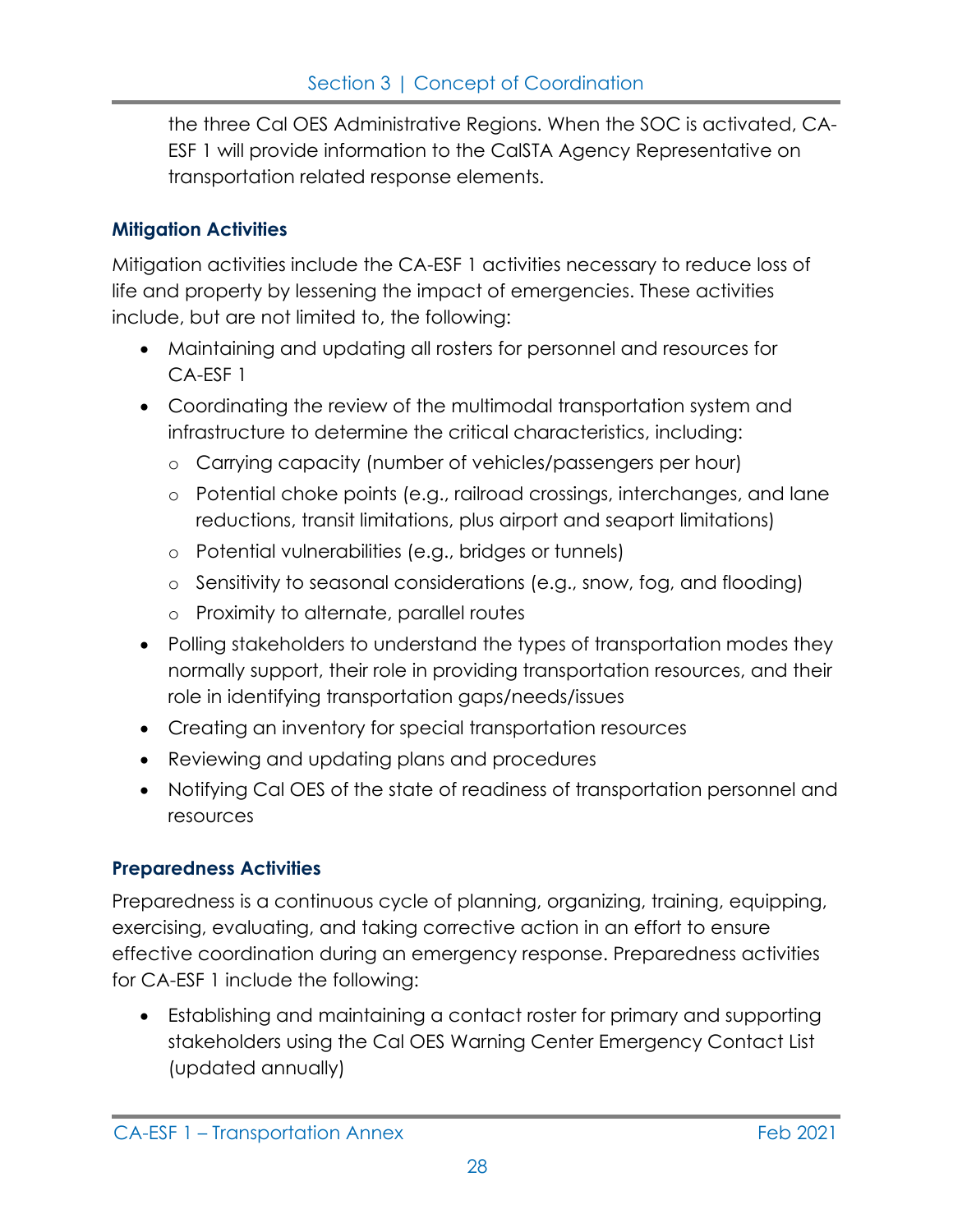the three Cal OES Administrative Regions. When the SOC is activated, CA-ESF 1 will provide information to the CalSTA Agency Representative on transportation related response elements.

### Mitigation Activities

Mitigation activities include the CA-ESF 1 activities necessary to reduce loss of life and property by lessening the impact of emergencies. These activities include, but are not limited to, the following:

- Maintaining and updating all rosters for personnel and resources for CA-ESF 1
- Coordinating the review of the multimodal transportation system and infrastructure to determine the critical characteristics, including:
  - Carrying capacity (number of vehicles/passengers per hour)
  - Potential choke points (e.g., railroad crossings, interchanges, and lane reductions, transit limitations, plus airport and seaport limitations)
  - Potential vulnerabilities (e.g., bridges or tunnels)
  - Sensitivity to seasonal considerations (e.g., snow, fog, and flooding)
  - Proximity to alternate, parallel routes
- Polling stakeholders to understand the types of transportation modes they normally support, their role in providing transportation resources, and their role in identifying transportation gaps/needs/issues
- Creating an inventory for special transportation resources
- Reviewing and updating plans and procedures
- Notifying Cal OES of the state of readiness of transportation personnel and resources

### Preparedness Activities

Preparedness is a continuous cycle of planning, organizing, training, equipping, exercising, evaluating, and taking corrective action in an effort to ensure effective coordination during an emergency response. Preparedness activities for CA-ESF 1 include the following:

- Establishing and maintaining a contact roster for primary and supporting stakeholders using the Cal OES Warning Center Emergency Contact List (updated annually)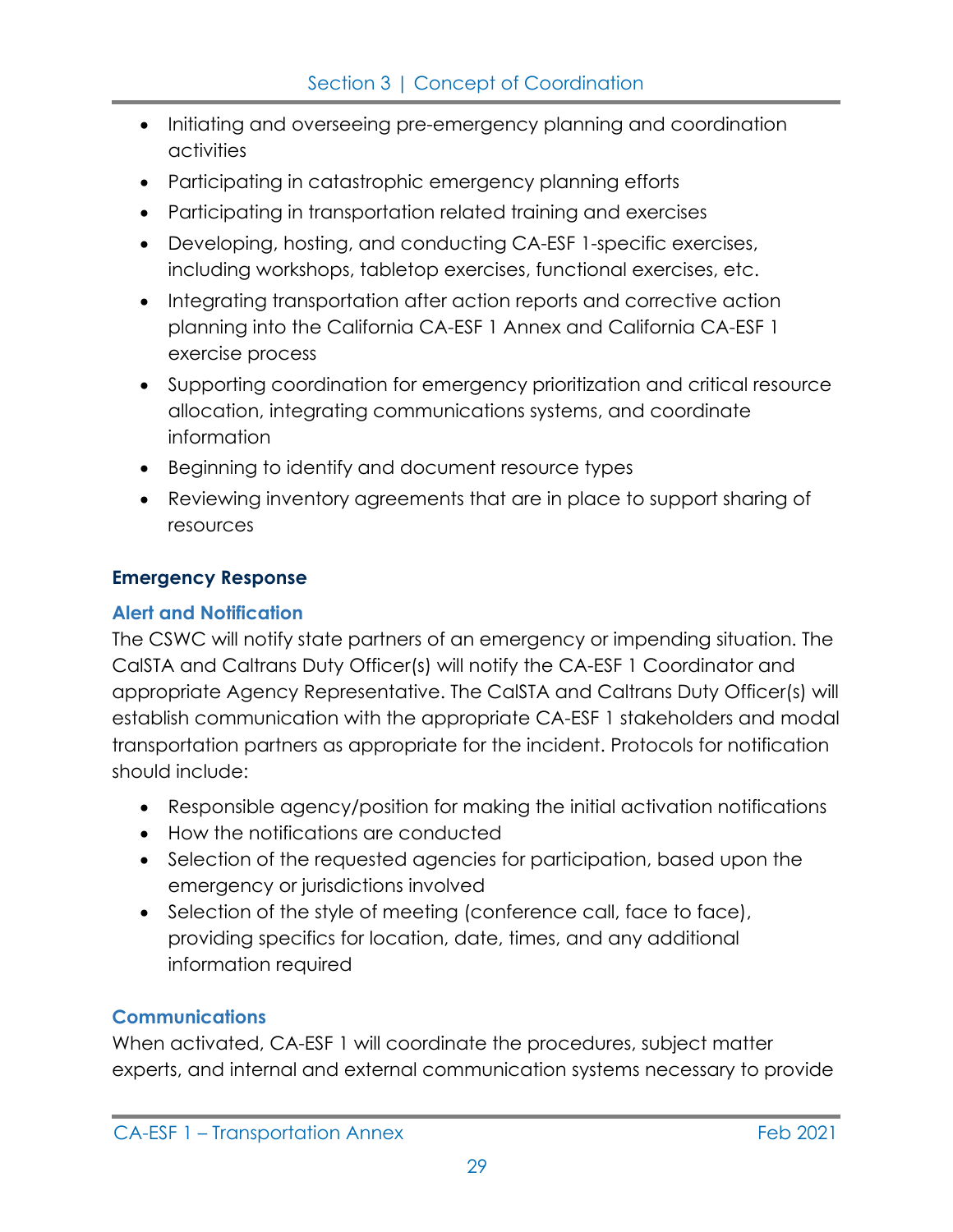- Initiating and overseeing pre-emergency planning and coordination activities
- Participating in catastrophic emergency planning efforts
- Participating in transportation related training and exercises
- Developing, hosting, and conducting CA-ESF 1-specific exercises, including workshops, tabletop exercises, functional exercises, etc.
- Integrating transportation after action reports and corrective action planning into the California CA-ESF 1 Annex and California CA-ESF 1 exercise process
- Supporting coordination for emergency prioritization and critical resource allocation, integrating communications systems, and coordinate information
- Beginning to identify and document resource types
- Reviewing inventory agreements that are in place to support sharing of resources

## Emergency Response

### Alert and Notification

The CSWC will notify state partners of an emergency or impending situation. The CalSTA and Caltrans Duty Officer(s) will notify the CA-ESF 1 Coordinator and appropriate Agency Representative. The CalSTA and Caltrans Duty Officer(s) will establish communication with the appropriate CA-ESF 1 stakeholders and modal transportation partners as appropriate for the incident. Protocols for notification should include:

- Responsible agency/position for making the initial activation notifications
- How the notifications are conducted
- Selection of the requested agencies for participation, based upon the emergency or jurisdictions involved
- Selection of the style of meeting (conference call, face to face), providing specifics for location, date, times, and any additional information required

### Communications

When activated, CA-ESF 1 will coordinate the procedures, subject matter experts, and internal and external communication systems necessary to provide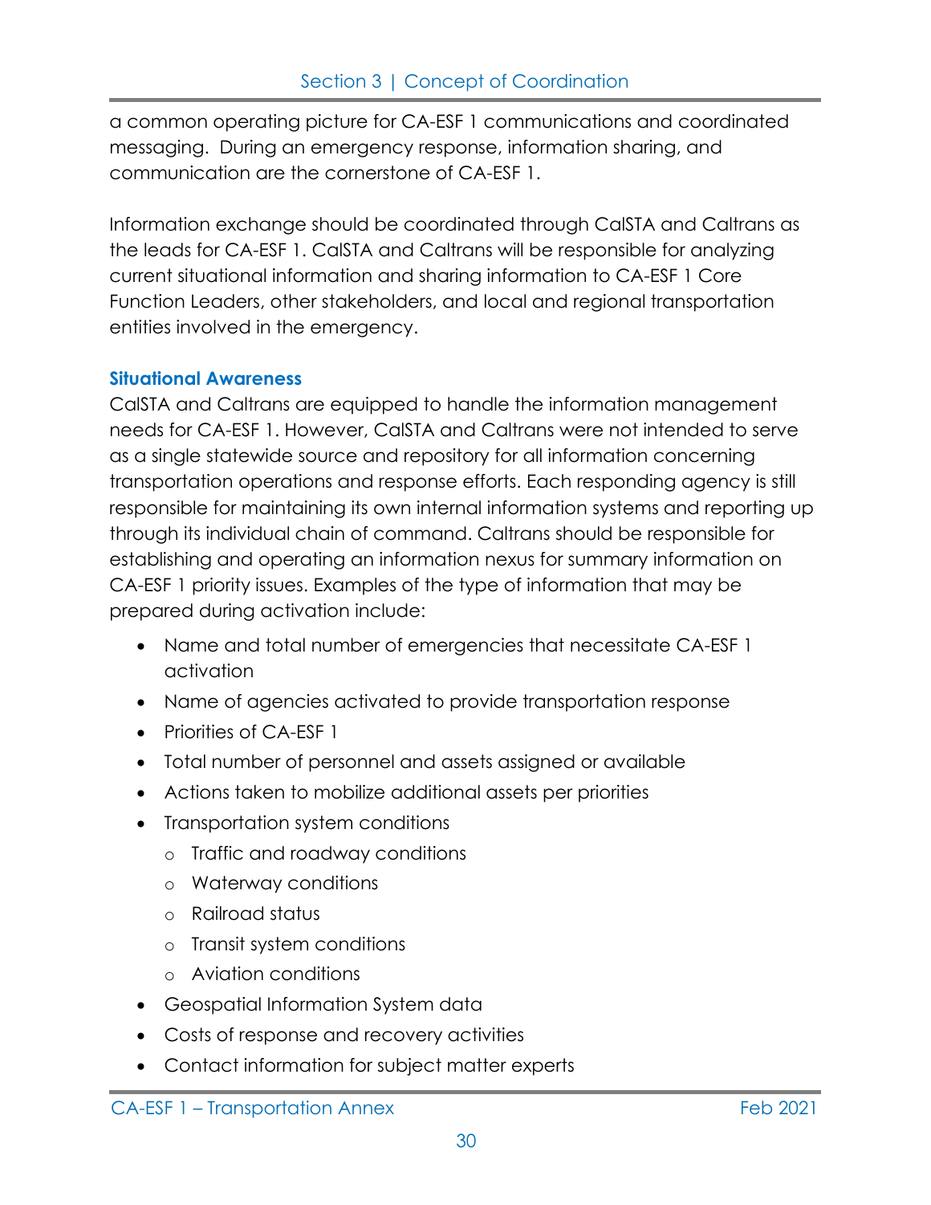a common operating picture for CA-ESF 1 communications and coordinated messaging. During an emergency response, information sharing, and communication are the cornerstone of CA-ESF 1.

Information exchange should be coordinated through CalSTA and Caltrans as the leads for CA-ESF 1. CalSTA and Caltrans will be responsible for analyzing current situational information and sharing information to CA-ESF 1 Core Function Leaders, other stakeholders, and local and regional transportation entities involved in the emergency.

### Situational Awareness

CalSTA and Caltrans are equipped to handle the information management needs for CA-ESF 1. However, CalSTA and Caltrans were not intended to serve as a single statewide source and repository for all information concerning transportation operations and response efforts. Each responding agency is still responsible for maintaining its own internal information systems and reporting up through its individual chain of command. Caltrans should be responsible for establishing and operating an information nexus for summary information on CA-ESF 1 priority issues. Examples of the type of information that may be prepared during activation include:

- Name and total number of emergencies that necessitate CA-ESF 1 activation
- Name of agencies activated to provide transportation response
- Priorities of CA-ESF 1
- Total number of personnel and assets assigned or available
- Actions taken to mobilize additional assets per priorities
- Transportation system conditions
  - Traffic and roadway conditions
  - Waterway conditions
  - Railroad status
  - Transit system conditions
  - Aviation conditions
- Geospatial Information System data
- Costs of response and recovery activities
- Contact information for subject matter experts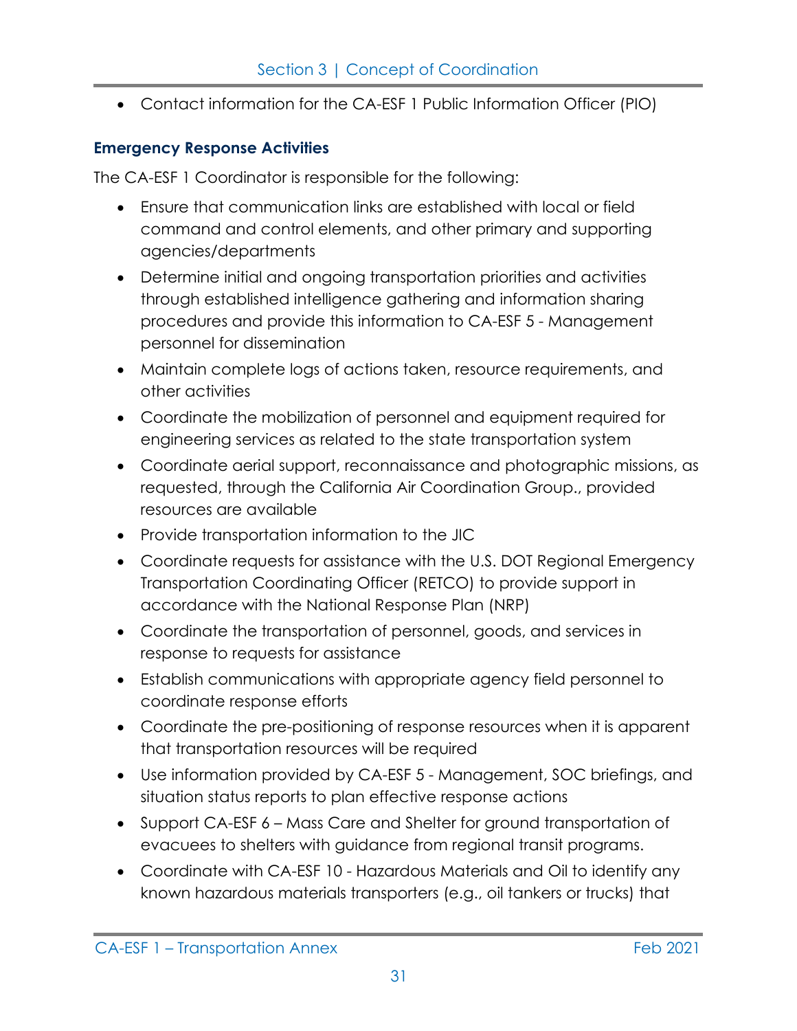- Contact information for the CA-ESF 1 Public Information Officer (PIO)

### Emergency Response Activities

The CA-ESF 1 Coordinator is responsible for the following:

- Ensure that communication links are established with local or field command and control elements, and other primary and supporting agencies/departments
- Determine initial and ongoing transportation priorities and activities through established intelligence gathering and information sharing procedures and provide this information to CA-ESF 5 - Management personnel for dissemination
- Maintain complete logs of actions taken, resource requirements, and other activities
- Coordinate the mobilization of personnel and equipment required for engineering services as related to the state transportation system
- Coordinate aerial support, reconnaissance and photographic missions, as requested, through the California Air Coordination Group., provided resources are available
- Provide transportation information to the JIC
- Coordinate requests for assistance with the U.S. DOT Regional Emergency Transportation Coordinating Officer (RETCO) to provide support in accordance with the National Response Plan (NRP)
- Coordinate the transportation of personnel, goods, and services in response to requests for assistance
- Establish communications with appropriate agency field personnel to coordinate response efforts
- Coordinate the pre-positioning of response resources when it is apparent that transportation resources will be required
- Use information provided by CA-ESF 5 - Management, SOC briefings, and situation status reports to plan effective response actions
- Support CA-ESF 6 – Mass Care and Shelter for ground transportation of evacuees to shelters with guidance from regional transit programs.
- Coordinate with CA-ESF 10 - Hazardous Materials and Oil to identify any known hazardous materials transporters (e.g., oil tankers or trucks) that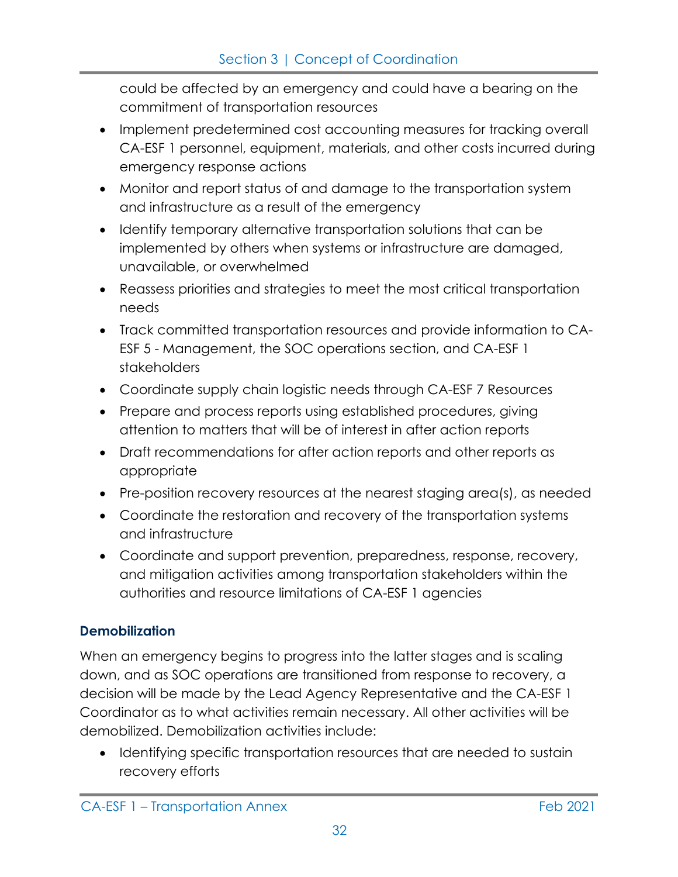could be affected by an emergency and could have a bearing on the commitment of transportation resources

- Implement predetermined cost accounting measures for tracking overall CA-ESF 1 personnel, equipment, materials, and other costs incurred during emergency response actions
- Monitor and report status of and damage to the transportation system and infrastructure as a result of the emergency
- Identify temporary alternative transportation solutions that can be implemented by others when systems or infrastructure are damaged, unavailable, or overwhelmed
- Reassess priorities and strategies to meet the most critical transportation needs
- Track committed transportation resources and provide information to CA-ESF 5 - Management, the SOC operations section, and CA-ESF 1 stakeholders
- Coordinate supply chain logistic needs through CA-ESF 7 Resources
- Prepare and process reports using established procedures, giving attention to matters that will be of interest in after action reports
- Draft recommendations for after action reports and other reports as appropriate
- Pre-position recovery resources at the nearest staging area(s), as needed
- Coordinate the restoration and recovery of the transportation systems and infrastructure
- Coordinate and support prevention, preparedness, response, recovery, and mitigation activities among transportation stakeholders within the authorities and resource limitations of CA-ESF 1 agencies

### Demobilization

When an emergency begins to progress into the latter stages and is scaling down, and as SOC operations are transitioned from response to recovery, a decision will be made by the Lead Agency Representative and the CA-ESF 1 Coordinator as to what activities remain necessary. All other activities will be demobilized. Demobilization activities include:

- Identifying specific transportation resources that are needed to sustain recovery efforts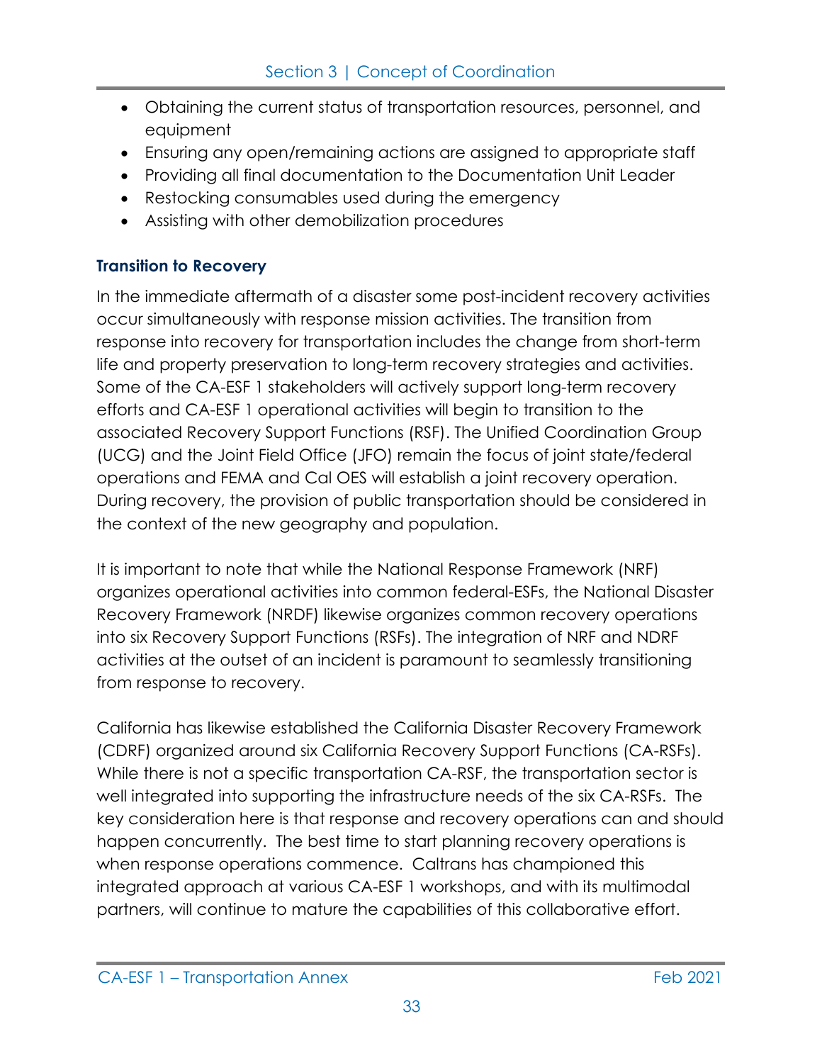- Obtaining the current status of transportation resources, personnel, and equipment
- Ensuring any open/remaining actions are assigned to appropriate staff
- Providing all final documentation to the Documentation Unit Leader
- Restocking consumables used during the emergency
- Assisting with other demobilization procedures

### Transition to Recovery

In the immediate aftermath of a disaster some post-incident recovery activities occur simultaneously with response mission activities. The transition from response into recovery for transportation includes the change from short-term life and property preservation to long-term recovery strategies and activities. Some of the CA-ESF 1 stakeholders will actively support long-term recovery efforts and CA-ESF 1 operational activities will begin to transition to the associated Recovery Support Functions (RSF). The Unified Coordination Group (UCG) and the Joint Field Office (JFO) remain the focus of joint state/federal operations and FEMA and Cal OES will establish a joint recovery operation. During recovery, the provision of public transportation should be considered in the context of the new geography and population.

It is important to note that while the National Response Framework (NRF) organizes operational activities into common federal-ESFs, the National Disaster Recovery Framework (NRDF) likewise organizes common recovery operations into six Recovery Support Functions (RSFs). The integration of NRF and NDRF activities at the outset of an incident is paramount to seamlessly transitioning from response to recovery.

California has likewise established the California Disaster Recovery Framework (CDRF) organized around six California Recovery Support Functions (CA-RSFs). While there is not a specific transportation CA-RSF, the transportation sector is well integrated into supporting the infrastructure needs of the six CA-RSFs. The key consideration here is that response and recovery operations can and should happen concurrently. The best time to start planning recovery operations is when response operations commence. Caltrans has championed this integrated approach at various CA-ESF 1 workshops, and with its multimodal partners, will continue to mature the capabilities of this collaborative effort.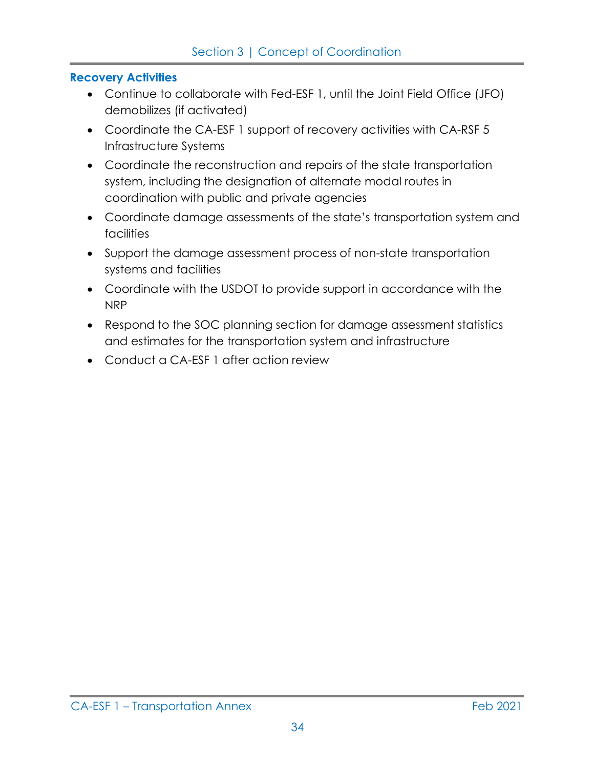### Recovery Activities

- Continue to collaborate with Fed-ESF 1, until the Joint Field Office (JFO) demobilizes (if activated)
- Coordinate the CA-ESF 1 support of recovery activities with CA-RSF 5 Infrastructure Systems
- Coordinate the reconstruction and repairs of the state transportation system, including the designation of alternate modal routes in coordination with public and private agencies
- Coordinate damage assessments of the state's transportation system and facilities
- Support the damage assessment process of non-state transportation systems and facilities
- Coordinate with the USDOT to provide support in accordance with the NRP
- Respond to the SOC planning section for damage assessment statistics and estimates for the transportation system and infrastructure
- Conduct a CA-ESF 1 after action review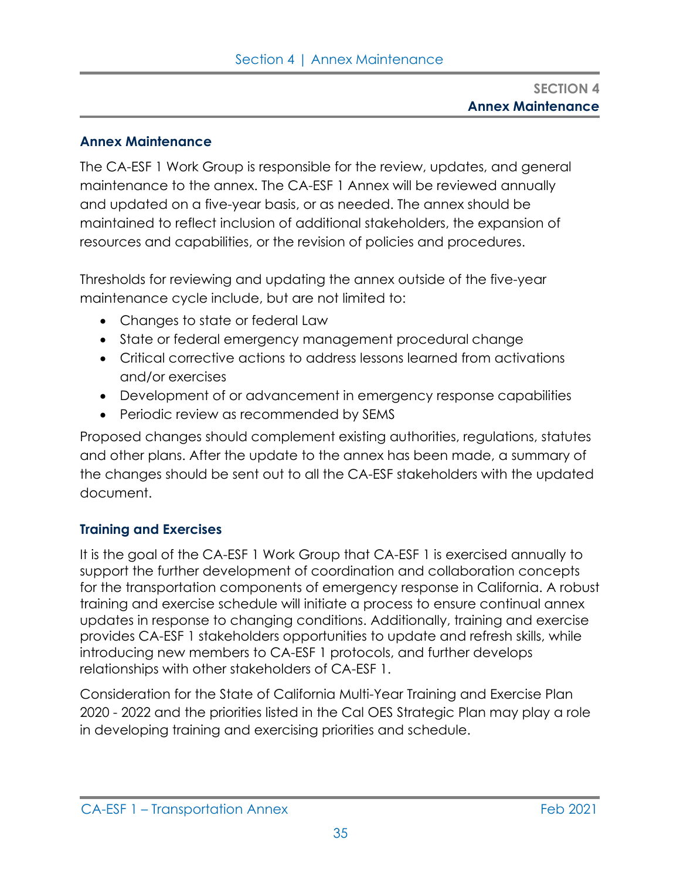# SECTION 4
## Annex Maintenance

### Annex Maintenance

The CA-ESF 1 Work Group is responsible for the review, updates, and general maintenance to the annex. The CA-ESF 1 Annex will be reviewed annually and updated on a five-year basis, or as needed. The annex should be maintained to reflect inclusion of additional stakeholders, the expansion of resources and capabilities, or the revision of policies and procedures.

Thresholds for reviewing and updating the annex outside of the five-year maintenance cycle include, but are not limited to:

- Changes to state or federal Law
- State or federal emergency management procedural change
- Critical corrective actions to address lessons learned from activations and/or exercises
- Development of or advancement in emergency response capabilities
- Periodic review as recommended by SEMS

Proposed changes should complement existing authorities, regulations, statutes and other plans. After the update to the annex has been made, a summary of the changes should be sent out to all the CA-ESF stakeholders with the updated document.

### Training and Exercises

It is the goal of the CA-ESF 1 Work Group that CA-ESF 1 is exercised annually to support the further development of coordination and collaboration concepts for the transportation components of emergency response in California. A robust training and exercise schedule will initiate a process to ensure continual annex updates in response to changing conditions. Additionally, training and exercise provides CA-ESF 1 stakeholders opportunities to update and refresh skills, while introducing new members to CA-ESF 1 protocols, and further develops relationships with other stakeholders of CA-ESF 1.

Consideration for the State of California Multi-Year Training and Exercise Plan 2020 - 2022 and the priorities listed in the Cal OES Strategic Plan may play a role in developing training and exercising priorities and schedule.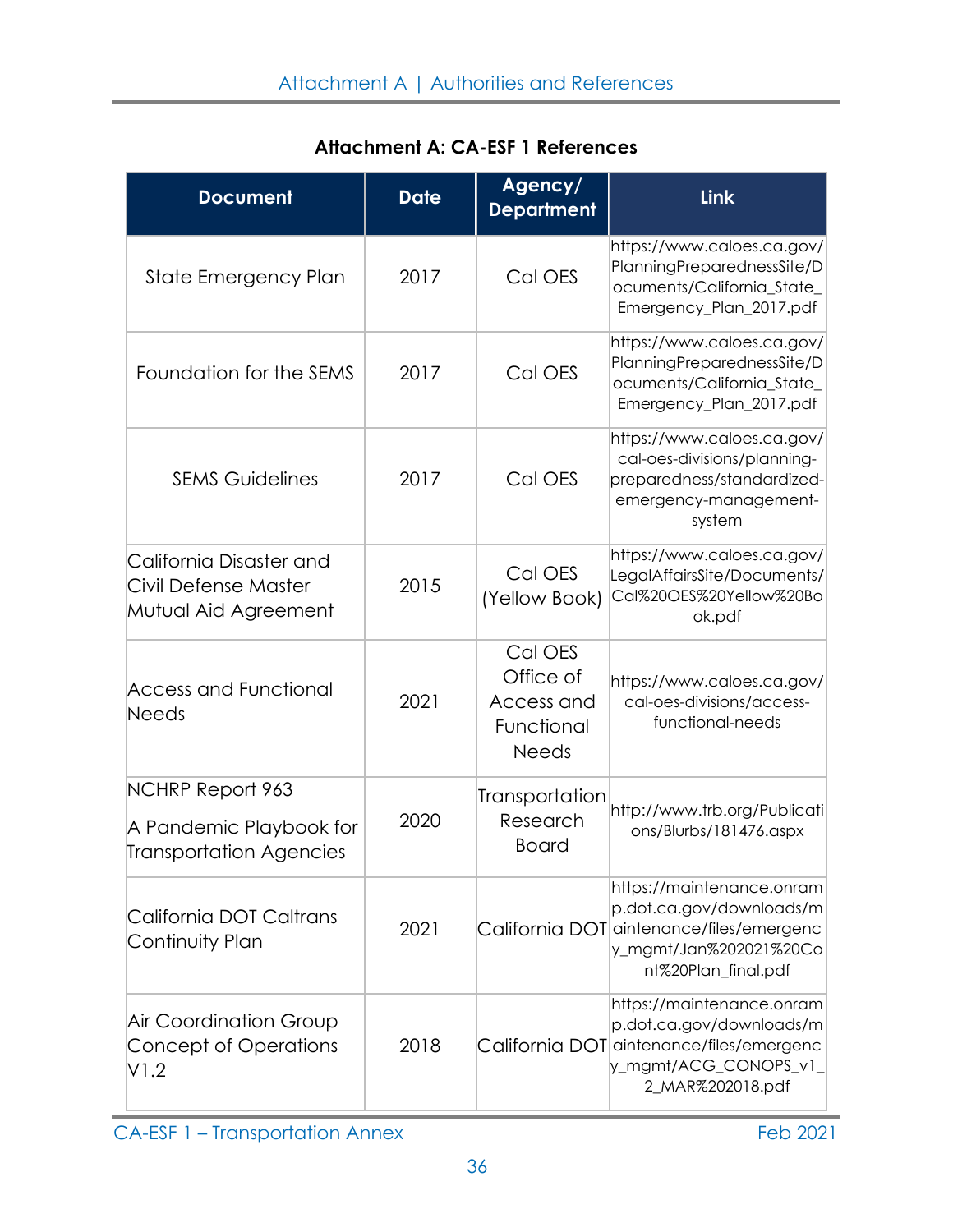**Attachment A: CA-ESF 1 References**

| Document | Date | Agency/ Department | Link |
|---|---|---|---|
| State Emergency Plan | 2017 | Cal OES | https://www.caloes.ca.gov/PlanningPreparednessSite/Documents/California_State_Emergency_Plan_2017.pdf |
| Foundation for the SEMS | 2017 | Cal OES | https://www.caloes.ca.gov/PlanningPreparednessSite/Documents/California_State_Emergency_Plan_2017.pdf |
| SEMS Guidelines | 2017 | Cal OES | https://www.caloes.ca.gov/cal-oes-divisions/planning-preparedness/standardized-emergency-management-system |
| California Disaster and Civil Defense Master Mutual Aid Agreement | 2015 | Cal OES (Yellow Book) | https://www.caloes.ca.gov/LegalAffairsSite/Documents/Cal%20OES%20Yellow%20Book.pdf |
| Access and Functional Needs | 2021 | Cal OES Office of Access and Functional Needs | https://www.caloes.ca.gov/cal-oes-divisions/access-functional-needs |
| NCHRP Report 963 A Pandemic Playbook for Transportation Agencies | 2020 | Transportation Research Board | http://www.trb.org/Publications/Blurbs/181476.aspx |
| California DOT Caltrans Continuity Plan | 2021 | California DOT | https://maintenance.onramp.dot.ca.gov/downloads/maintenance/files/emergency_mgmt/Jan%202021%20Cont%20Plan_final.pdf |
| Air Coordination Group Concept of Operations V1.2 | 2018 | California DOT | https://maintenance.onramp.dot.ca.gov/downloads/maintenance/files/emergency_mgmt/ACG_CONOPS_v1_2_MAR%202018.pdf |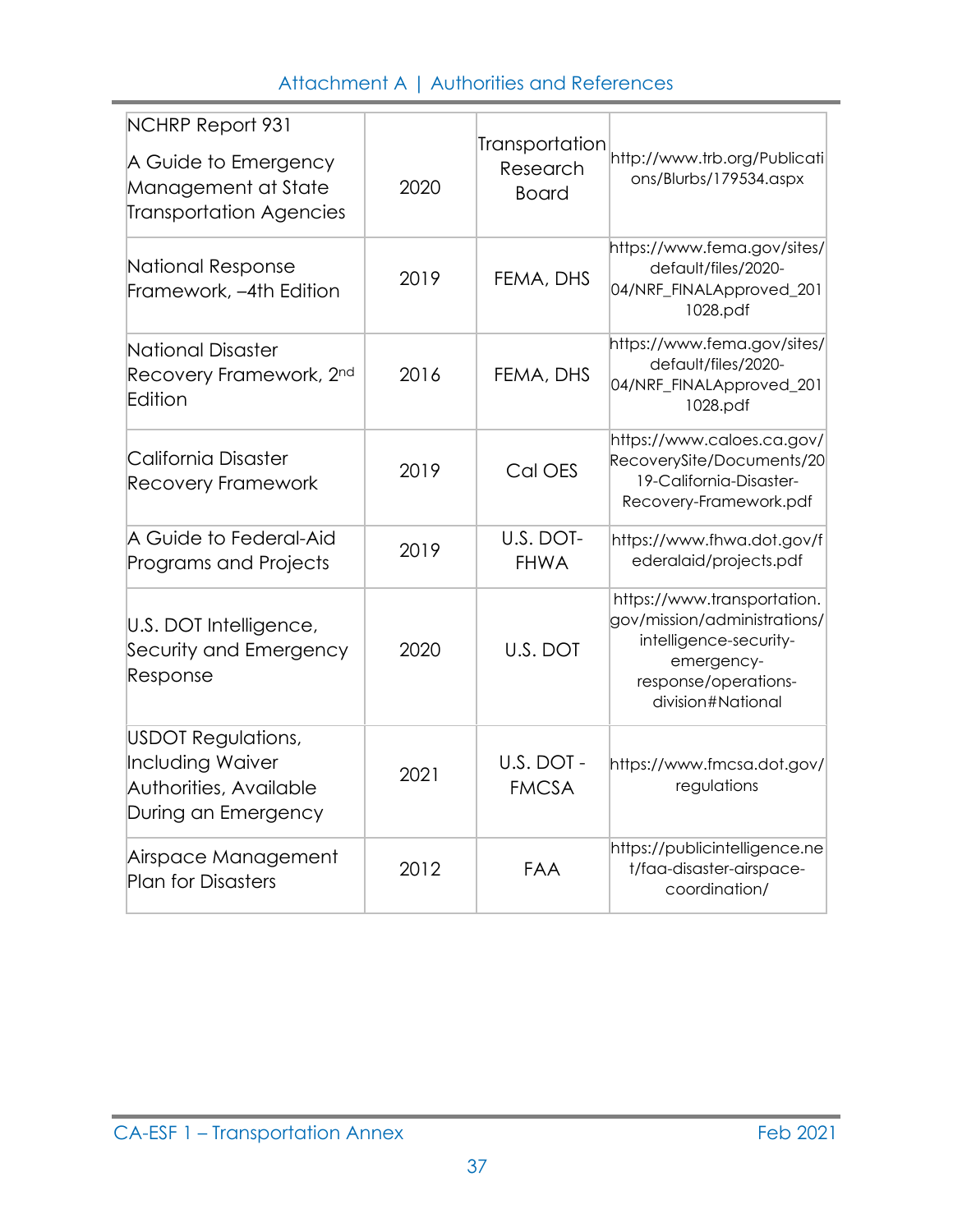| NCHRP Report 931<br><br>A Guide to Emergency Management at State Transportation Agencies | 2020 | Transportation Research Board | http://www.trb.org/Publications/Blurbs/179534.aspx |
|---|---|---|---|
| National Response Framework, –4th Edition | 2019 | FEMA, DHS | https://www.fema.gov/sites/default/files/2020-04/NRF_FINALApproved_2011028.pdf |
| National Disaster Recovery Framework, 2nd Edition | 2016 | FEMA, DHS | https://www.fema.gov/sites/default/files/2020-04/NRF_FINALApproved_2011028.pdf |
| California Disaster Recovery Framework | 2019 | Cal OES | https://www.caloes.ca.gov/RecoverySite/Documents/2019-California-Disaster-Recovery-Framework.pdf |
| A Guide to Federal-Aid Programs and Projects | 2019 | U.S. DOT-FHWA | https://www.fhwa.dot.gov/federalaid/projects.pdf |
| U.S. DOT Intelligence, Security and Emergency Response | 2020 | U.S. DOT | https://www.transportation.gov/mission/administrations/intelligence-security-emergency-response/operations-division#National |
| USDOT Regulations, Including Waiver Authorities, Available During an Emergency | 2021 | U.S. DOT - FMCSA | https://www.fmcsa.dot.gov/regulations |
| Airspace Management Plan for Disasters | 2012 | FAA | https://publicintelligence.net/faa-disaster-airspace-coordination/ |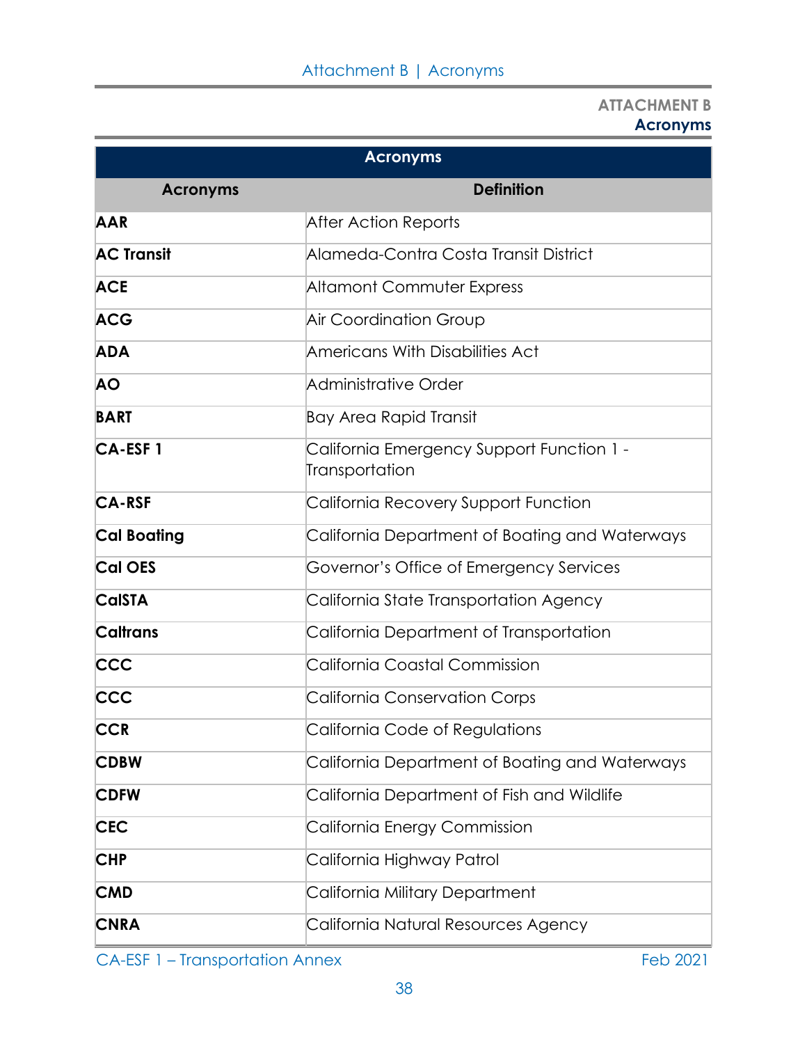**ATTACHMENT B**
**Acronyms**

| Acronyms | Definition |
|---|---|
| **AAR** | After Action Reports |
| **AC Transit** | Alameda-Contra Costa Transit District |
| **ACE** | Altamont Commuter Express |
| **ACG** | Air Coordination Group |
| **ADA** | Americans With Disabilities Act |
| **AO** | Administrative Order |
| **BART** | Bay Area Rapid Transit |
| **CA-ESF 1** | California Emergency Support Function 1 - Transportation |
| **CA-RSF** | California Recovery Support Function |
| **Cal Boating** | California Department of Boating and Waterways |
| **Cal OES** | Governor's Office of Emergency Services |
| **CalSTA** | California State Transportation Agency |
| **Caltrans** | California Department of Transportation |
| **CCC** | California Coastal Commission |
| **CCC** | California Conservation Corps |
| **CCR** | California Code of Regulations |
| **CDBW** | California Department of Boating and Waterways |
| **CDFW** | California Department of Fish and Wildlife |
| **CEC** | California Energy Commission |
| **CHP** | California Highway Patrol |
| **CMD** | California Military Department |
| **CNRA** | California Natural Resources Agency |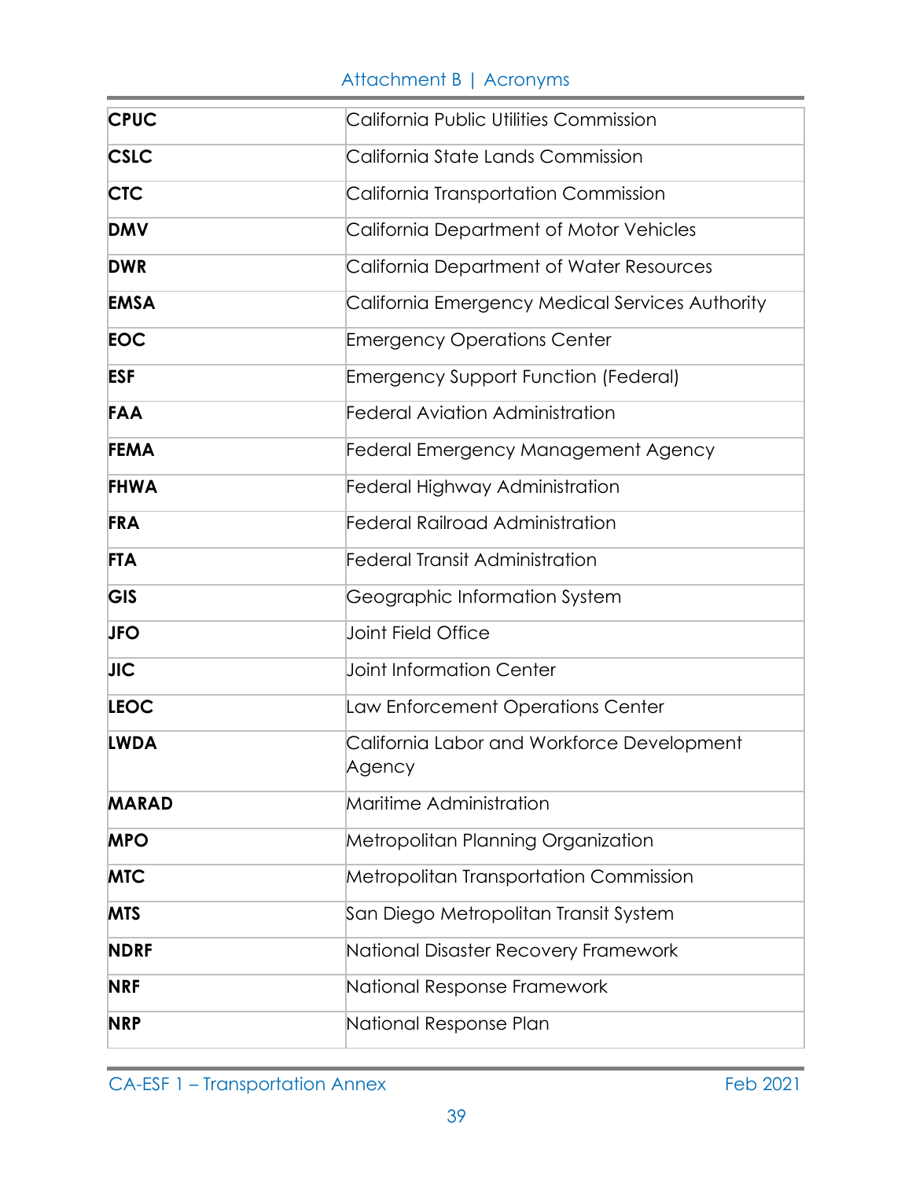| | |
|---|---|
| **CPUC** | California Public Utilities Commission |
| **CSLC** | California State Lands Commission |
| **CTC** | California Transportation Commission |
| **DMV** | California Department of Motor Vehicles |
| **DWR** | California Department of Water Resources |
| **EMSA** | California Emergency Medical Services Authority |
| **EOC** | Emergency Operations Center |
| **ESF** | Emergency Support Function (Federal) |
| **FAA** | Federal Aviation Administration |
| **FEMA** | Federal Emergency Management Agency |
| **FHWA** | Federal Highway Administration |
| **FRA** | Federal Railroad Administration |
| **FTA** | Federal Transit Administration |
| **GIS** | Geographic Information System |
| **JFO** | Joint Field Office |
| **JIC** | Joint Information Center |
| **LEOC** | Law Enforcement Operations Center |
| **LWDA** | California Labor and Workforce Development Agency |
| **MARAD** | Maritime Administration |
| **MPO** | Metropolitan Planning Organization |
| **MTC** | Metropolitan Transportation Commission |
| **MTS** | San Diego Metropolitan Transit System |
| **NDRF** | National Disaster Recovery Framework |
| **NRF** | National Response Framework |
| **NRP** | National Response Plan |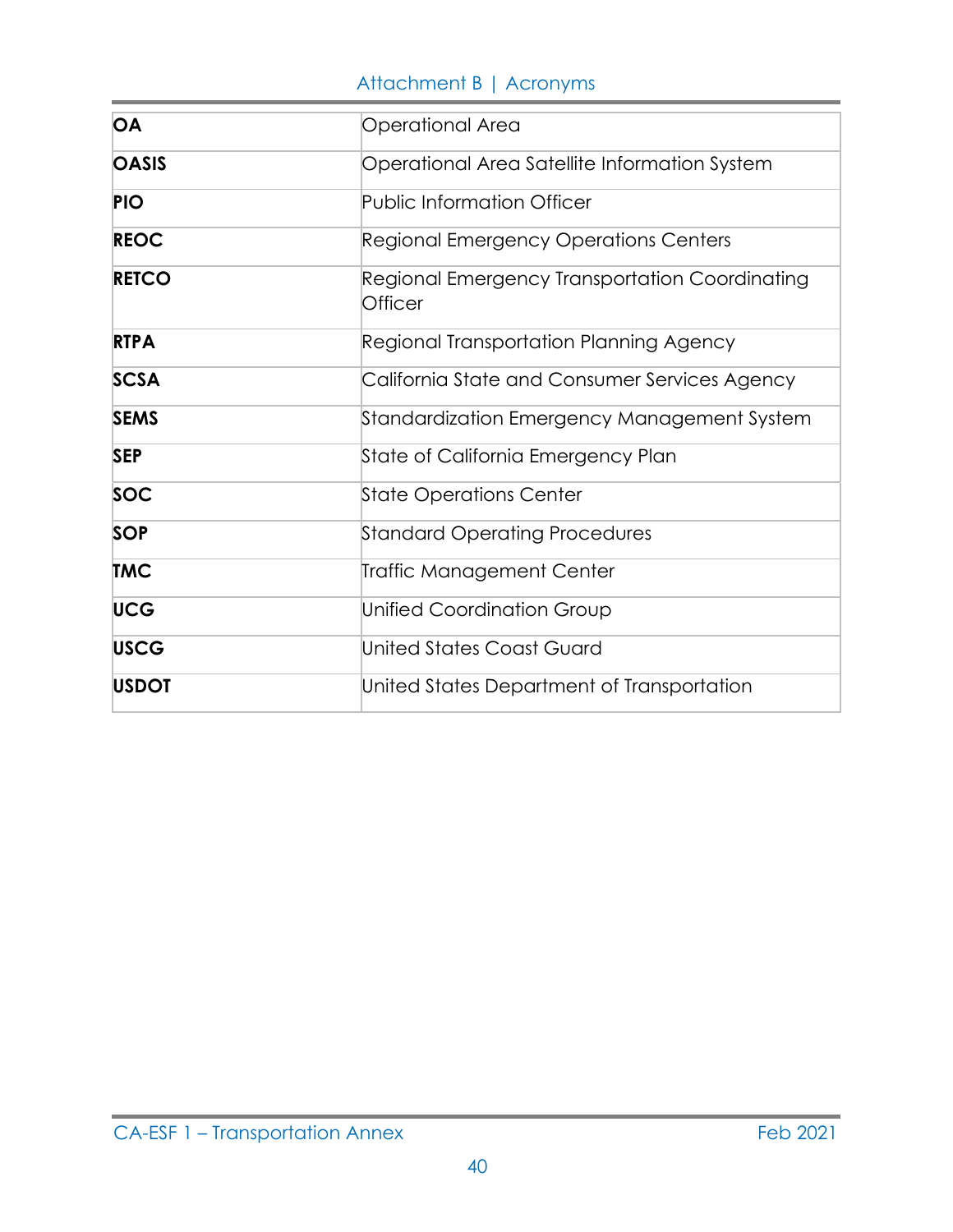| | |
|---|---|
| **OA** | Operational Area |
| **OASIS** | Operational Area Satellite Information System |
| **PIO** | Public Information Officer |
| **REOC** | Regional Emergency Operations Centers |
| **RETCO** | Regional Emergency Transportation Coordinating Officer |
| **RTPA** | Regional Transportation Planning Agency |
| **SCSA** | California State and Consumer Services Agency |
| **SEMS** | Standardization Emergency Management System |
| **SEP** | State of California Emergency Plan |
| **SOC** | State Operations Center |
| **SOP** | Standard Operating Procedures |
| **TMC** | Traffic Management Center |
| **UCG** | Unified Coordination Group |
| **USCG** | United States Coast Guard |
| **USDOT** | United States Department of Transportation |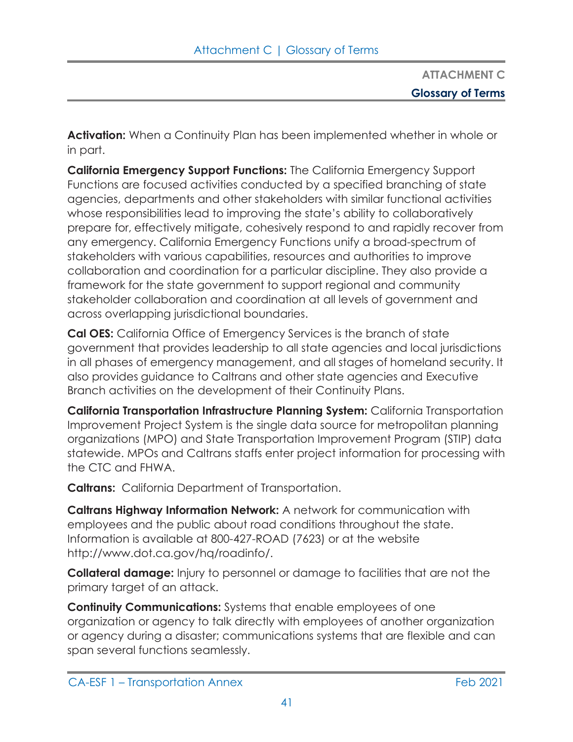# ATTACHMENT C

## Glossary of Terms

**Activation:** When a Continuity Plan has been implemented whether in whole or in part.

**California Emergency Support Functions:** The California Emergency Support Functions are focused activities conducted by a specified branching of state agencies, departments and other stakeholders with similar functional activities whose responsibilities lead to improving the state's ability to collaboratively prepare for, effectively mitigate, cohesively respond to and rapidly recover from any emergency. California Emergency Functions unify a broad-spectrum of stakeholders with various capabilities, resources and authorities to improve collaboration and coordination for a particular discipline. They also provide a framework for the state government to support regional and community stakeholder collaboration and coordination at all levels of government and across overlapping jurisdictional boundaries.

**Cal OES:** California Office of Emergency Services is the branch of state government that provides leadership to all state agencies and local jurisdictions in all phases of emergency management, and all stages of homeland security. It also provides guidance to Caltrans and other state agencies and Executive Branch activities on the development of their Continuity Plans.

**California Transportation Infrastructure Planning System:** California Transportation Improvement Project System is the single data source for metropolitan planning organizations (MPO) and State Transportation Improvement Program (STIP) data statewide. MPOs and Caltrans staffs enter project information for processing with the CTC and FHWA.

**Caltrans:** California Department of Transportation.

**Caltrans Highway Information Network:** A network for communication with employees and the public about road conditions throughout the state. Information is available at 800-427-ROAD (7623) or at the website http://www.dot.ca.gov/hq/roadinfo/.

**Collateral damage:** Injury to personnel or damage to facilities that are not the primary target of an attack.

**Continuity Communications:** Systems that enable employees of one organization or agency to talk directly with employees of another organization or agency during a disaster; communications systems that are flexible and can span several functions seamlessly.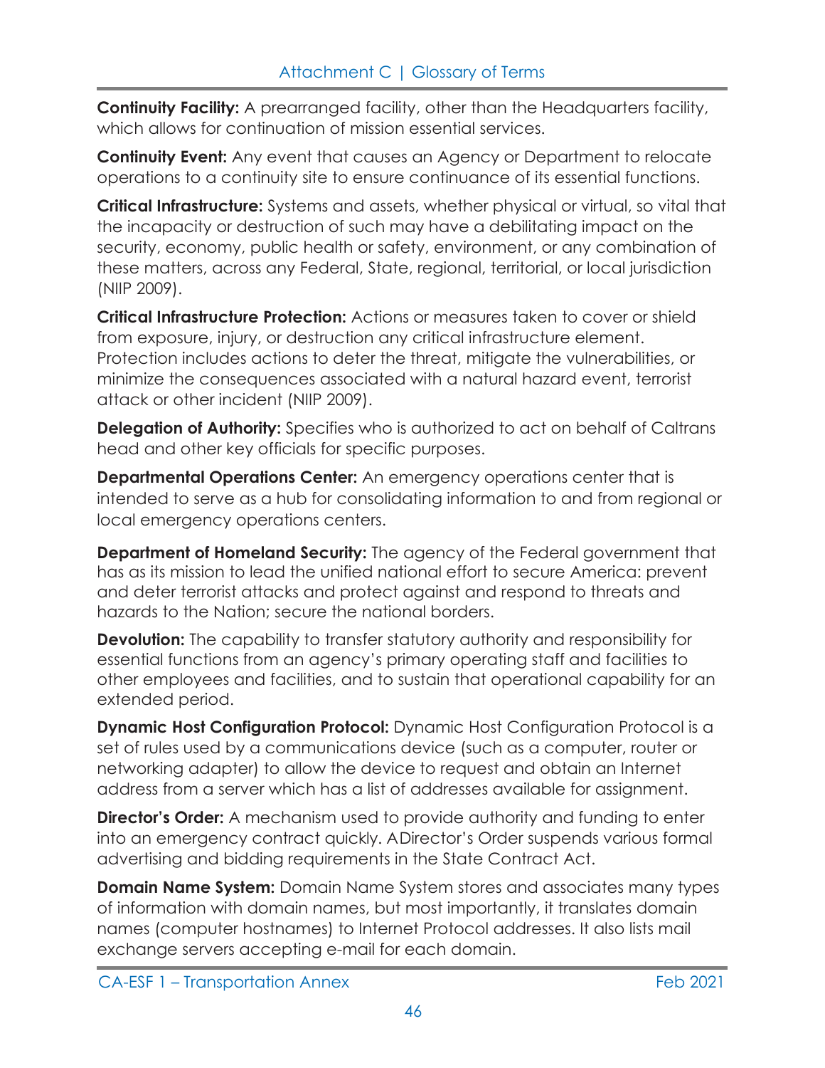**Continuity Facility:** A prearranged facility, other than the Headquarters facility, which allows for continuation of mission essential services.

**Continuity Event:** Any event that causes an Agency or Department to relocate operations to a continuity site to ensure continuance of its essential functions.

**Critical Infrastructure:** Systems and assets, whether physical or virtual, so vital that the incapacity or destruction of such may have a debilitating impact on the security, economy, public health or safety, environment, or any combination of these matters, across any Federal, State, regional, territorial, or local jurisdiction (NIIP 2009).

**Critical Infrastructure Protection:** Actions or measures taken to cover or shield from exposure, injury, or destruction any critical infrastructure element. Protection includes actions to deter the threat, mitigate the vulnerabilities, or minimize the consequences associated with a natural hazard event, terrorist attack or other incident (NIIP 2009).

**Delegation of Authority:** Specifies who is authorized to act on behalf of Caltrans head and other key officials for specific purposes.

**Departmental Operations Center:** An emergency operations center that is intended to serve as a hub for consolidating information to and from regional or local emergency operations centers.

**Department of Homeland Security:** The agency of the Federal government that has as its mission to lead the unified national effort to secure America: prevent and deter terrorist attacks and protect against and respond to threats and hazards to the Nation; secure the national borders.

**Devolution:** The capability to transfer statutory authority and responsibility for essential functions from an agency's primary operating staff and facilities to other employees and facilities, and to sustain that operational capability for an extended period.

**Dynamic Host Configuration Protocol:** Dynamic Host Configuration Protocol is a set of rules used by a communications device (such as a computer, router or networking adapter) to allow the device to request and obtain an Internet address from a server which has a list of addresses available for assignment.

**Director's Order:** A mechanism used to provide authority and funding to enter into an emergency contract quickly. ADirector's Order suspends various formal advertising and bidding requirements in the State Contract Act.

**Domain Name System:** Domain Name System stores and associates many types of information with domain names, but most importantly, it translates domain names (computer hostnames) to Internet Protocol addresses. It also lists mail exchange servers accepting e-mail for each domain.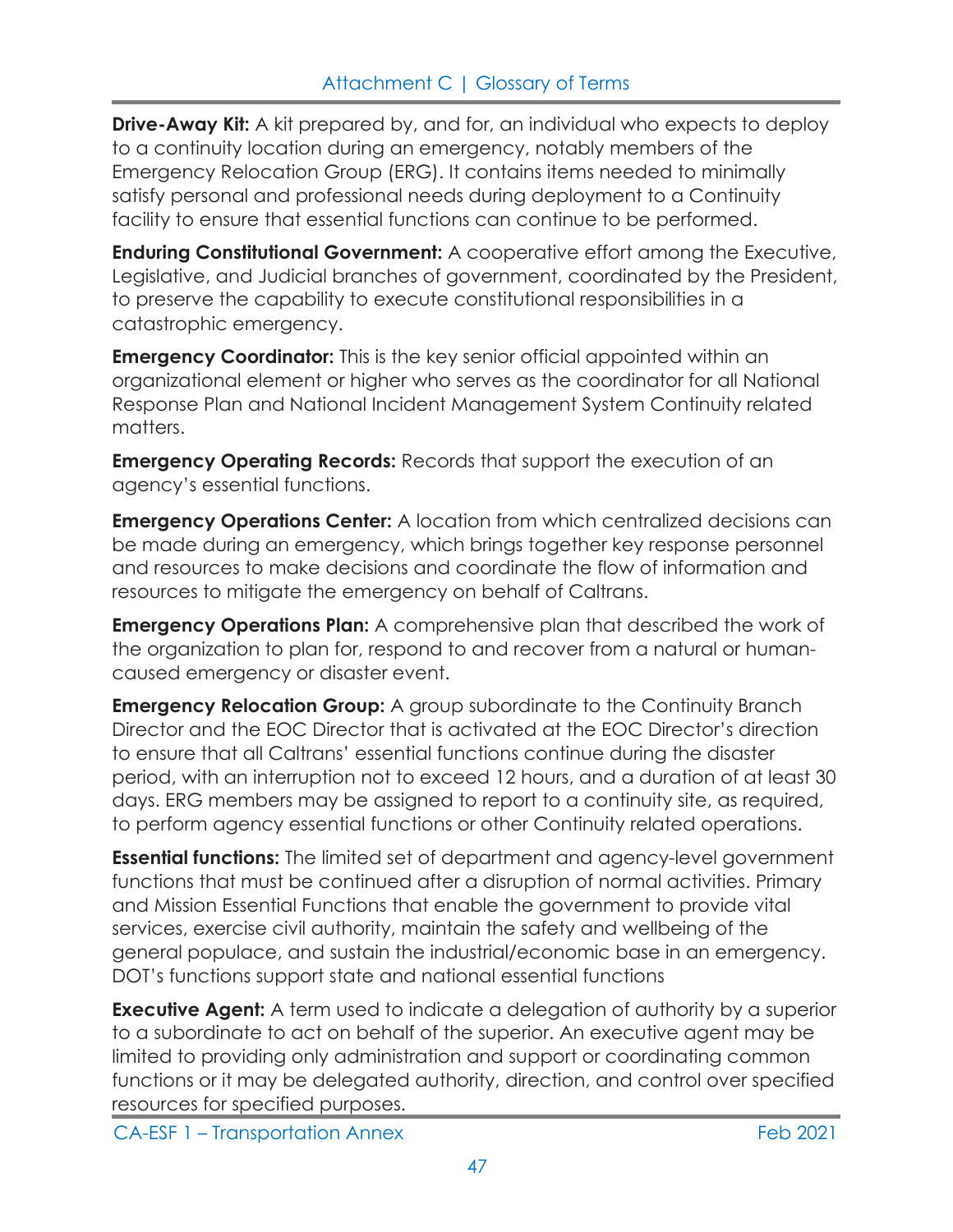**Drive-Away Kit:** A kit prepared by, and for, an individual who expects to deploy to a continuity location during an emergency, notably members of the Emergency Relocation Group (ERG). It contains items needed to minimally satisfy personal and professional needs during deployment to a Continuity facility to ensure that essential functions can continue to be performed.

**Enduring Constitutional Government:** A cooperative effort among the Executive, Legislative, and Judicial branches of government, coordinated by the President, to preserve the capability to execute constitutional responsibilities in a catastrophic emergency.

**Emergency Coordinator:** This is the key senior official appointed within an organizational element or higher who serves as the coordinator for all National Response Plan and National Incident Management System Continuity related matters.

**Emergency Operating Records:** Records that support the execution of an agency's essential functions.

**Emergency Operations Center:** A location from which centralized decisions can be made during an emergency, which brings together key response personnel and resources to make decisions and coordinate the flow of information and resources to mitigate the emergency on behalf of Caltrans.

**Emergency Operations Plan:** A comprehensive plan that described the work of the organization to plan for, respond to and recover from a natural or human-caused emergency or disaster event.

**Emergency Relocation Group:** A group subordinate to the Continuity Branch Director and the EOC Director that is activated at the EOC Director's direction to ensure that all Caltrans' essential functions continue during the disaster period, with an interruption not to exceed 12 hours, and a duration of at least 30 days. ERG members may be assigned to report to a continuity site, as required, to perform agency essential functions or other Continuity related operations.

**Essential functions:** The limited set of department and agency-level government functions that must be continued after a disruption of normal activities. Primary and Mission Essential Functions that enable the government to provide vital services, exercise civil authority, maintain the safety and wellbeing of the general populace, and sustain the industrial/economic base in an emergency. DOT's functions support state and national essential functions

**Executive Agent:** A term used to indicate a delegation of authority by a superior to a subordinate to act on behalf of the superior. An executive agent may be limited to providing only administration and support or coordinating common functions or it may be delegated authority, direction, and control over specified resources for specified purposes.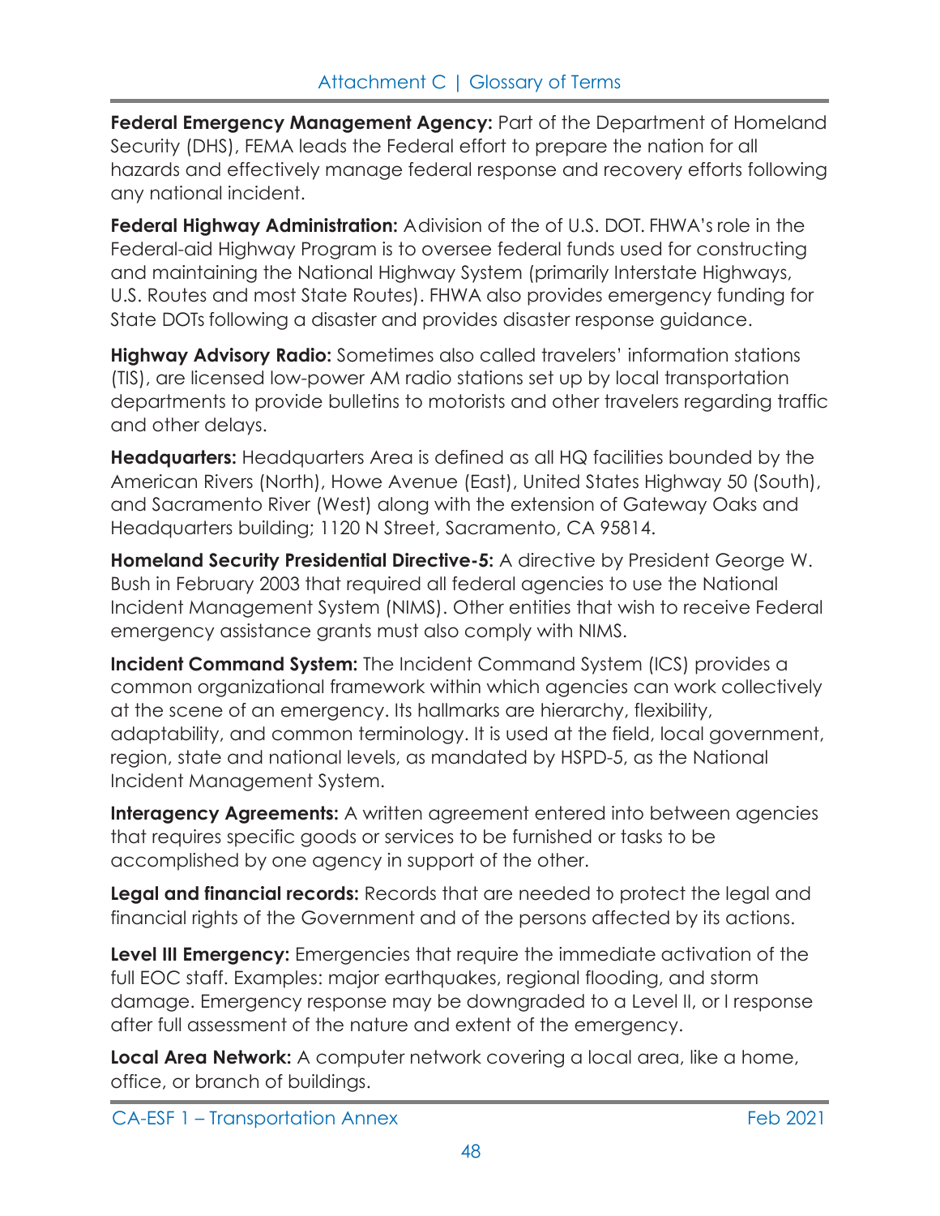**Federal Emergency Management Agency:** Part of the Department of Homeland Security (DHS), FEMA leads the Federal effort to prepare the nation for all hazards and effectively manage federal response and recovery efforts following any national incident.

**Federal Highway Administration:** A division of the of U.S. DOT. FHWA's role in the Federal-aid Highway Program is to oversee federal funds used for constructing and maintaining the National Highway System (primarily Interstate Highways, U.S. Routes and most State Routes). FHWA also provides emergency funding for State DOTs following a disaster and provides disaster response guidance.

**Highway Advisory Radio:** Sometimes also called travelers' information stations (TIS), are licensed low-power AM radio stations set up by local transportation departments to provide bulletins to motorists and other travelers regarding traffic and other delays.

**Headquarters:** Headquarters Area is defined as all HQ facilities bounded by the American Rivers (North), Howe Avenue (East), United States Highway 50 (South), and Sacramento River (West) along with the extension of Gateway Oaks and Headquarters building; 1120 N Street, Sacramento, CA 95814.

**Homeland Security Presidential Directive-5:** A directive by President George W. Bush in February 2003 that required all federal agencies to use the National Incident Management System (NIMS). Other entities that wish to receive Federal emergency assistance grants must also comply with NIMS.

**Incident Command System:** The Incident Command System (ICS) provides a common organizational framework within which agencies can work collectively at the scene of an emergency. Its hallmarks are hierarchy, flexibility, adaptability, and common terminology. It is used at the field, local government, region, state and national levels, as mandated by HSPD-5, as the National Incident Management System.

**Interagency Agreements:** A written agreement entered into between agencies that requires specific goods or services to be furnished or tasks to be accomplished by one agency in support of the other.

**Legal and financial records:** Records that are needed to protect the legal and financial rights of the Government and of the persons affected by its actions.

**Level III Emergency:** Emergencies that require the immediate activation of the full EOC staff. Examples: major earthquakes, regional flooding, and storm damage. Emergency response may be downgraded to a Level II, or I response after full assessment of the nature and extent of the emergency.

**Local Area Network:** A computer network covering a local area, like a home, office, or branch of buildings.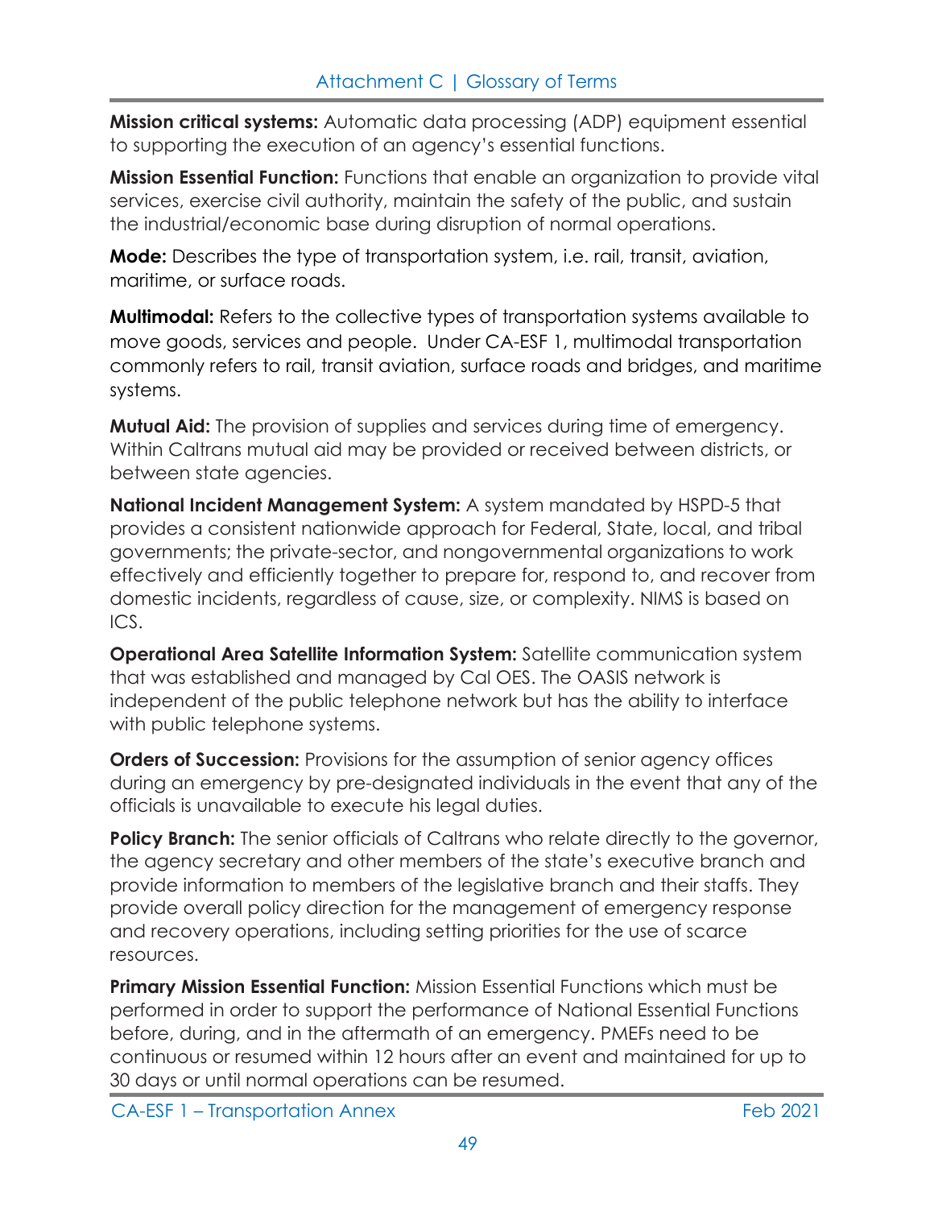**Mission critical systems:** Automatic data processing (ADP) equipment essential to supporting the execution of an agency's essential functions.

**Mission Essential Function:** Functions that enable an organization to provide vital services, exercise civil authority, maintain the safety of the public, and sustain the industrial/economic base during disruption of normal operations.

**Mode:** Describes the type of transportation system, i.e. rail, transit, aviation, maritime, or surface roads.

**Multimodal:** Refers to the collective types of transportation systems available to move goods, services and people. Under CA-ESF 1, multimodal transportation commonly refers to rail, transit aviation, surface roads and bridges, and maritime systems.

**Mutual Aid:** The provision of supplies and services during time of emergency. Within Caltrans mutual aid may be provided or received between districts, or between state agencies.

**National Incident Management System:** A system mandated by HSPD-5 that provides a consistent nationwide approach for Federal, State, local, and tribal governments; the private-sector, and nongovernmental organizations to work effectively and efficiently together to prepare for, respond to, and recover from domestic incidents, regardless of cause, size, or complexity. NIMS is based on ICS.

**Operational Area Satellite Information System:** Satellite communication system that was established and managed by Cal OES. The OASIS network is independent of the public telephone network but has the ability to interface with public telephone systems.

**Orders of Succession:** Provisions for the assumption of senior agency offices during an emergency by pre-designated individuals in the event that any of the officials is unavailable to execute his legal duties.

**Policy Branch:** The senior officials of Caltrans who relate directly to the governor, the agency secretary and other members of the state's executive branch and provide information to members of the legislative branch and their staffs. They provide overall policy direction for the management of emergency response and recovery operations, including setting priorities for the use of scarce resources.

**Primary Mission Essential Function:** Mission Essential Functions which must be performed in order to support the performance of National Essential Functions before, during, and in the aftermath of an emergency. PMEFs need to be continuous or resumed within 12 hours after an event and maintained for up to 30 days or until normal operations can be resumed.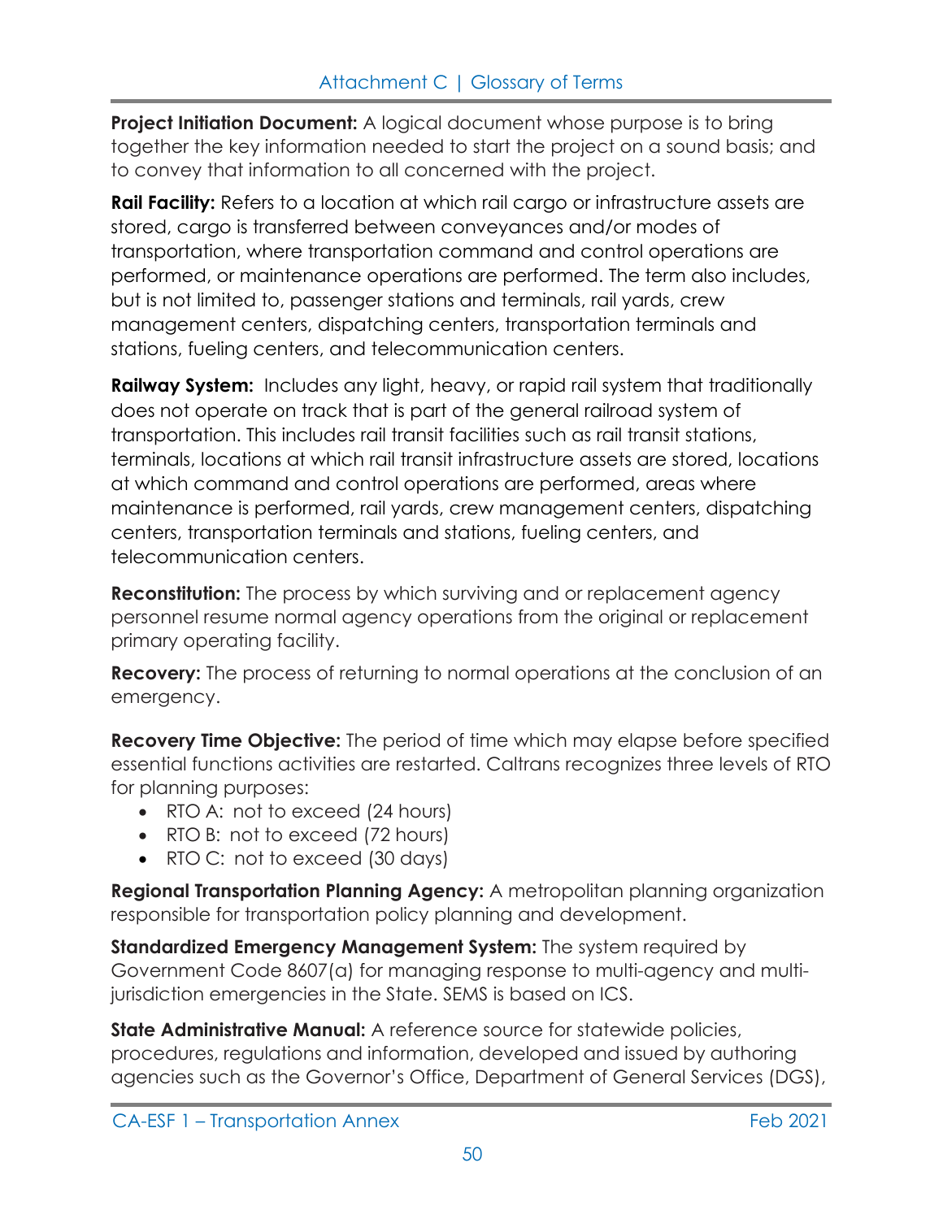**Project Initiation Document:** A logical document whose purpose is to bring together the key information needed to start the project on a sound basis; and to convey that information to all concerned with the project.

**Rail Facility:** Refers to a location at which rail cargo or infrastructure assets are stored, cargo is transferred between conveyances and/or modes of transportation, where transportation command and control operations are performed, or maintenance operations are performed. The term also includes, but is not limited to, passenger stations and terminals, rail yards, crew management centers, dispatching centers, transportation terminals and stations, fueling centers, and telecommunication centers.

**Railway System:** Includes any light, heavy, or rapid rail system that traditionally does not operate on track that is part of the general railroad system of transportation. This includes rail transit facilities such as rail transit stations, terminals, locations at which rail transit infrastructure assets are stored, locations at which command and control operations are performed, areas where maintenance is performed, rail yards, crew management centers, dispatching centers, transportation terminals and stations, fueling centers, and telecommunication centers.

**Reconstitution:** The process by which surviving and or replacement agency personnel resume normal agency operations from the original or replacement primary operating facility.

**Recovery:** The process of returning to normal operations at the conclusion of an emergency.

**Recovery Time Objective:** The period of time which may elapse before specified essential functions activities are restarted. Caltrans recognizes three levels of RTO for planning purposes:

- RTO A: not to exceed (24 hours)
- RTO B: not to exceed (72 hours)
- RTO C: not to exceed (30 days)

**Regional Transportation Planning Agency:** A metropolitan planning organization responsible for transportation policy planning and development.

**Standardized Emergency Management System:** The system required by Government Code 8607(a) for managing response to multi-agency and multi-jurisdiction emergencies in the State. SEMS is based on ICS.

**State Administrative Manual:** A reference source for statewide policies, procedures, regulations and information, developed and issued by authoring agencies such as the Governor's Office, Department of General Services (DGS),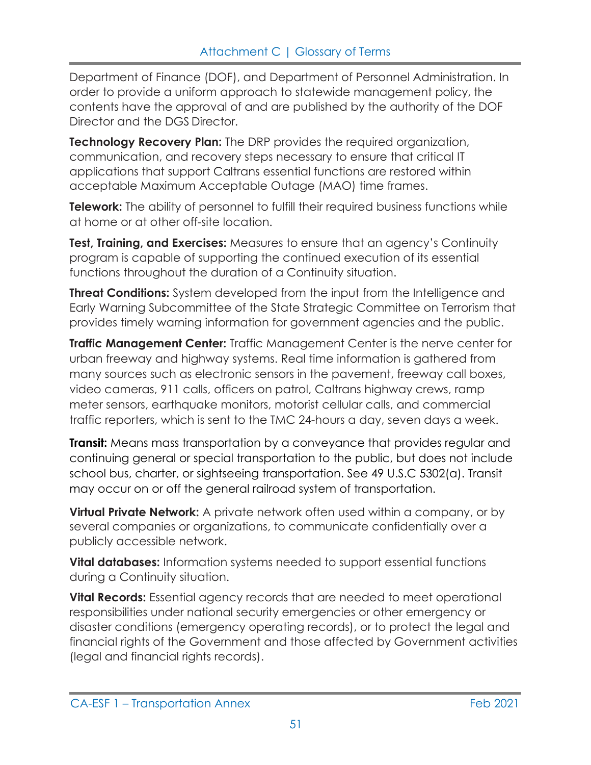Department of Finance (DOF), and Department of Personnel Administration. In order to provide a uniform approach to statewide management policy, the contents have the approval of and are published by the authority of the DOF Director and the DGS Director.

**Technology Recovery Plan:** The DRP provides the required organization, communication, and recovery steps necessary to ensure that critical IT applications that support Caltrans essential functions are restored within acceptable Maximum Acceptable Outage (MAO) time frames.

**Telework:** The ability of personnel to fulfill their required business functions while at home or at other off-site location.

**Test, Training, and Exercises:** Measures to ensure that an agency's Continuity program is capable of supporting the continued execution of its essential functions throughout the duration of a Continuity situation.

**Threat Conditions:** System developed from the input from the Intelligence and Early Warning Subcommittee of the State Strategic Committee on Terrorism that provides timely warning information for government agencies and the public.

**Traffic Management Center:** Traffic Management Center is the nerve center for urban freeway and highway systems. Real time information is gathered from many sources such as electronic sensors in the pavement, freeway call boxes, video cameras, 911 calls, officers on patrol, Caltrans highway crews, ramp meter sensors, earthquake monitors, motorist cellular calls, and commercial traffic reporters, which is sent to the TMC 24-hours a day, seven days a week.

**Transit:** Means mass transportation by a conveyance that provides regular and continuing general or special transportation to the public, but does not include school bus, charter, or sightseeing transportation. See 49 U.S.C 5302(a). Transit may occur on or off the general railroad system of transportation.

**Virtual Private Network:** A private network often used within a company, or by several companies or organizations, to communicate confidentially over a publicly accessible network.

**Vital databases:** Information systems needed to support essential functions during a Continuity situation.

**Vital Records:** Essential agency records that are needed to meet operational responsibilities under national security emergencies or other emergency or disaster conditions (emergency operating records), or to protect the legal and financial rights of the Government and those affected by Government activities (legal and financial rights records).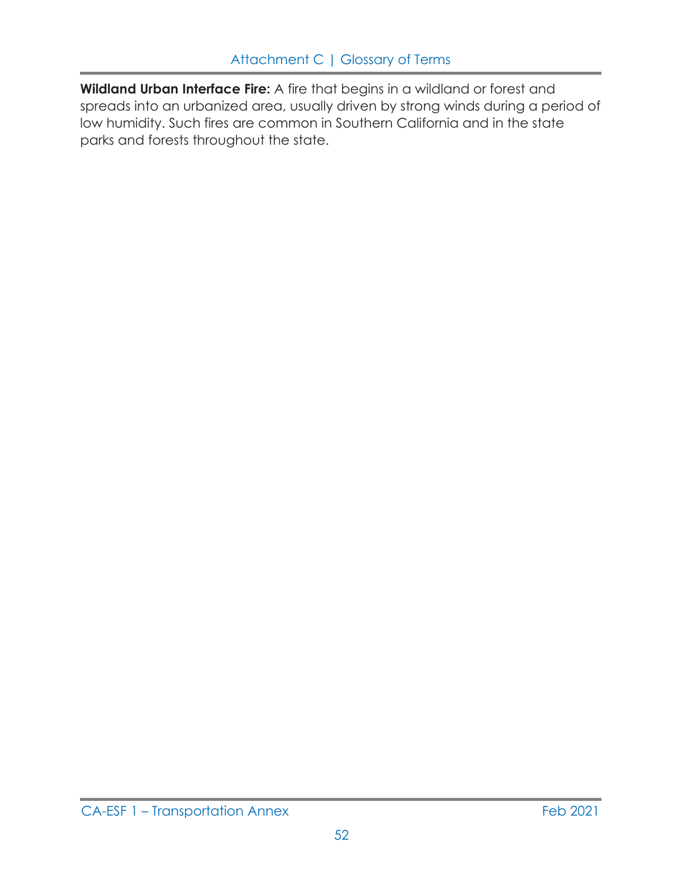**Wildland Urban Interface Fire:** A fire that begins in a wildland or forest and spreads into an urbanized area, usually driven by strong winds during a period of low humidity. Such fires are common in Southern California and in the state parks and forests throughout the state.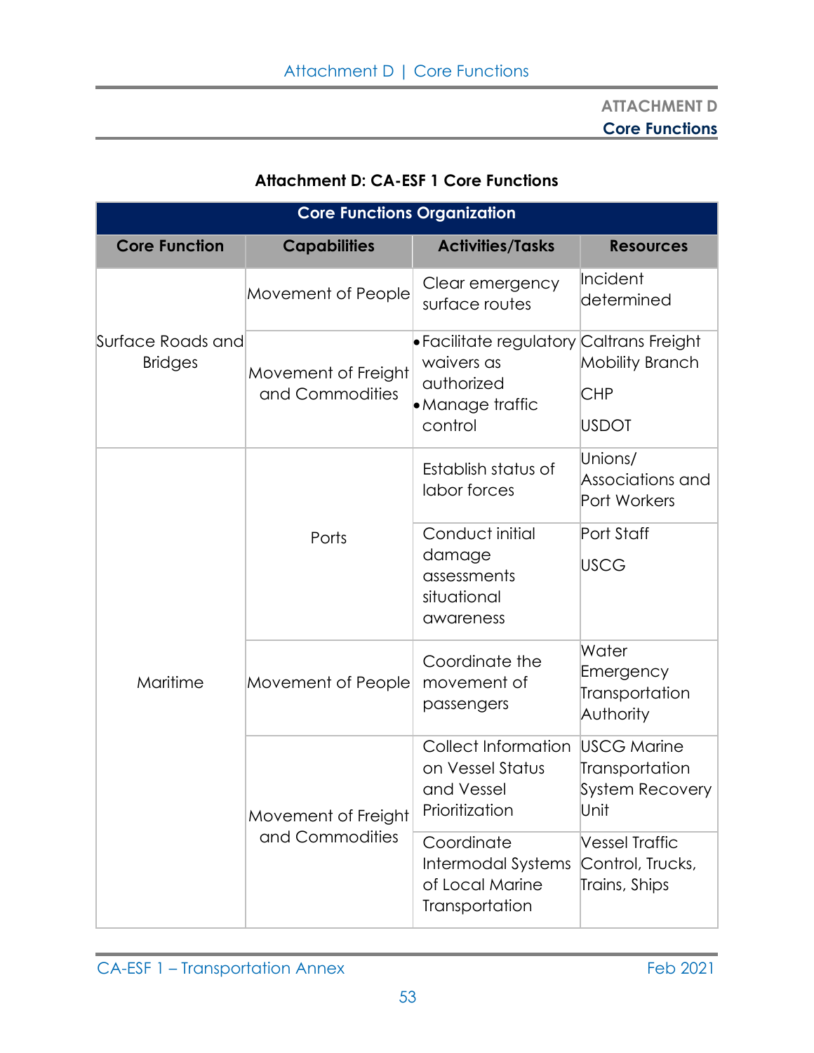**ATTACHMENT D**
**Core Functions**

### Attachment D: CA-ESF 1 Core Functions

| Core Functions Organization | | | |
|---|---|---|---|
| **Core Function** | **Capabilities** | **Activities/Tasks** | **Resources** |
| Surface Roads and Bridges | Movement of People | Clear emergency surface routes | Incident determined |
| | Movement of Freight and Commodities | • Facilitate regulatory waivers as authorized<br>• Manage traffic control | Caltrans Freight Mobility Branch<br>CHP<br>USDOT |
| Maritime | Ports | Establish status of labor forces | Unions/ Associations and Port Workers |
| | | Conduct initial damage assessments situational awareness | Port Staff<br>USCG |
| | Movement of People | Coordinate the movement of passengers | Water Emergency Transportation Authority |
| | Movement of Freight and Commodities | Collect Information on Vessel Status and Vessel Prioritization | USCG Marine Transportation System Recovery Unit |
| | | Coordinate Intermodal Systems of Local Marine Transportation | Vessel Traffic Control, Trucks, Trains, Ships |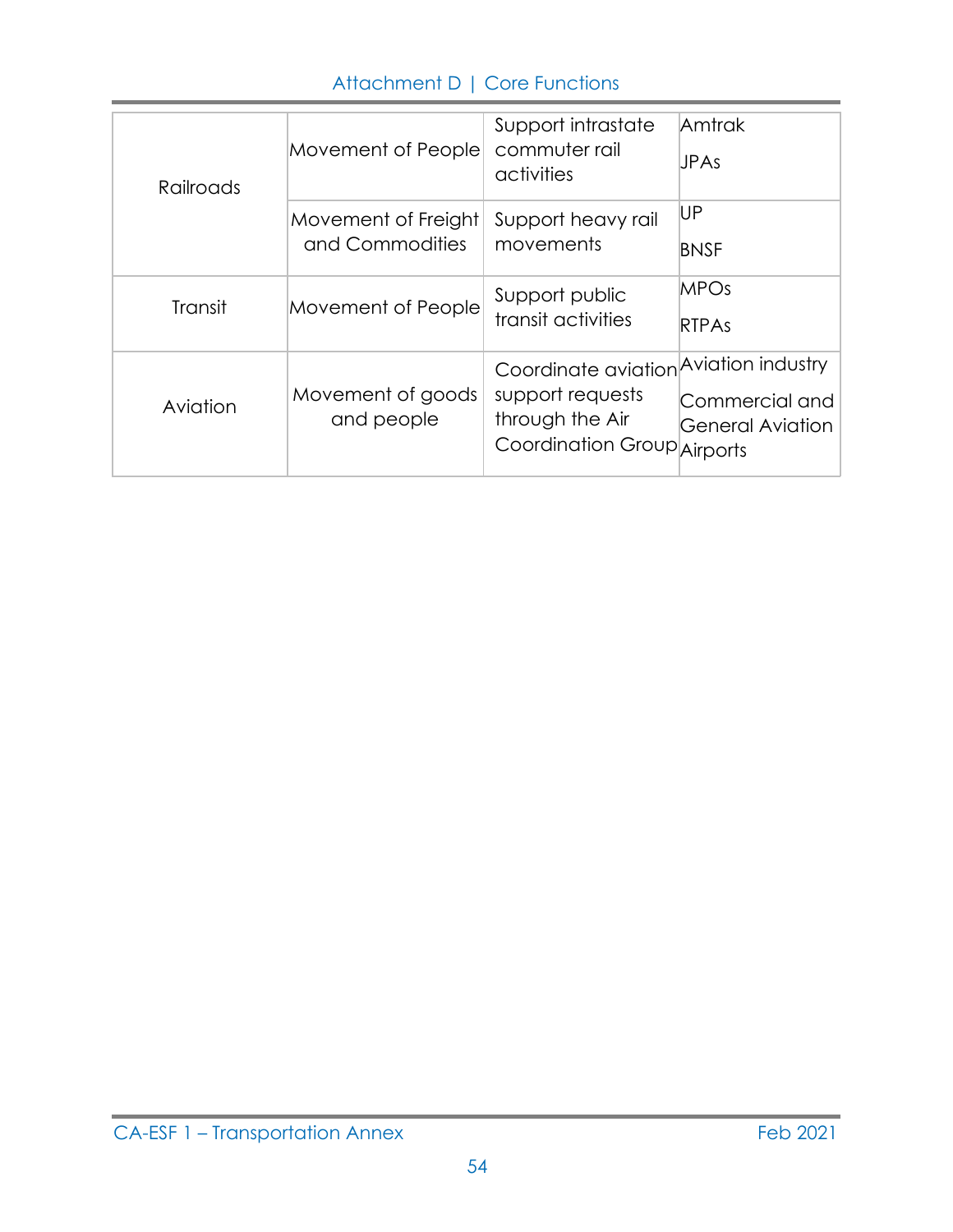| | | | |
|---|---|---|---|
| Railroads | Movement of People | Support intrastate commuter rail activities | Amtrak<br><br>JPAs |
| | Movement of Freight and Commodities | Support heavy rail movements | UP<br><br>BNSF |
| Transit | Movement of People | Support public transit activities | MPOs<br><br>RTPAs |
| Aviation | Movement of goods and people | Coordinate aviation support requests through the Air Coordination Group | Aviation industry<br><br>Commercial and General Aviation Airports |